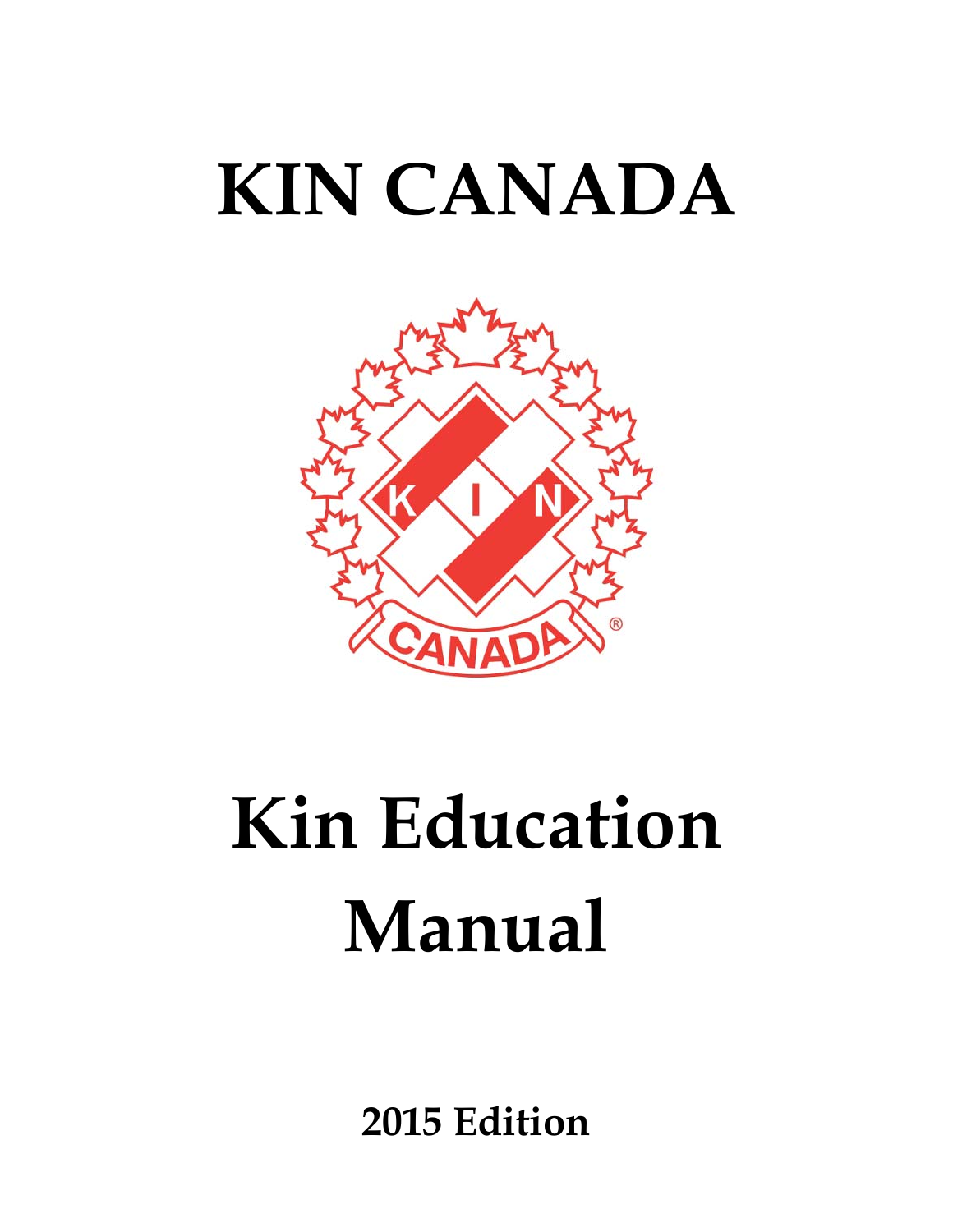# KIN CANADA

# Kin Education Manual

**2015 Edition**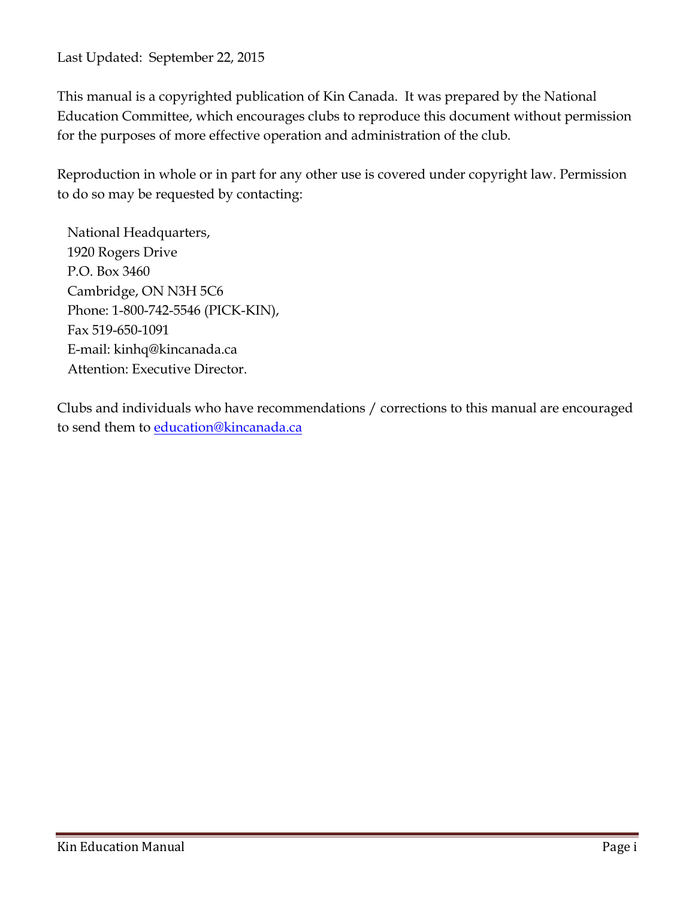Last Updated: September 22, 2015

This manual is a copyrighted publication of Kin Canada. It was prepared by the National Education Committee, which encourages clubs to reproduce this document without permission for the purposes of more effective operation and administration of the club.

Reproduction in whole or in part for any other use is covered under copyright law. Permission to do so may be requested by contacting:

National Headquarters,  
1920 Rogers Drive  
P.O. Box 3460  
Cambridge, ON N3H 5C6  
Phone: 1-800-742-5546 (PICK-KIN),  
Fax 519-650-1091  
E-mail: kinhq@kincanada.ca  
Attention: Executive Director.

Clubs and individuals who have recommendations / corrections to this manual are encouraged to send them to education@kincanada.ca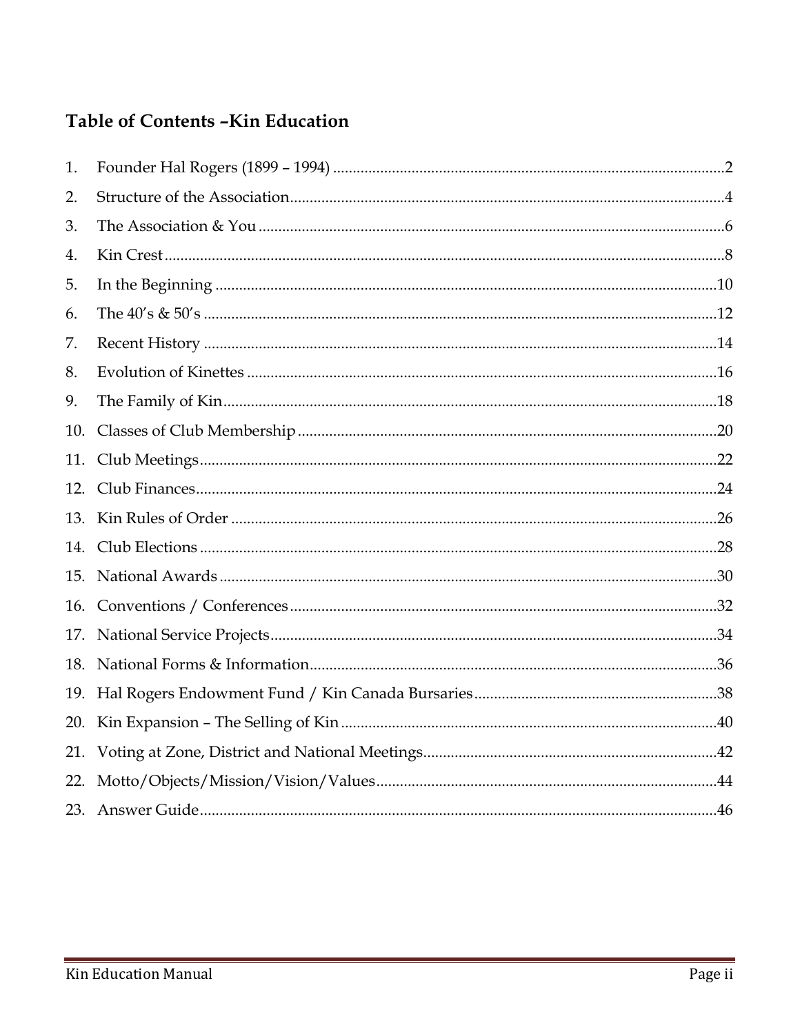## Table of Contents –Kin Education

1. Founder Hal Rogers (1899 – 1994) ....................................................................................................2
2. Structure of the Association...............................................................................................................4
3. The Association & You .......................................................................................................................6
4. Kin Crest ...............................................................................................................................................8
5. In the Beginning ................................................................................................................................10
6. The 40's & 50's ...................................................................................................................................12
7. Recent History ...................................................................................................................................14
8. Evolution of Kinettes ........................................................................................................................16
9. The Family of Kin..............................................................................................................................18
10. Classes of Club Membership ...........................................................................................................20
11. Club Meetings....................................................................................................................................22
12. Club Finances.....................................................................................................................................24
13. Kin Rules of Order ............................................................................................................................26
14. Club Elections ....................................................................................................................................28
15. National Awards ...............................................................................................................................30
16. Conventions / Conferences ..............................................................................................................32
17. National Service Projects..................................................................................................................34
18. National Forms & Information........................................................................................................36
19. Hal Rogers Endowment Fund / Kin Canada Bursaries...............................................................38
20. Kin Expansion – The Selling of Kin ................................................................................................40
21. Voting at Zone, District and National Meetings...........................................................................42
22. Motto/Objects/Mission/Vision/Values.........................................................................................44
23. Answer Guide....................................................................................................................................46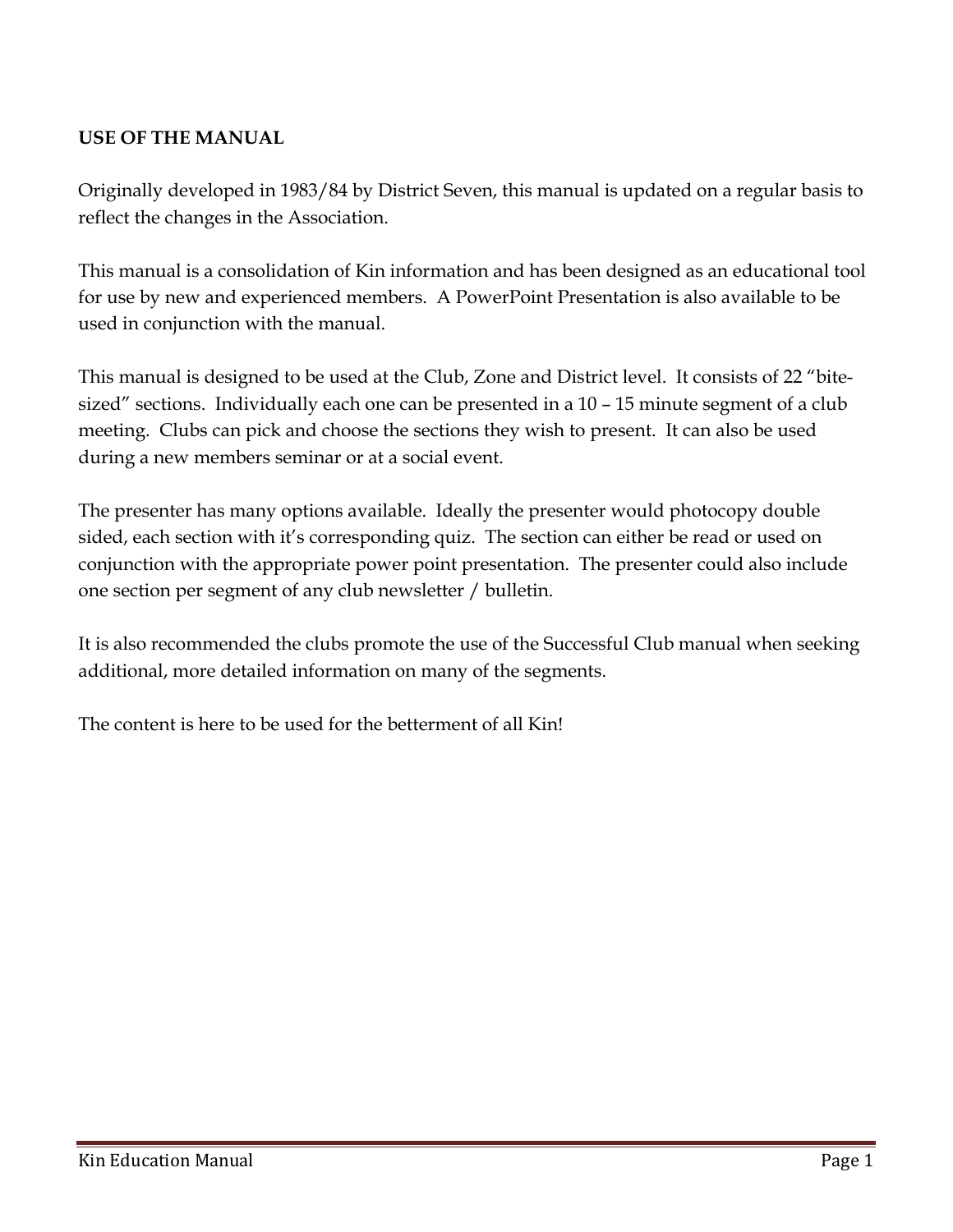**USE OF THE MANUAL**

Originally developed in 1983/84 by District Seven, this manual is updated on a regular basis to reflect the changes in the Association.

This manual is a consolidation of Kin information and has been designed as an educational tool for use by new and experienced members. A PowerPoint Presentation is also available to be used in conjunction with the manual.

This manual is designed to be used at the Club, Zone and District level. It consists of 22 "bite-sized" sections. Individually each one can be presented in a 10 – 15 minute segment of a club meeting. Clubs can pick and choose the sections they wish to present. It can also be used during a new members seminar or at a social event.

The presenter has many options available. Ideally the presenter would photocopy double sided, each section with it's corresponding quiz. The section can either be read or used on conjunction with the appropriate power point presentation. The presenter could also include one section per segment of any club newsletter / bulletin.

It is also recommended the clubs promote the use of the Successful Club manual when seeking additional, more detailed information on many of the segments.

The content is here to be used for the betterment of all Kin!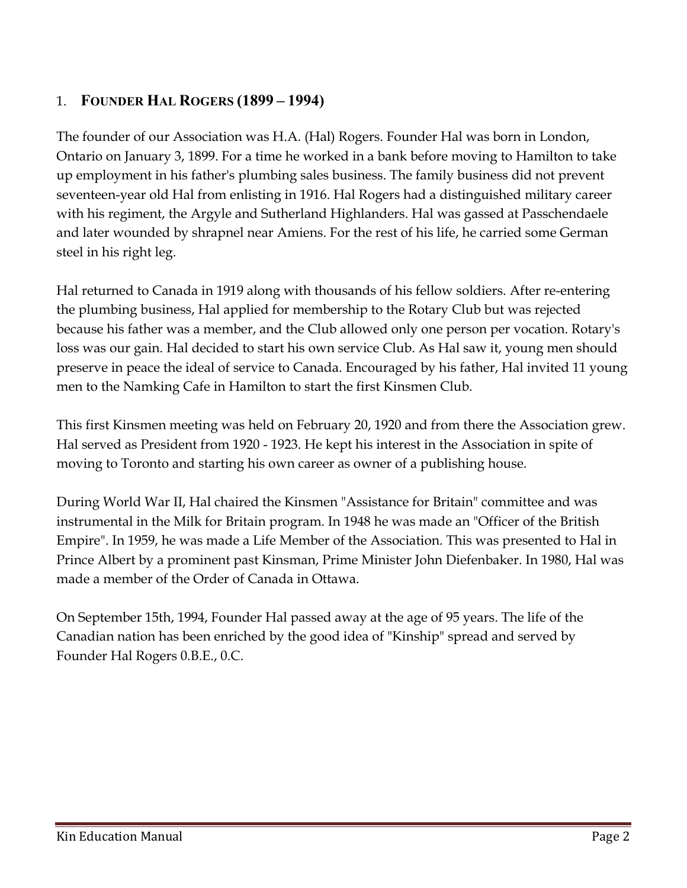## 1. **Founder Hal Rogers (1899 – 1994)**

The founder of our Association was H.A. (Hal) Rogers. Founder Hal was born in London, Ontario on January 3, 1899. For a time he worked in a bank before moving to Hamilton to take up employment in his father's plumbing sales business. The family business did not prevent seventeen-year old Hal from enlisting in 1916. Hal Rogers had a distinguished military career with his regiment, the Argyle and Sutherland Highlanders. Hal was gassed at Passchendaele and later wounded by shrapnel near Amiens. For the rest of his life, he carried some German steel in his right leg.

Hal returned to Canada in 1919 along with thousands of his fellow soldiers. After re-entering the plumbing business, Hal applied for membership to the Rotary Club but was rejected because his father was a member, and the Club allowed only one person per vocation. Rotary's loss was our gain. Hal decided to start his own service Club. As Hal saw it, young men should preserve in peace the ideal of service to Canada. Encouraged by his father, Hal invited 11 young men to the Namking Cafe in Hamilton to start the first Kinsmen Club.

This first Kinsmen meeting was held on February 20, 1920 and from there the Association grew. Hal served as President from 1920 - 1923. He kept his interest in the Association in spite of moving to Toronto and starting his own career as owner of a publishing house.

During World War II, Hal chaired the Kinsmen "Assistance for Britain" committee and was instrumental in the Milk for Britain program. In 1948 he was made an "Officer of the British Empire". In 1959, he was made a Life Member of the Association. This was presented to Hal in Prince Albert by a prominent past Kinsman, Prime Minister John Diefenbaker. In 1980, Hal was made a member of the Order of Canada in Ottawa.

On September 15th, 1994, Founder Hal passed away at the age of 95 years. The life of the Canadian nation has been enriched by the good idea of "Kinship" spread and served by Founder Hal Rogers 0.B.E., 0.C.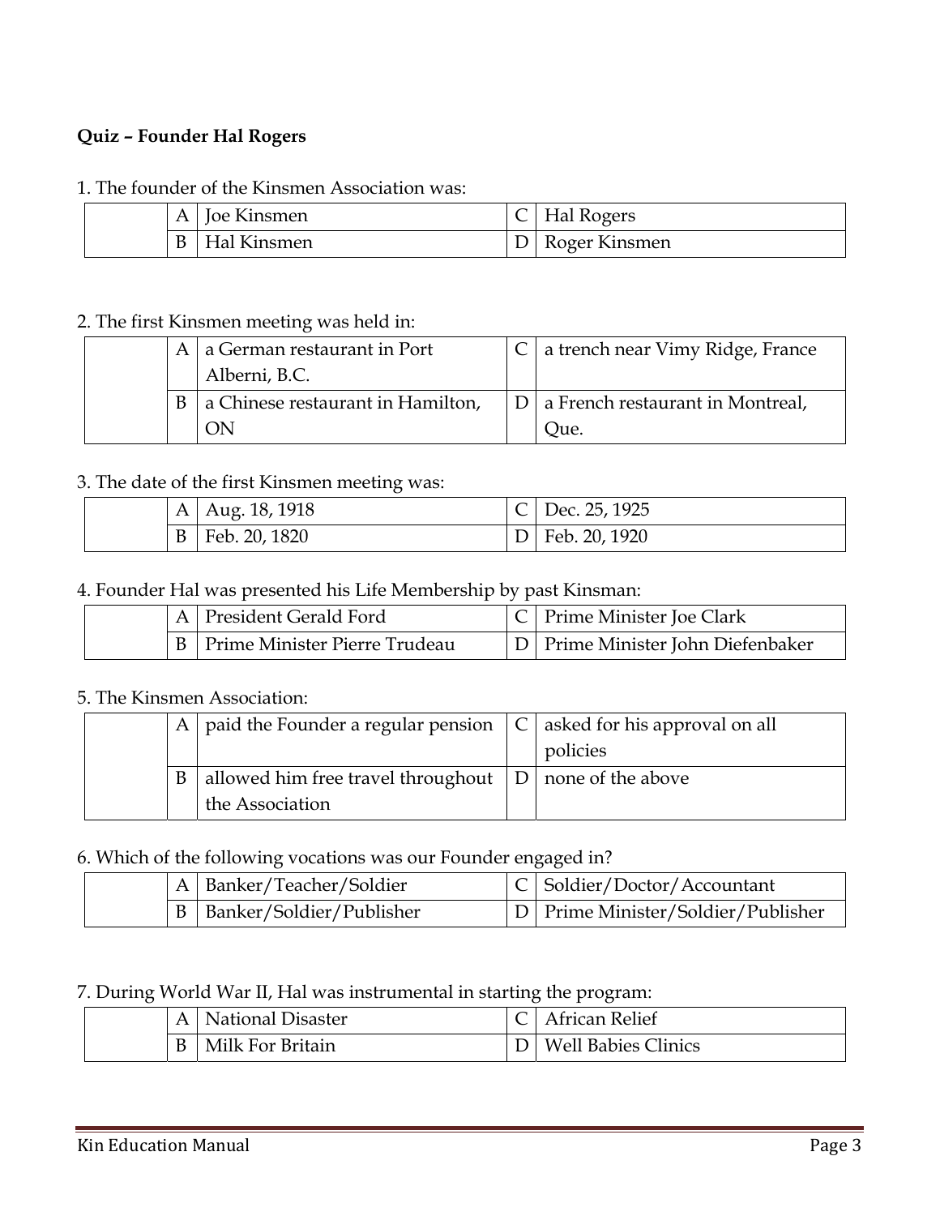**Quiz – Founder Hal Rogers**

1. The founder of the Kinsmen Association was:

| | | | | |
|---|---|---|---|---|
| | A | Joe Kinsmen | C | Hal Rogers |
| | B | Hal Kinsmen | D | Roger Kinsmen |

2. The first Kinsmen meeting was held in:

| | | | | |
|---|---|---|---|---|
| | A | a German restaurant in Port Alberni, B.C. | C | a trench near Vimy Ridge, France |
| | B | a Chinese restaurant in Hamilton, ON | D | a French restaurant in Montreal, Que. |

3. The date of the first Kinsmen meeting was:

| | | | | |
|---|---|---|---|---|
| | A | Aug. 18, 1918 | C | Dec. 25, 1925 |
| | B | Feb. 20, 1820 | D | Feb. 20, 1920 |

4. Founder Hal was presented his Life Membership by past Kinsman:

| | | | | |
|---|---|---|---|---|
| | A | President Gerald Ford | C | Prime Minister Joe Clark |
| | B | Prime Minister Pierre Trudeau | D | Prime Minister John Diefenbaker |

5. The Kinsmen Association:

| | | | | |
|---|---|---|---|---|
| | A | paid the Founder a regular pension | C | asked for his approval on all policies |
| | B | allowed him free travel throughout the Association | D | none of the above |

6. Which of the following vocations was our Founder engaged in?

| | | | | |
|---|---|---|---|---|
| | A | Banker/Teacher/Soldier | C | Soldier/Doctor/Accountant |
| | B | Banker/Soldier/Publisher | D | Prime Minister/Soldier/Publisher |

7. During World War II, Hal was instrumental in starting the program:

| | | | | |
|---|---|---|---|---|
| | A | National Disaster | C | African Relief |
| | B | Milk For Britain | D | Well Babies Clinics |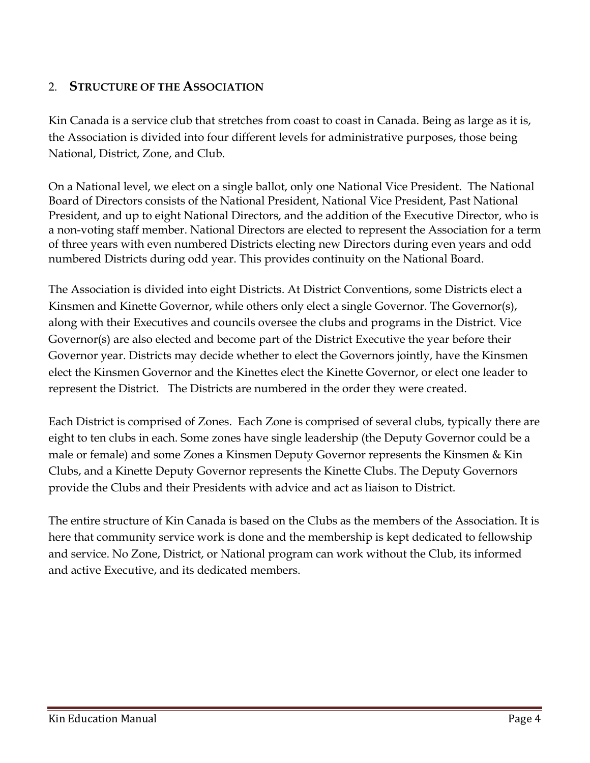## 2. Structure of the Association

Kin Canada is a service club that stretches from coast to coast in Canada. Being as large as it is, the Association is divided into four different levels for administrative purposes, those being National, District, Zone, and Club.

On a National level, we elect on a single ballot, only one National Vice President. The National Board of Directors consists of the National President, National Vice President, Past National President, and up to eight National Directors, and the addition of the Executive Director, who is a non-voting staff member. National Directors are elected to represent the Association for a term of three years with even numbered Districts electing new Directors during even years and odd numbered Districts during odd year. This provides continuity on the National Board.

The Association is divided into eight Districts. At District Conventions, some Districts elect a Kinsmen and Kinette Governor, while others only elect a single Governor. The Governor(s), along with their Executives and councils oversee the clubs and programs in the District. Vice Governor(s) are also elected and become part of the District Executive the year before their Governor year. Districts may decide whether to elect the Governors jointly, have the Kinsmen elect the Kinsmen Governor and the Kinettes elect the Kinette Governor, or elect one leader to represent the District. The Districts are numbered in the order they were created.

Each District is comprised of Zones. Each Zone is comprised of several clubs, typically there are eight to ten clubs in each. Some zones have single leadership (the Deputy Governor could be a male or female) and some Zones a Kinsmen Deputy Governor represents the Kinsmen & Kin Clubs, and a Kinette Deputy Governor represents the Kinette Clubs. The Deputy Governors provide the Clubs and their Presidents with advice and act as liaison to District.

The entire structure of Kin Canada is based on the Clubs as the members of the Association. It is here that community service work is done and the membership is kept dedicated to fellowship and service. No Zone, District, or National program can work without the Club, its informed and active Executive, and its dedicated members.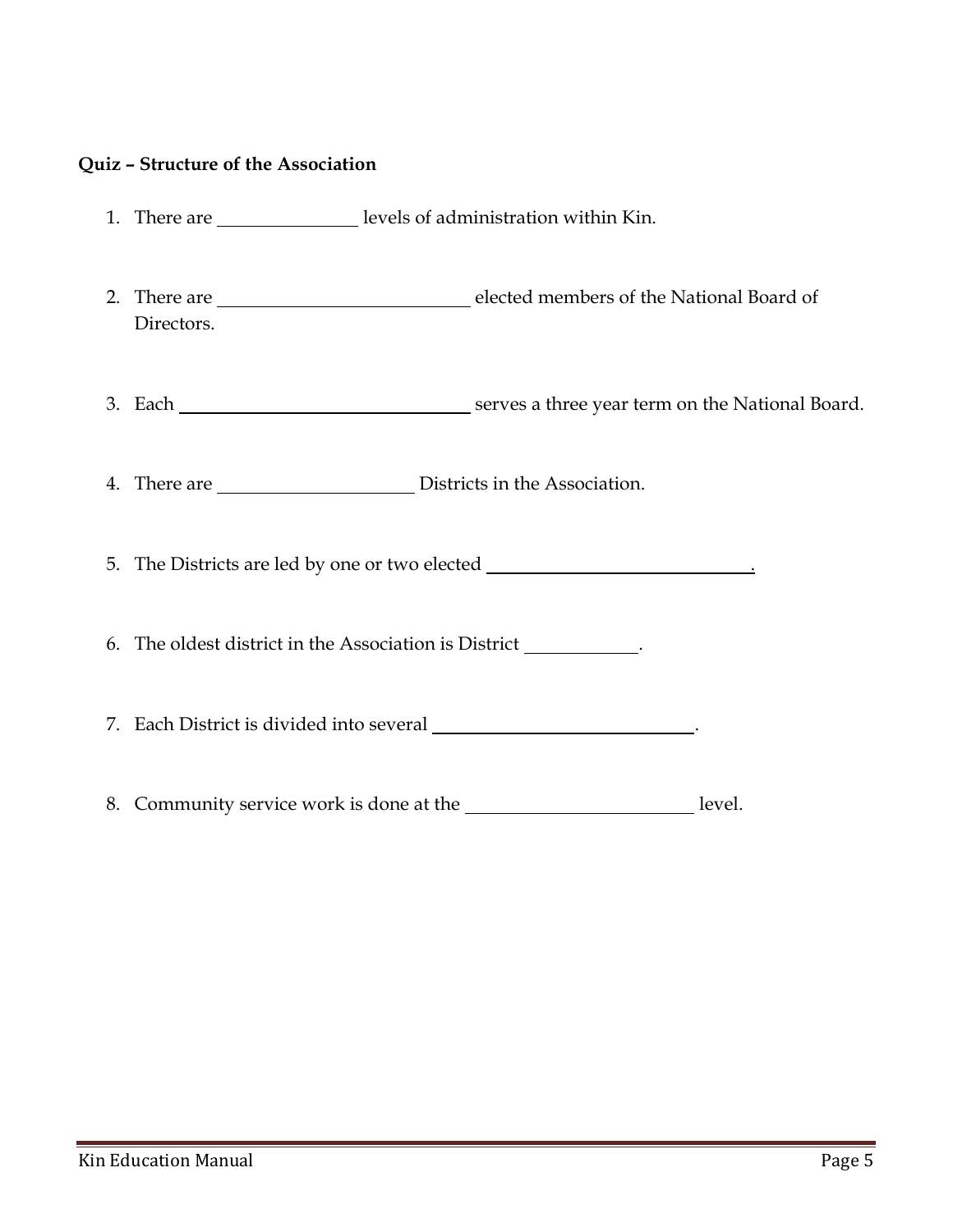**Quiz – Structure of the Association**

1. There are \_\_\_\_\_\_\_\_\_\_\_\_\_\_\_ levels of administration within Kin.

2. There are \_\_\_\_\_\_\_\_\_\_\_\_\_\_\_\_\_\_\_\_\_\_\_\_\_\_\_ elected members of the National Board of Directors.

3. Each \_\_\_\_\_\_\_\_\_\_\_\_\_\_\_\_\_\_\_\_\_\_\_\_\_\_\_\_\_\_\_\_ serves a three year term on the National Board.

4. There are \_\_\_\_\_\_\_\_\_\_\_\_\_\_\_\_\_\_\_\_\_\_ Districts in the Association.

5. The Districts are led by one or two elected \_\_\_\_\_\_\_\_\_\_\_\_\_\_\_\_\_\_\_\_\_\_\_\_\_\_\_\_\_.

6. The oldest district in the Association is District \_\_\_\_\_\_\_\_\_\_\_\_.

7. Each District is divided into several \_\_\_\_\_\_\_\_\_\_\_\_\_\_\_\_\_\_\_\_\_\_\_\_\_\_\_\_\_.

8. Community service work is done at the \_\_\_\_\_\_\_\_\_\_\_\_\_\_\_\_\_\_\_\_\_\_\_\_\_ level.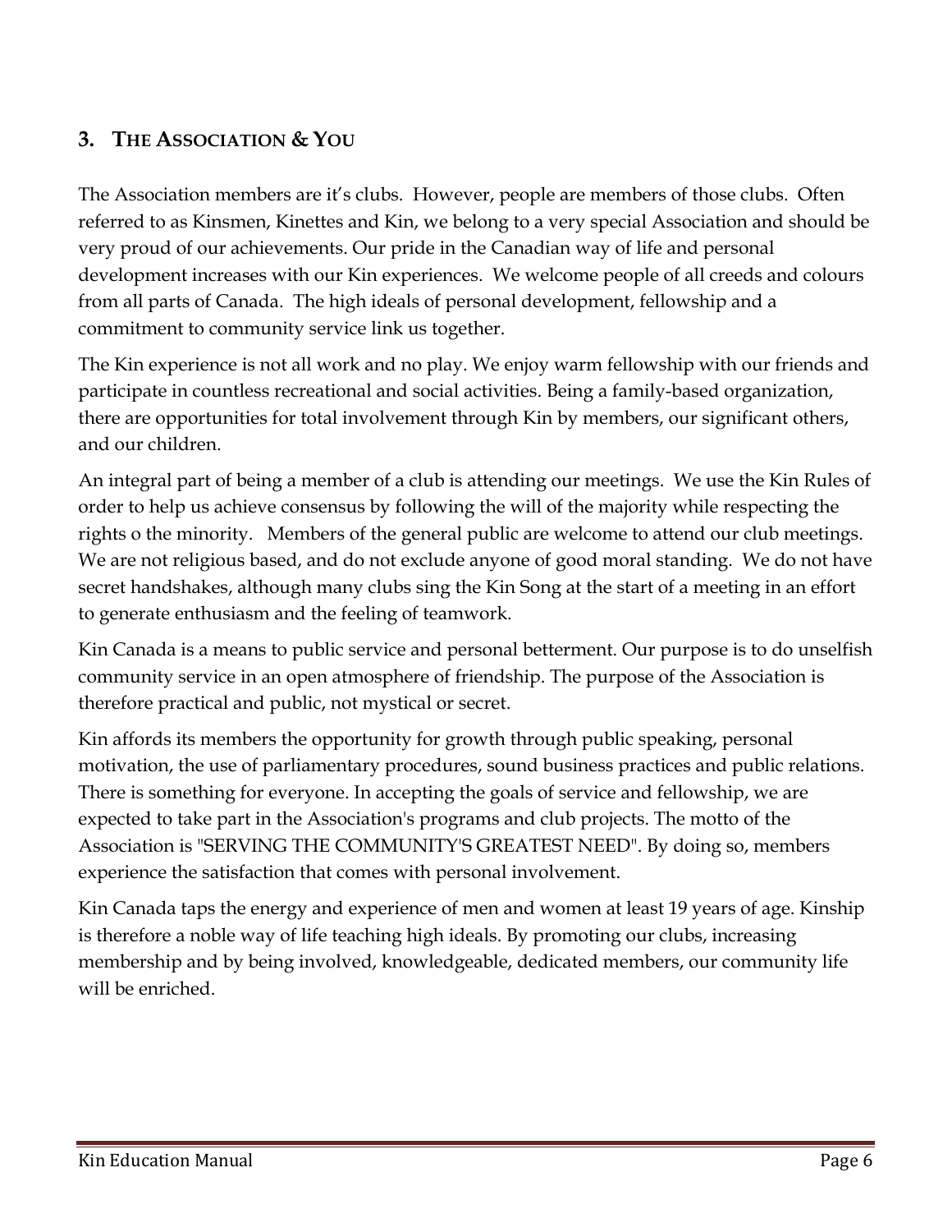## 3. THE ASSOCIATION & YOU

The Association members are it's clubs. However, people are members of those clubs. Often referred to as Kinsmen, Kinettes and Kin, we belong to a very special Association and should be very proud of our achievements. Our pride in the Canadian way of life and personal development increases with our Kin experiences. We welcome people of all creeds and colours from all parts of Canada. The high ideals of personal development, fellowship and a commitment to community service link us together.

The Kin experience is not all work and no play. We enjoy warm fellowship with our friends and participate in countless recreational and social activities. Being a family-based organization, there are opportunities for total involvement through Kin by members, our significant others, and our children.

An integral part of being a member of a club is attending our meetings. We use the Kin Rules of order to help us achieve consensus by following the will of the majority while respecting the rights o the minority. Members of the general public are welcome to attend our club meetings. We are not religious based, and do not exclude anyone of good moral standing. We do not have secret handshakes, although many clubs sing the Kin Song at the start of a meeting in an effort to generate enthusiasm and the feeling of teamwork.

Kin Canada is a means to public service and personal betterment. Our purpose is to do unselfish community service in an open atmosphere of friendship. The purpose of the Association is therefore practical and public, not mystical or secret.

Kin affords its members the opportunity for growth through public speaking, personal motivation, the use of parliamentary procedures, sound business practices and public relations. There is something for everyone. In accepting the goals of service and fellowship, we are expected to take part in the Association's programs and club projects. The motto of the Association is "SERVING THE COMMUNITY'S GREATEST NEED". By doing so, members experience the satisfaction that comes with personal involvement.

Kin Canada taps the energy and experience of men and women at least 19 years of age. Kinship is therefore a noble way of life teaching high ideals. By promoting our clubs, increasing membership and by being involved, knowledgeable, dedicated members, our community life will be enriched.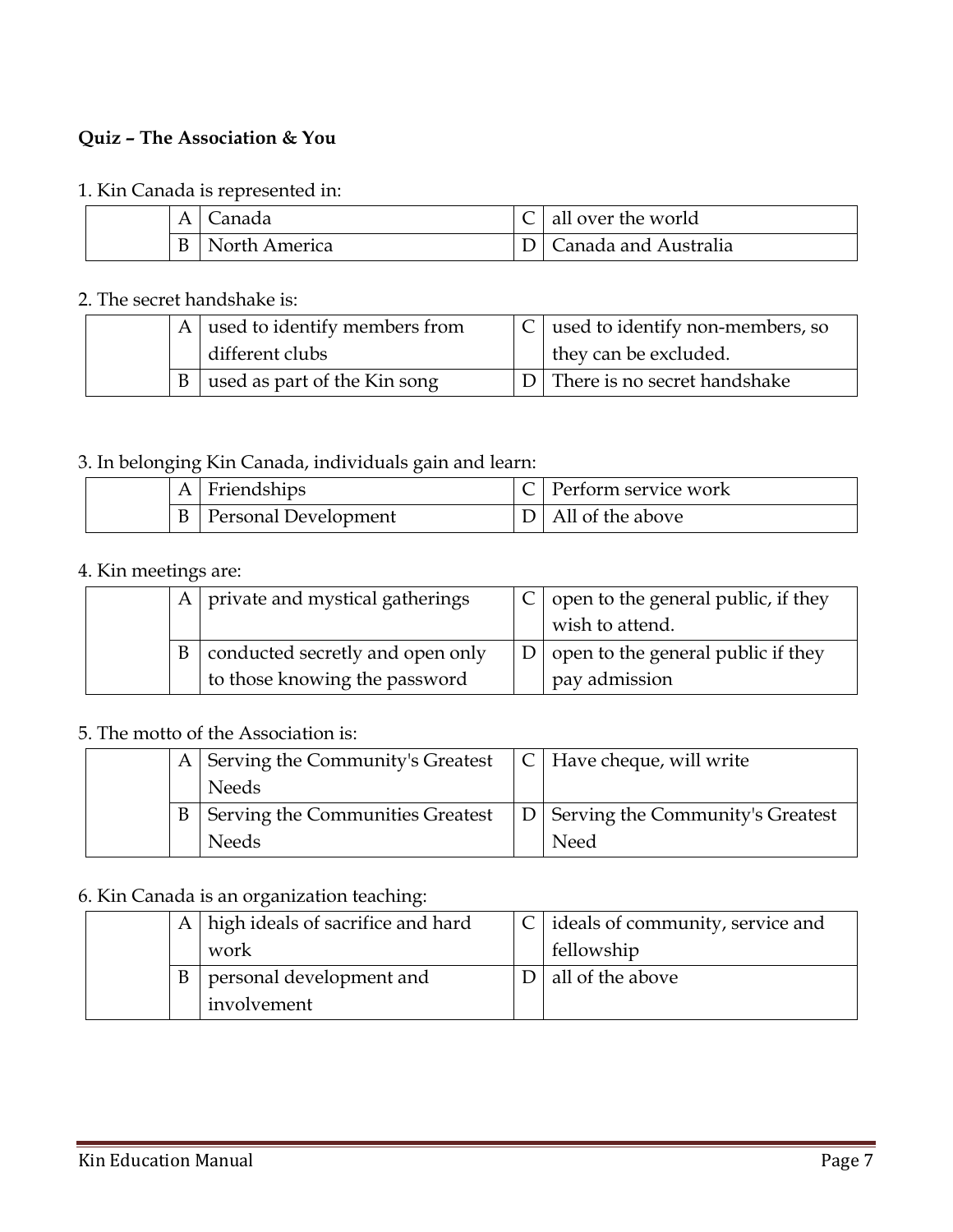**Quiz – The Association & You**

1. Kin Canada is represented in:

| | | | | |
|---|---|---|---|---|
| | A | Canada | C | all over the world |
| | B | North America | D | Canada and Australia |

2. The secret handshake is:

| | | | | |
|---|---|---|---|---|
| | A | used to identify members from different clubs | C | used to identify non-members, so they can be excluded. |
| | B | used as part of the Kin song | D | There is no secret handshake |

3. In belonging Kin Canada, individuals gain and learn:

| | | | | |
|---|---|---|---|---|
| | A | Friendships | C | Perform service work |
| | B | Personal Development | D | All of the above |

4. Kin meetings are:

| | | | | |
|---|---|---|---|---|
| | A | private and mystical gatherings | C | open to the general public, if they wish to attend. |
| | B | conducted secretly and open only to those knowing the password | D | open to the general public if they pay admission |

5. The motto of the Association is:

| | | | | |
|---|---|---|---|---|
| | A | Serving the Community's Greatest Needs | C | Have cheque, will write |
| | B | Serving the Communities Greatest Needs | D | Serving the Community's Greatest Need |

6. Kin Canada is an organization teaching:

| | | | | |
|---|---|---|---|---|
| | A | high ideals of sacrifice and hard work | C | ideals of community, service and fellowship |
| | B | personal development and involvement | D | all of the above |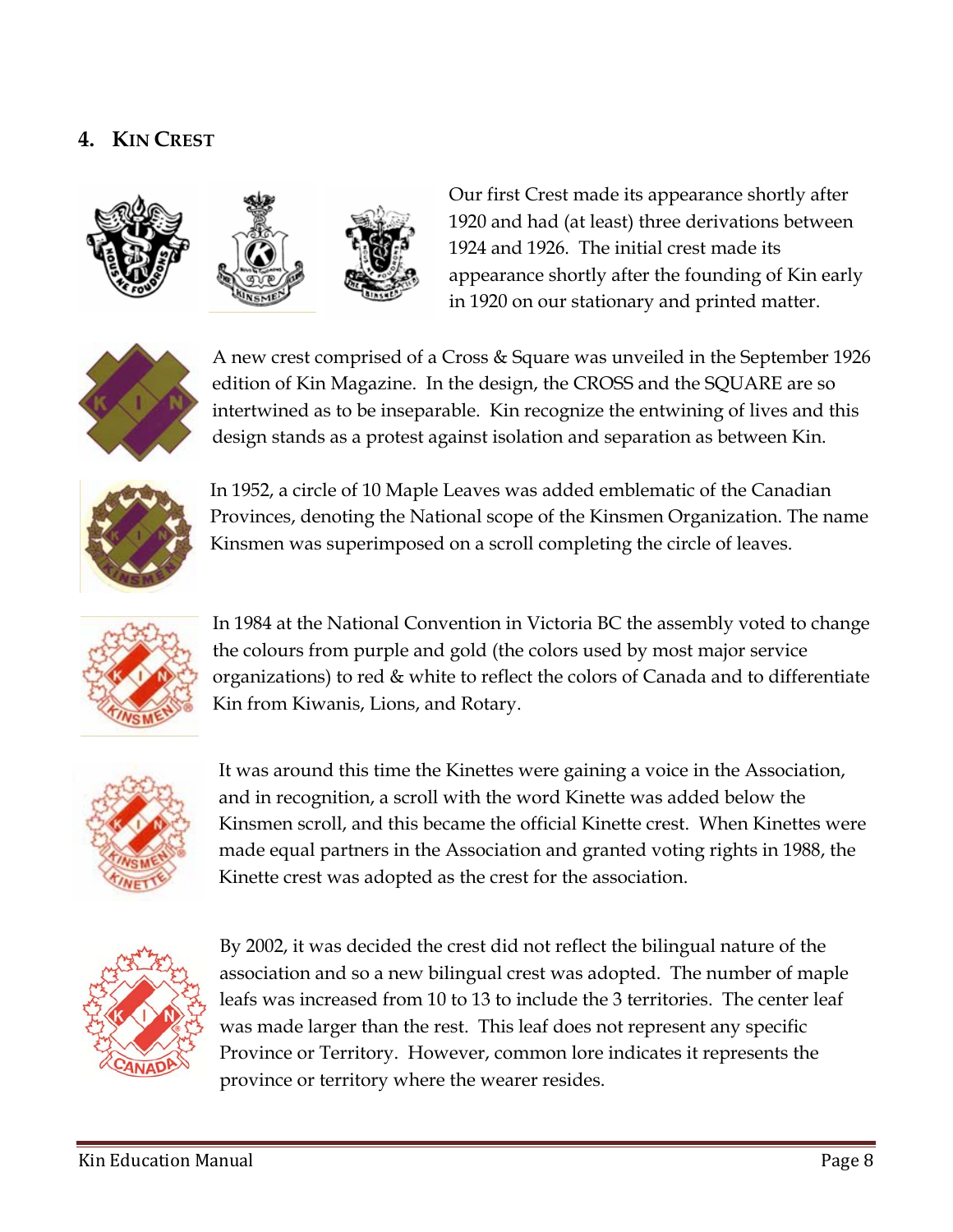## 4. Kin Crest

Our first Crest made its appearance shortly after 1920 and had (at least) three derivations between 1924 and 1926. The initial crest made its appearance shortly after the founding of Kin early in 1920 on our stationary and printed matter.

A new crest comprised of a Cross & Square was unveiled in the September 1926 edition of Kin Magazine. In the design, the CROSS and the SQUARE are so intertwined as to be inseparable. Kin recognize the entwining of lives and this design stands as a protest against isolation and separation as between Kin.

In 1952, a circle of 10 Maple Leaves was added emblematic of the Canadian Provinces, denoting the National scope of the Kinsmen Organization. The name Kinsmen was superimposed on a scroll completing the circle of leaves.

In 1984 at the National Convention in Victoria BC the assembly voted to change the colours from purple and gold (the colors used by most major service organizations) to red & white to reflect the colors of Canada and to differentiate Kin from Kiwanis, Lions, and Rotary.

It was around this time the Kinettes were gaining a voice in the Association, and in recognition, a scroll with the word Kinette was added below the Kinsmen scroll, and this became the official Kinette crest. When Kinettes were made equal partners in the Association and granted voting rights in 1988, the Kinette crest was adopted as the crest for the association.

By 2002, it was decided the crest did not reflect the bilingual nature of the association and so a new bilingual crest was adopted. The number of maple leafs was increased from 10 to 13 to include the 3 territories. The center leaf was made larger than the rest. This leaf does not represent any specific Province or Territory. However, common lore indicates it represents the province or territory where the wearer resides.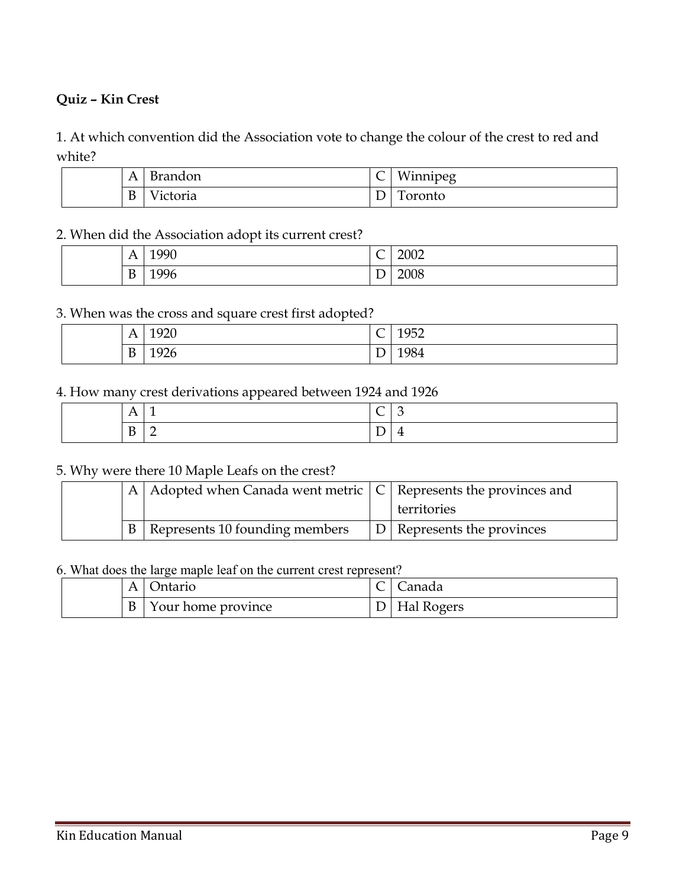**Quiz – Kin Crest**

1. At which convention did the Association vote to change the colour of the crest to red and white?

| | | | | |
|---|---|---|---|---|
| | A | Brandon | C | Winnipeg |
| | B | Victoria | D | Toronto |

2. When did the Association adopt its current crest?

| | | | | |
|---|---|---|---|---|
| | A | 1990 | C | 2002 |
| | B | 1996 | D | 2008 |

3. When was the cross and square crest first adopted?

| | | | | |
|---|---|---|---|---|
| | A | 1920 | C | 1952 |
| | B | 1926 | D | 1984 |

4. How many crest derivations appeared between 1924 and 1926

| | | | | |
|---|---|---|---|---|
| | A | 1 | C | 3 |
| | B | 2 | D | 4 |

5. Why were there 10 Maple Leafs on the crest?

| | | | | |
|---|---|---|---|---|
| | A | Adopted when Canada went metric | C | Represents the provinces and territories |
| | B | Represents 10 founding members | D | Represents the provinces |

6. What does the large maple leaf on the current crest represent?

| | | | | |
|---|---|---|---|---|
| | A | Ontario | C | Canada |
| | B | Your home province | D | Hal Rogers |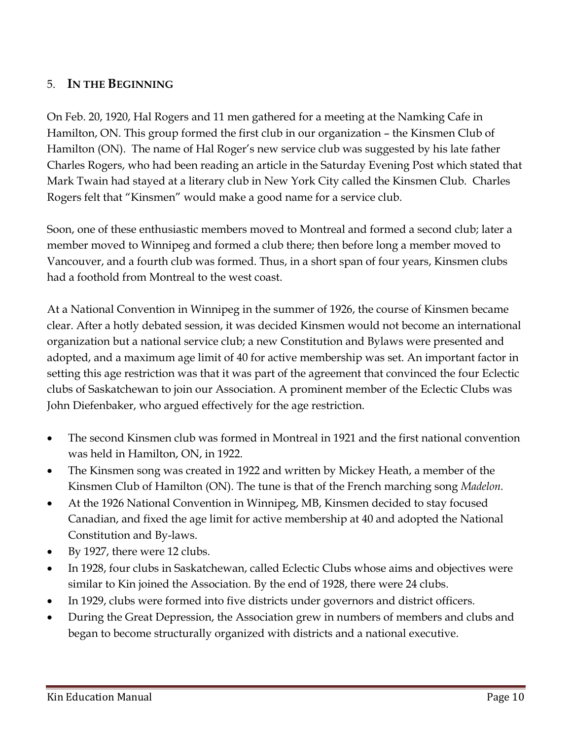## 5. **In the Beginning**

On Feb. 20, 1920, Hal Rogers and 11 men gathered for a meeting at the Namking Cafe in Hamilton, ON. This group formed the first club in our organization – the Kinsmen Club of Hamilton (ON). The name of Hal Roger's new service club was suggested by his late father Charles Rogers, who had been reading an article in the Saturday Evening Post which stated that Mark Twain had stayed at a literary club in New York City called the Kinsmen Club. Charles Rogers felt that "Kinsmen" would make a good name for a service club.

Soon, one of these enthusiastic members moved to Montreal and formed a second club; later a member moved to Winnipeg and formed a club there; then before long a member moved to Vancouver, and a fourth club was formed. Thus, in a short span of four years, Kinsmen clubs had a foothold from Montreal to the west coast.

At a National Convention in Winnipeg in the summer of 1926, the course of Kinsmen became clear. After a hotly debated session, it was decided Kinsmen would not become an international organization but a national service club; a new Constitution and Bylaws were presented and adopted, and a maximum age limit of 40 for active membership was set. An important factor in setting this age restriction was that it was part of the agreement that convinced the four Eclectic clubs of Saskatchewan to join our Association. A prominent member of the Eclectic Clubs was John Diefenbaker, who argued effectively for the age restriction.

- The second Kinsmen club was formed in Montreal in 1921 and the first national convention was held in Hamilton, ON, in 1922.
- The Kinsmen song was created in 1922 and written by Mickey Heath, a member of the Kinsmen Club of Hamilton (ON). The tune is that of the French marching song *Madelon.*
- At the 1926 National Convention in Winnipeg, MB, Kinsmen decided to stay focused Canadian, and fixed the age limit for active membership at 40 and adopted the National Constitution and By-laws.
- By 1927, there were 12 clubs.
- In 1928, four clubs in Saskatchewan, called Eclectic Clubs whose aims and objectives were similar to Kin joined the Association. By the end of 1928, there were 24 clubs.
- In 1929, clubs were formed into five districts under governors and district officers.
- During the Great Depression, the Association grew in numbers of members and clubs and began to become structurally organized with districts and a national executive.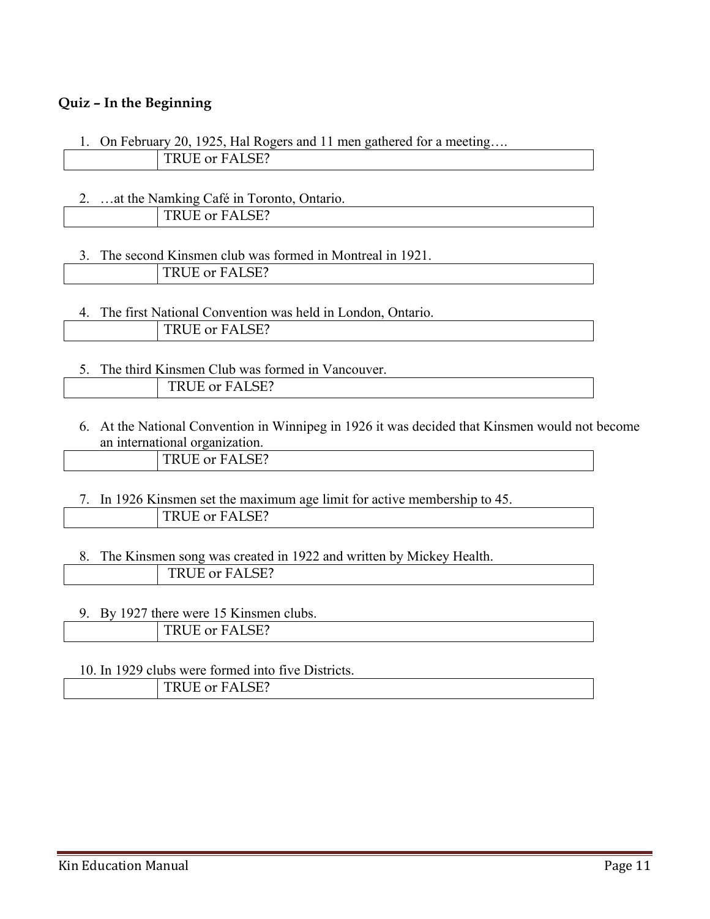**Quiz – In the Beginning**

1. On February 20, 1925, Hal Rogers and 11 men gathered for a meeting….

| | TRUE or FALSE? |
|---|---|

2. …at the Namking Café in Toronto, Ontario.

| | TRUE or FALSE? |
|---|---|

3. The second Kinsmen club was formed in Montreal in 1921.

| | TRUE or FALSE? |
|---|---|

4. The first National Convention was held in London, Ontario.

| | TRUE or FALSE? |
|---|---|

5. The third Kinsmen Club was formed in Vancouver.

| | TRUE or FALSE? |
|---|---|

6. At the National Convention in Winnipeg in 1926 it was decided that Kinsmen would not become an international organization.

| | TRUE or FALSE? |
|---|---|

7. In 1926 Kinsmen set the maximum age limit for active membership to 45.

| | TRUE or FALSE? |
|---|---|

8. The Kinsmen song was created in 1922 and written by Mickey Health.

| | TRUE or FALSE? |
|---|---|

9. By 1927 there were 15 Kinsmen clubs.

| | TRUE or FALSE? |
|---|---|

10. In 1929 clubs were formed into five Districts.

| | TRUE or FALSE? |
|---|---|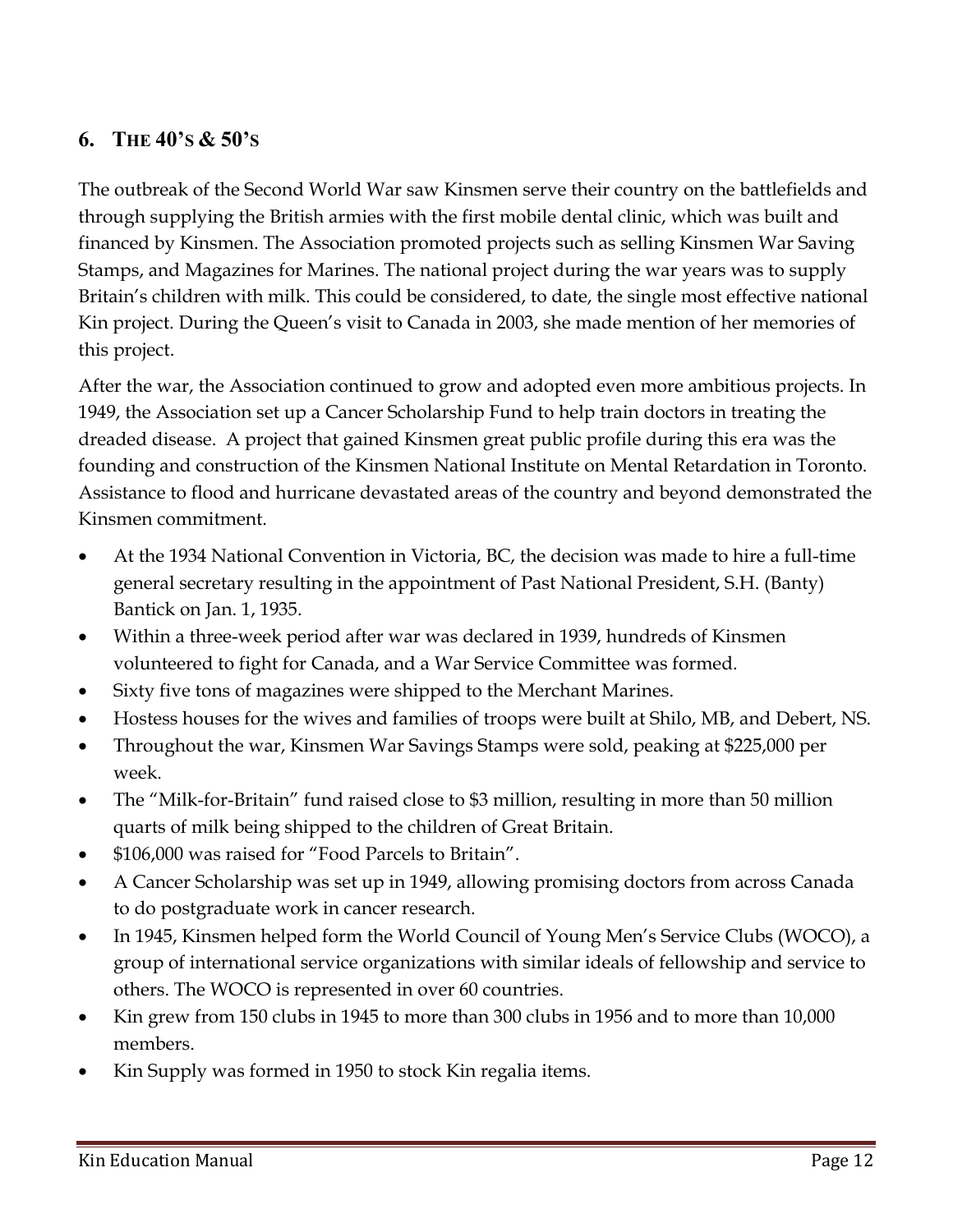## 6. The 40's & 50's

The outbreak of the Second World War saw Kinsmen serve their country on the battlefields and through supplying the British armies with the first mobile dental clinic, which was built and financed by Kinsmen. The Association promoted projects such as selling Kinsmen War Saving Stamps, and Magazines for Marines. The national project during the war years was to supply Britain's children with milk. This could be considered, to date, the single most effective national Kin project. During the Queen's visit to Canada in 2003, she made mention of her memories of this project.

After the war, the Association continued to grow and adopted even more ambitious projects. In 1949, the Association set up a Cancer Scholarship Fund to help train doctors in treating the dreaded disease. A project that gained Kinsmen great public profile during this era was the founding and construction of the Kinsmen National Institute on Mental Retardation in Toronto. Assistance to flood and hurricane devastated areas of the country and beyond demonstrated the Kinsmen commitment.

- At the 1934 National Convention in Victoria, BC, the decision was made to hire a full-time general secretary resulting in the appointment of Past National President, S.H. (Banty) Bantick on Jan. 1, 1935.
- Within a three-week period after war was declared in 1939, hundreds of Kinsmen volunteered to fight for Canada, and a War Service Committee was formed.
- Sixty five tons of magazines were shipped to the Merchant Marines.
- Hostess houses for the wives and families of troops were built at Shilo, MB, and Debert, NS.
- Throughout the war, Kinsmen War Savings Stamps were sold, peaking at $225,000 per week.
- The "Milk-for-Britain" fund raised close to $3 million, resulting in more than 50 million quarts of milk being shipped to the children of Great Britain.
- $106,000 was raised for "Food Parcels to Britain".
- A Cancer Scholarship was set up in 1949, allowing promising doctors from across Canada to do postgraduate work in cancer research.
- In 1945, Kinsmen helped form the World Council of Young Men's Service Clubs (WOCO), a group of international service organizations with similar ideals of fellowship and service to others. The WOCO is represented in over 60 countries.
- Kin grew from 150 clubs in 1945 to more than 300 clubs in 1956 and to more than 10,000 members.
- Kin Supply was formed in 1950 to stock Kin regalia items.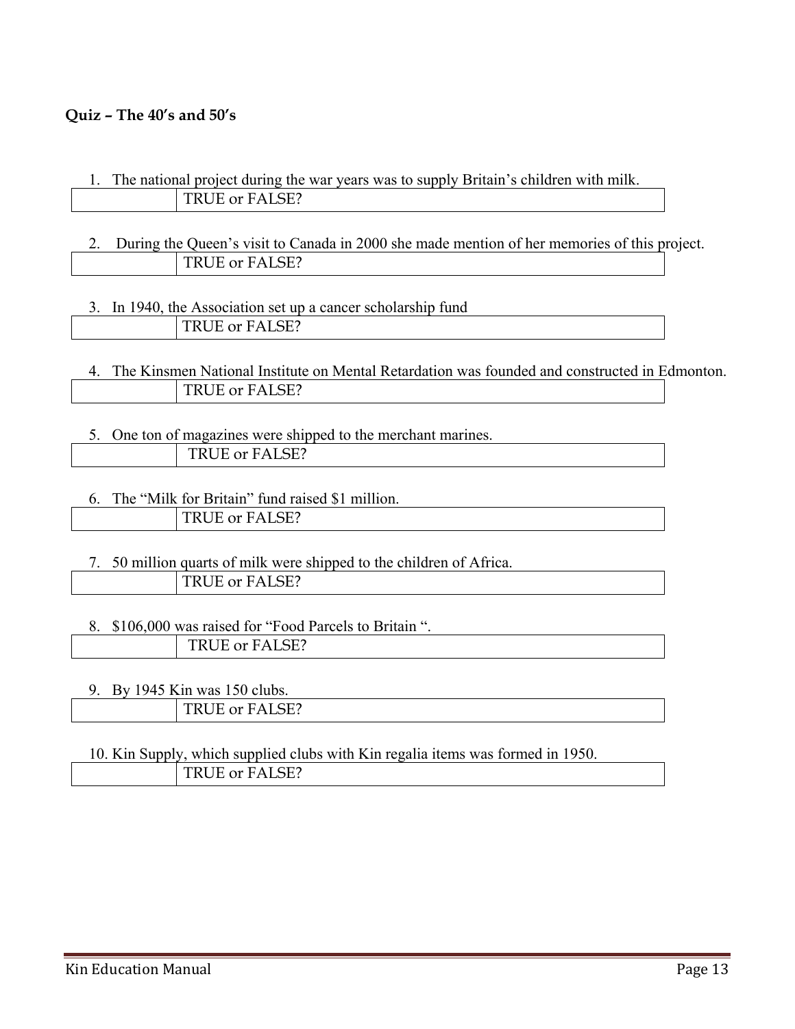**Quiz – The 40's and 50's**

1. The national project during the war years was to supply Britain's children with milk.

| | TRUE or FALSE? |
|---|---|

2. During the Queen's visit to Canada in 2000 she made mention of her memories of this project.

| | TRUE or FALSE? |
|---|---|

3. In 1940, the Association set up a cancer scholarship fund

| | TRUE or FALSE? |
|---|---|

4. The Kinsmen National Institute on Mental Retardation was founded and constructed in Edmonton.

| | TRUE or FALSE? |
|---|---|

5. One ton of magazines were shipped to the merchant marines.

| | TRUE or FALSE? |
|---|---|

6. The "Milk for Britain" fund raised $1 million.

| | TRUE or FALSE? |
|---|---|

7. 50 million quarts of milk were shipped to the children of Africa.

| | TRUE or FALSE? |
|---|---|

8. $106,000 was raised for "Food Parcels to Britain ".

| | TRUE or FALSE? |
|---|---|

9. By 1945 Kin was 150 clubs.

| | TRUE or FALSE? |
|---|---|

10. Kin Supply, which supplied clubs with Kin regalia items was formed in 1950.

| | TRUE or FALSE? |
|---|---|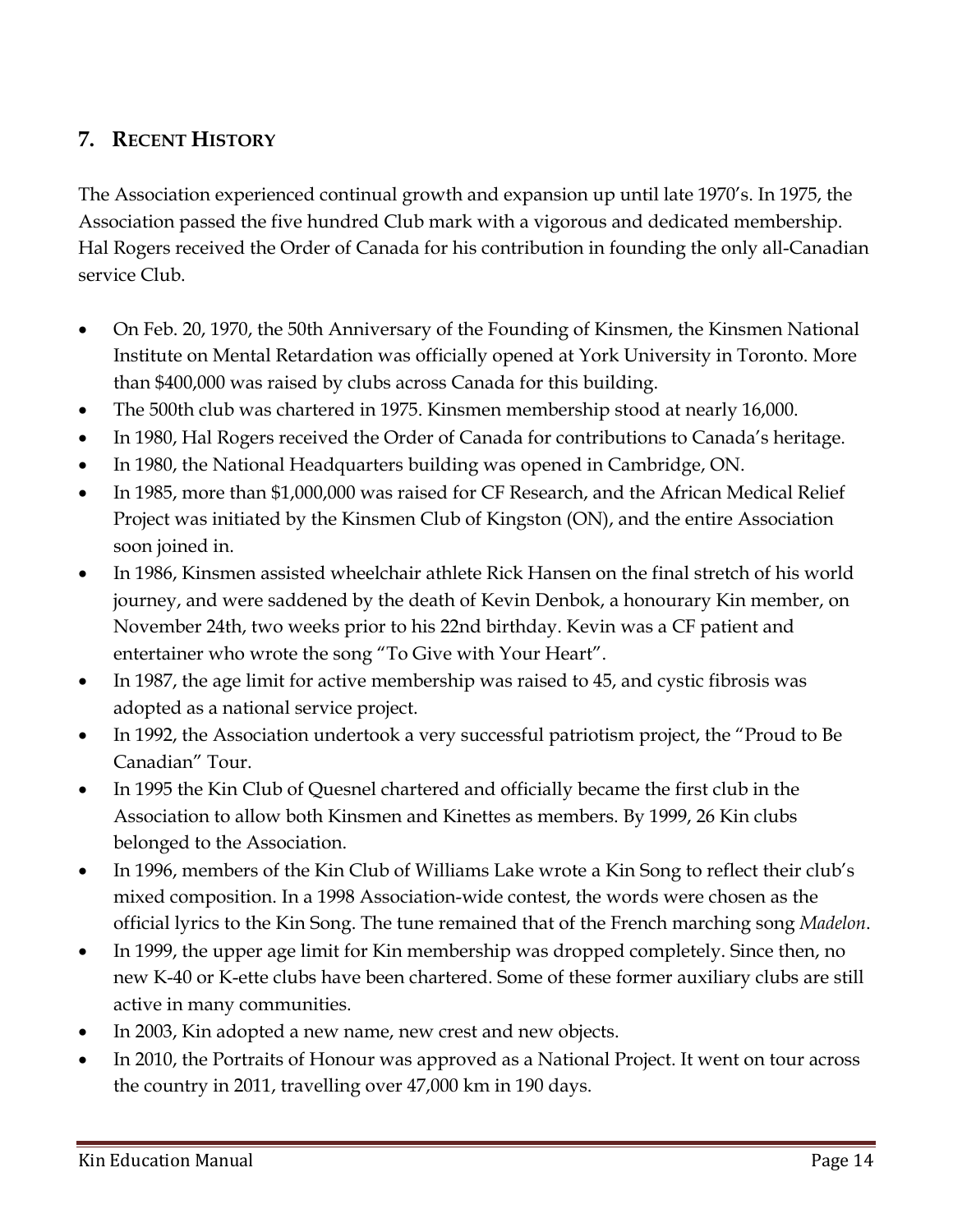## 7. Recent History

The Association experienced continual growth and expansion up until late 1970's. In 1975, the Association passed the five hundred Club mark with a vigorous and dedicated membership. Hal Rogers received the Order of Canada for his contribution in founding the only all-Canadian service Club.

- On Feb. 20, 1970, the 50th Anniversary of the Founding of Kinsmen, the Kinsmen National Institute on Mental Retardation was officially opened at York University in Toronto. More than $400,000 was raised by clubs across Canada for this building.
- The 500th club was chartered in 1975. Kinsmen membership stood at nearly 16,000.
- In 1980, Hal Rogers received the Order of Canada for contributions to Canada's heritage.
- In 1980, the National Headquarters building was opened in Cambridge, ON.
- In 1985, more than $1,000,000 was raised for CF Research, and the African Medical Relief Project was initiated by the Kinsmen Club of Kingston (ON), and the entire Association soon joined in.
- In 1986, Kinsmen assisted wheelchair athlete Rick Hansen on the final stretch of his world journey, and were saddened by the death of Kevin Denbok, a honourary Kin member, on November 24th, two weeks prior to his 22nd birthday. Kevin was a CF patient and entertainer who wrote the song "To Give with Your Heart".
- In 1987, the age limit for active membership was raised to 45, and cystic fibrosis was adopted as a national service project.
- In 1992, the Association undertook a very successful patriotism project, the "Proud to Be Canadian" Tour.
- In 1995 the Kin Club of Quesnel chartered and officially became the first club in the Association to allow both Kinsmen and Kinettes as members. By 1999, 26 Kin clubs belonged to the Association.
- In 1996, members of the Kin Club of Williams Lake wrote a Kin Song to reflect their club's mixed composition. In a 1998 Association-wide contest, the words were chosen as the official lyrics to the Kin Song. The tune remained that of the French marching song *Madelon*.
- In 1999, the upper age limit for Kin membership was dropped completely. Since then, no new K-40 or K-ette clubs have been chartered. Some of these former auxiliary clubs are still active in many communities.
- In 2003, Kin adopted a new name, new crest and new objects.
- In 2010, the Portraits of Honour was approved as a National Project. It went on tour across the country in 2011, travelling over 47,000 km in 190 days.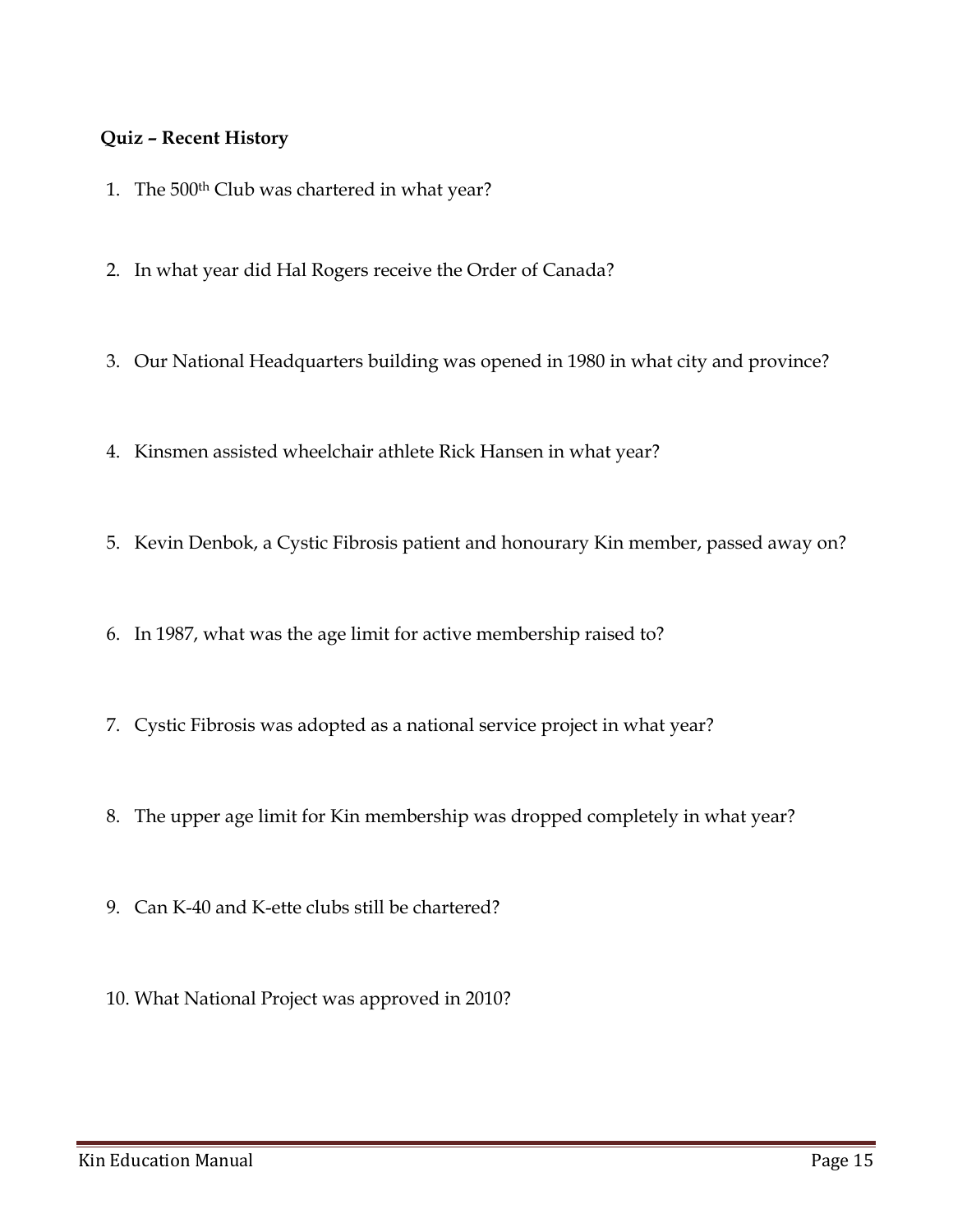**Quiz – Recent History**

1. The 500th Club was chartered in what year?

2. In what year did Hal Rogers receive the Order of Canada?

3. Our National Headquarters building was opened in 1980 in what city and province?

4. Kinsmen assisted wheelchair athlete Rick Hansen in what year?

5. Kevin Denbok, a Cystic Fibrosis patient and honourary Kin member, passed away on?

6. In 1987, what was the age limit for active membership raised to?

7. Cystic Fibrosis was adopted as a national service project in what year?

8. The upper age limit for Kin membership was dropped completely in what year?

9. Can K-40 and K-ette clubs still be chartered?

10. What National Project was approved in 2010?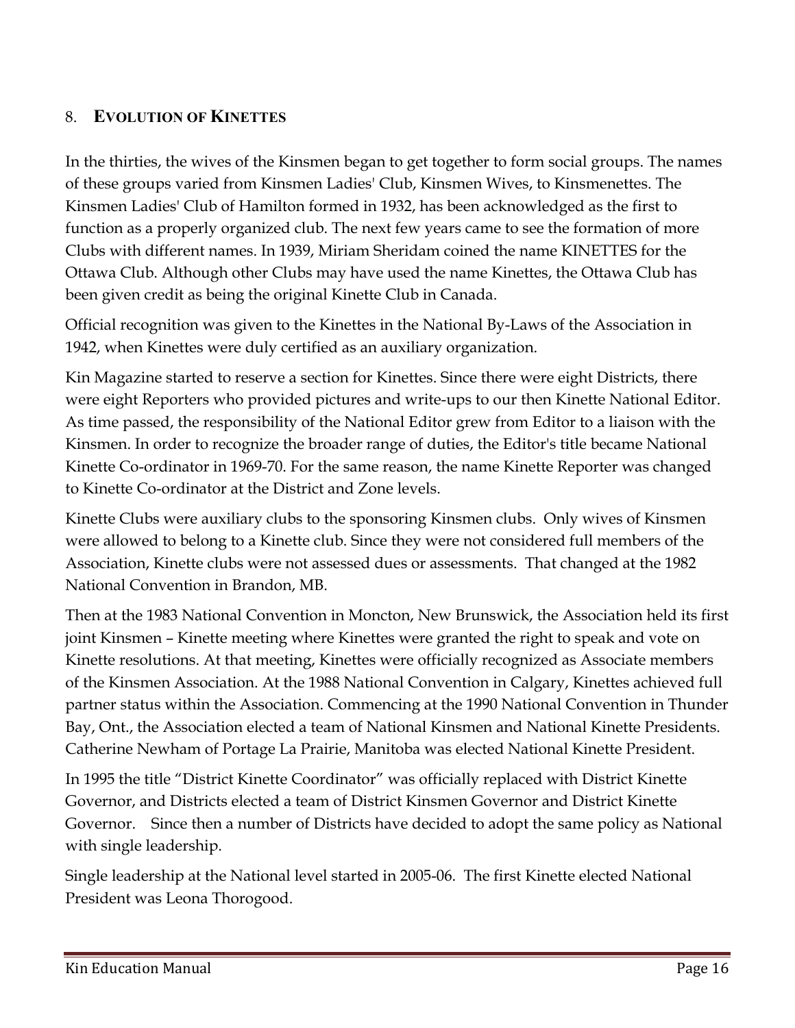## 8. **EVOLUTION OF KINETTES**

In the thirties, the wives of the Kinsmen began to get together to form social groups. The names of these groups varied from Kinsmen Ladies' Club, Kinsmen Wives, to Kinsmenettes. The Kinsmen Ladies' Club of Hamilton formed in 1932, has been acknowledged as the first to function as a properly organized club. The next few years came to see the formation of more Clubs with different names. In 1939, Miriam Sheridam coined the name KINETTES for the Ottawa Club. Although other Clubs may have used the name Kinettes, the Ottawa Club has been given credit as being the original Kinette Club in Canada.

Official recognition was given to the Kinettes in the National By-Laws of the Association in 1942, when Kinettes were duly certified as an auxiliary organization.

Kin Magazine started to reserve a section for Kinettes. Since there were eight Districts, there were eight Reporters who provided pictures and write-ups to our then Kinette National Editor. As time passed, the responsibility of the National Editor grew from Editor to a liaison with the Kinsmen. In order to recognize the broader range of duties, the Editor's title became National Kinette Co-ordinator in 1969-70. For the same reason, the name Kinette Reporter was changed to Kinette Co-ordinator at the District and Zone levels.

Kinette Clubs were auxiliary clubs to the sponsoring Kinsmen clubs. Only wives of Kinsmen were allowed to belong to a Kinette club. Since they were not considered full members of the Association, Kinette clubs were not assessed dues or assessments. That changed at the 1982 National Convention in Brandon, MB.

Then at the 1983 National Convention in Moncton, New Brunswick, the Association held its first joint Kinsmen – Kinette meeting where Kinettes were granted the right to speak and vote on Kinette resolutions. At that meeting, Kinettes were officially recognized as Associate members of the Kinsmen Association. At the 1988 National Convention in Calgary, Kinettes achieved full partner status within the Association. Commencing at the 1990 National Convention in Thunder Bay, Ont., the Association elected a team of National Kinsmen and National Kinette Presidents. Catherine Newham of Portage La Prairie, Manitoba was elected National Kinette President.

In 1995 the title "District Kinette Coordinator" was officially replaced with District Kinette Governor, and Districts elected a team of District Kinsmen Governor and District Kinette Governor. Since then a number of Districts have decided to adopt the same policy as National with single leadership.

Single leadership at the National level started in 2005-06. The first Kinette elected National President was Leona Thorogood.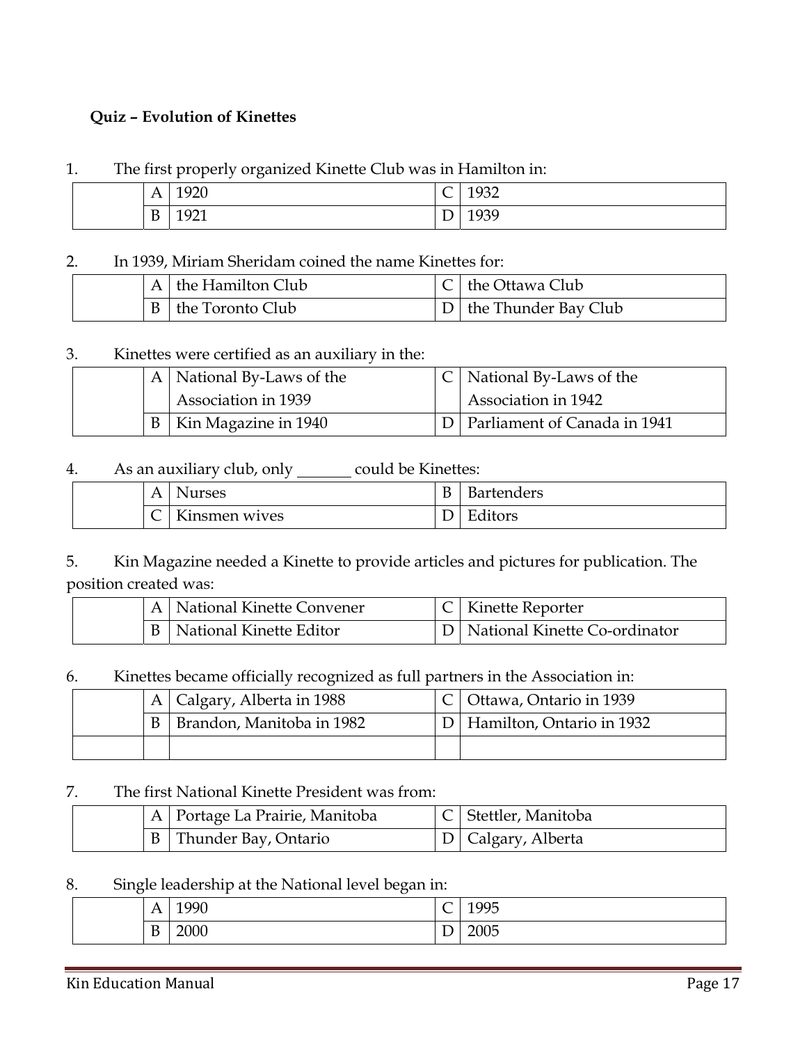**Quiz – Evolution of Kinettes**

1. The first properly organized Kinette Club was in Hamilton in:

| | | | | |
|---|---|---|---|---|
| | A | 1920 | C | 1932 |
| | B | 1921 | D | 1939 |

2. In 1939, Miriam Sheridam coined the name Kinettes for:

| | | | | |
|---|---|---|---|---|
| | A | the Hamilton Club | C | the Ottawa Club |
| | B | the Toronto Club | D | the Thunder Bay Club |

3. Kinettes were certified as an auxiliary in the:

| | | | | |
|---|---|---|---|---|
| | A | National By-Laws of the Association in 1939 | C | National By-Laws of the Association in 1942 |
| | B | Kin Magazine in 1940 | D | Parliament of Canada in 1941 |

4. As an auxiliary club, only _______ could be Kinettes:

| | | | | |
|---|---|---|---|---|
| | A | Nurses | B | Bartenders |
| | C | Kinsmen wives | D | Editors |

5. Kin Magazine needed a Kinette to provide articles and pictures for publication. The position created was:

| | | | | |
|---|---|---|---|---|
| | A | National Kinette Convener | C | Kinette Reporter |
| | B | National Kinette Editor | D | National Kinette Co-ordinator |

6. Kinettes became officially recognized as full partners in the Association in:

| | | | | |
|---|---|---|---|---|
| | A | Calgary, Alberta in 1988 | C | Ottawa, Ontario in 1939 |
| | B | Brandon, Manitoba in 1982 | D | Hamilton, Ontario in 1932 |
| | | | | |

7. The first National Kinette President was from:

| | | | | |
|---|---|---|---|---|
| | A | Portage La Prairie, Manitoba | C | Stettler, Manitoba |
| | B | Thunder Bay, Ontario | D | Calgary, Alberta |

8. Single leadership at the National level began in:

| | | | | |
|---|---|---|---|---|
| | A | 1990 | C | 1995 |
| | B | 2000 | D | 2005 |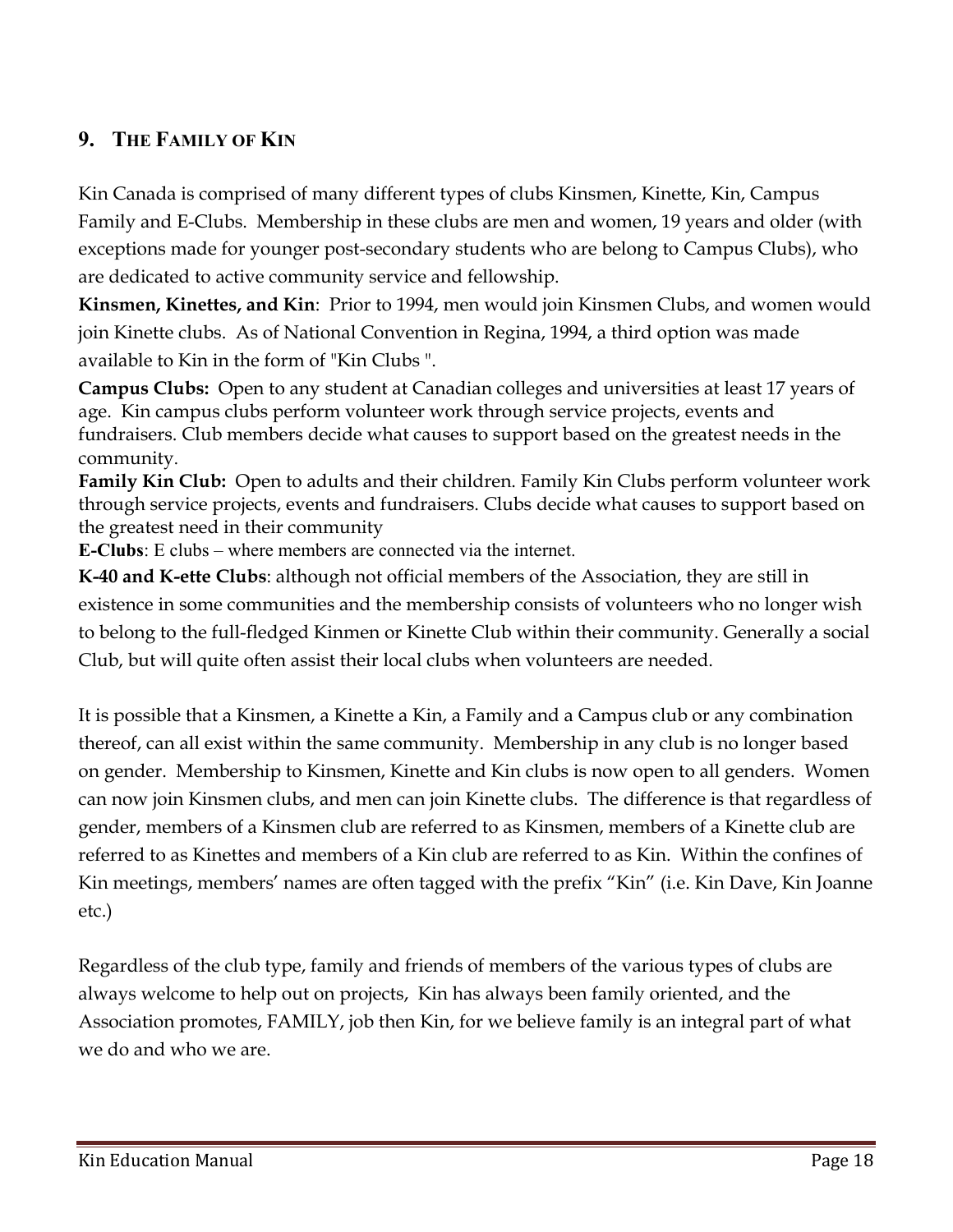## 9. The Family of Kin

Kin Canada is comprised of many different types of clubs Kinsmen, Kinette, Kin, Campus Family and E-Clubs. Membership in these clubs are men and women, 19 years and older (with exceptions made for younger post-secondary students who are belong to Campus Clubs), who are dedicated to active community service and fellowship.

**Kinsmen, Kinettes, and Kin**: Prior to 1994, men would join Kinsmen Clubs, and women would join Kinette clubs. As of National Convention in Regina, 1994, a third option was made available to Kin in the form of "Kin Clubs ".

**Campus Clubs:** Open to any student at Canadian colleges and universities at least 17 years of age. Kin campus clubs perform volunteer work through service projects, events and fundraisers. Club members decide what causes to support based on the greatest needs in the community.

**Family Kin Club:** Open to adults and their children. Family Kin Clubs perform volunteer work through service projects, events and fundraisers. Clubs decide what causes to support based on the greatest need in their community

**E-Clubs**: E clubs – where members are connected via the internet.

**K-40 and K-ette Clubs**: although not official members of the Association, they are still in existence in some communities and the membership consists of volunteers who no longer wish to belong to the full-fledged Kinmen or Kinette Club within their community. Generally a social Club, but will quite often assist their local clubs when volunteers are needed.

It is possible that a Kinsmen, a Kinette a Kin, a Family and a Campus club or any combination thereof, can all exist within the same community. Membership in any club is no longer based on gender. Membership to Kinsmen, Kinette and Kin clubs is now open to all genders. Women can now join Kinsmen clubs, and men can join Kinette clubs. The difference is that regardless of gender, members of a Kinsmen club are referred to as Kinsmen, members of a Kinette club are referred to as Kinettes and members of a Kin club are referred to as Kin. Within the confines of Kin meetings, members' names are often tagged with the prefix "Kin" (i.e. Kin Dave, Kin Joanne etc.)

Regardless of the club type, family and friends of members of the various types of clubs are always welcome to help out on projects, Kin has always been family oriented, and the Association promotes, FAMILY, job then Kin, for we believe family is an integral part of what we do and who we are.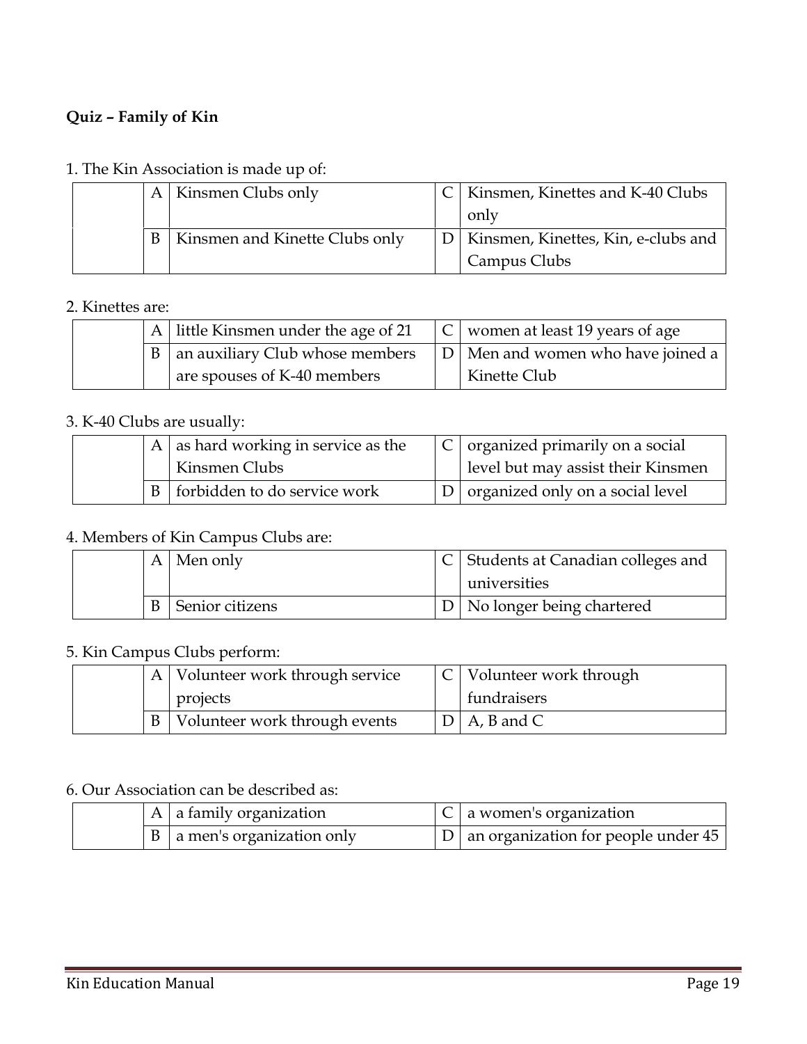**Quiz – Family of Kin**

1. The Kin Association is made up of:

| | | | | |
|---|---|---|---|---|
| | A | Kinsmen Clubs only | C | Kinsmen, Kinettes and K-40 Clubs only |
| | B | Kinsmen and Kinette Clubs only | D | Kinsmen, Kinettes, Kin, e-clubs and Campus Clubs |

2. Kinettes are:

| | | | | |
|---|---|---|---|---|
| | A | little Kinsmen under the age of 21 | C | women at least 19 years of age |
| | B | an auxiliary Club whose members are spouses of K-40 members | D | Men and women who have joined a Kinette Club |

3. K-40 Clubs are usually:

| | | | | |
|---|---|---|---|---|
| | A | as hard working in service as the Kinsmen Clubs | C | organized primarily on a social level but may assist their Kinsmen |
| | B | forbidden to do service work | D | organized only on a social level |

4. Members of Kin Campus Clubs are:

| | | | | |
|---|---|---|---|---|
| | A | Men only | C | Students at Canadian colleges and universities |
| | B | Senior citizens | D | No longer being chartered |

5. Kin Campus Clubs perform:

| | | | | |
|---|---|---|---|---|
| | A | Volunteer work through service projects | C | Volunteer work through fundraisers |
| | B | Volunteer work through events | D | A, B and C |

6. Our Association can be described as:

| | | | | |
|---|---|---|---|---|
| | A | a family organization | C | a women's organization |
| | B | a men's organization only | D | an organization for people under 45 |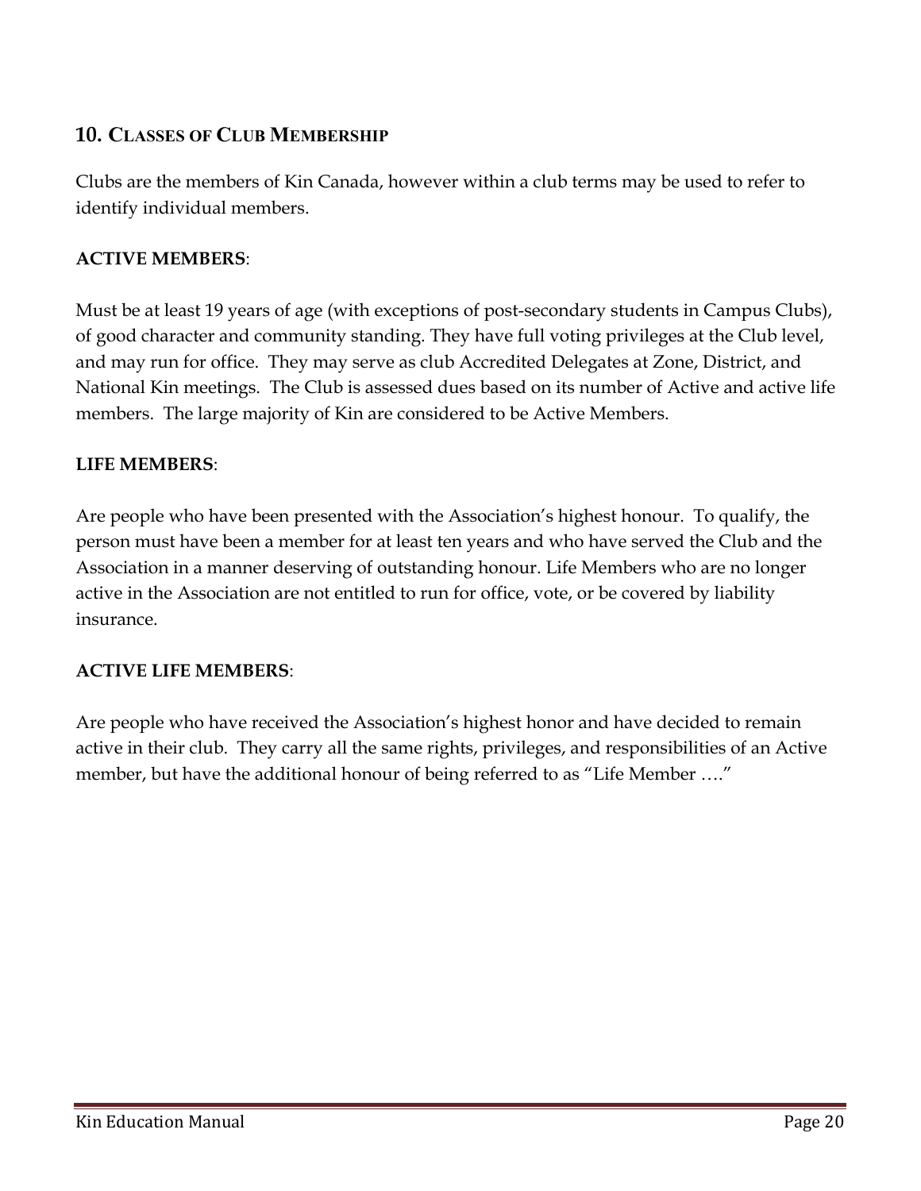## 10. Classes of Club Membership

Clubs are the members of Kin Canada, however within a club terms may be used to refer to identify individual members.

**ACTIVE MEMBERS**:

Must be at least 19 years of age (with exceptions of post-secondary students in Campus Clubs), of good character and community standing. They have full voting privileges at the Club level, and may run for office. They may serve as club Accredited Delegates at Zone, District, and National Kin meetings. The Club is assessed dues based on its number of Active and active life members. The large majority of Kin are considered to be Active Members.

**LIFE MEMBERS**:

Are people who have been presented with the Association's highest honour. To qualify, the person must have been a member for at least ten years and who have served the Club and the Association in a manner deserving of outstanding honour. Life Members who are no longer active in the Association are not entitled to run for office, vote, or be covered by liability insurance.

**ACTIVE LIFE MEMBERS**:

Are people who have received the Association's highest honor and have decided to remain active in their club. They carry all the same rights, privileges, and responsibilities of an Active member, but have the additional honour of being referred to as "Life Member …."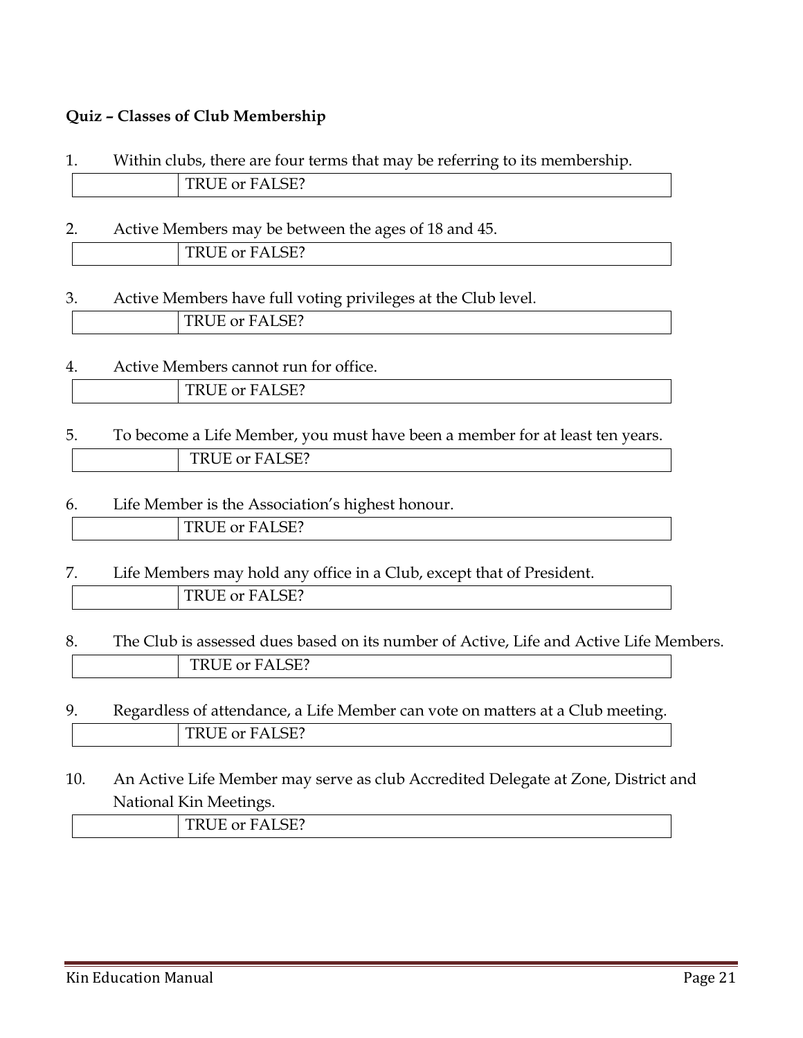**Quiz – Classes of Club Membership**

1. Within clubs, there are four terms that may be referring to its membership.

| | TRUE or FALSE? |
|---|---|

2. Active Members may be between the ages of 18 and 45.

| | TRUE or FALSE? |
|---|---|

3. Active Members have full voting privileges at the Club level.

| | TRUE or FALSE? |
|---|---|

4. Active Members cannot run for office.

| | TRUE or FALSE? |
|---|---|

5. To become a Life Member, you must have been a member for at least ten years.

| | TRUE or FALSE? |
|---|---|

6. Life Member is the Association's highest honour.

| | TRUE or FALSE? |
|---|---|

7. Life Members may hold any office in a Club, except that of President.

| | TRUE or FALSE? |
|---|---|

8. The Club is assessed dues based on its number of Active, Life and Active Life Members.

| | TRUE or FALSE? |
|---|---|

9. Regardless of attendance, a Life Member can vote on matters at a Club meeting.

| | TRUE or FALSE? |
|---|---|

10. An Active Life Member may serve as club Accredited Delegate at Zone, District and National Kin Meetings.

| | TRUE or FALSE? |
|---|---|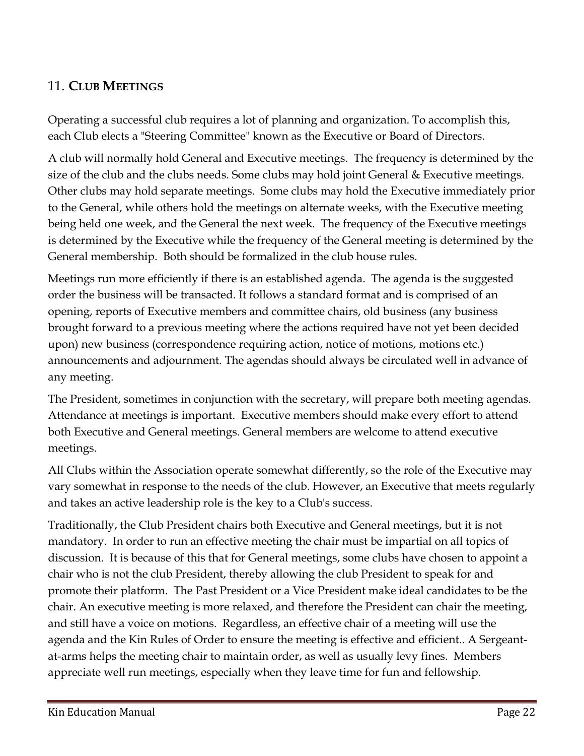## 11. **CLUB MEETINGS**

Operating a successful club requires a lot of planning and organization. To accomplish this, each Club elects a "Steering Committee" known as the Executive or Board of Directors.

A club will normally hold General and Executive meetings. The frequency is determined by the size of the club and the clubs needs. Some clubs may hold joint General & Executive meetings. Other clubs may hold separate meetings. Some clubs may hold the Executive immediately prior to the General, while others hold the meetings on alternate weeks, with the Executive meeting being held one week, and the General the next week. The frequency of the Executive meetings is determined by the Executive while the frequency of the General meeting is determined by the General membership. Both should be formalized in the club house rules.

Meetings run more efficiently if there is an established agenda. The agenda is the suggested order the business will be transacted. It follows a standard format and is comprised of an opening, reports of Executive members and committee chairs, old business (any business brought forward to a previous meeting where the actions required have not yet been decided upon) new business (correspondence requiring action, notice of motions, motions etc.) announcements and adjournment. The agendas should always be circulated well in advance of any meeting.

The President, sometimes in conjunction with the secretary, will prepare both meeting agendas. Attendance at meetings is important. Executive members should make every effort to attend both Executive and General meetings. General members are welcome to attend executive meetings.

All Clubs within the Association operate somewhat differently, so the role of the Executive may vary somewhat in response to the needs of the club. However, an Executive that meets regularly and takes an active leadership role is the key to a Club's success.

Traditionally, the Club President chairs both Executive and General meetings, but it is not mandatory. In order to run an effective meeting the chair must be impartial on all topics of discussion. It is because of this that for General meetings, some clubs have chosen to appoint a chair who is not the club President, thereby allowing the club President to speak for and promote their platform. The Past President or a Vice President make ideal candidates to be the chair. An executive meeting is more relaxed, and therefore the President can chair the meeting, and still have a voice on motions. Regardless, an effective chair of a meeting will use the agenda and the Kin Rules of Order to ensure the meeting is effective and efficient.. A Sergeant-at-arms helps the meeting chair to maintain order, as well as usually levy fines. Members appreciate well run meetings, especially when they leave time for fun and fellowship.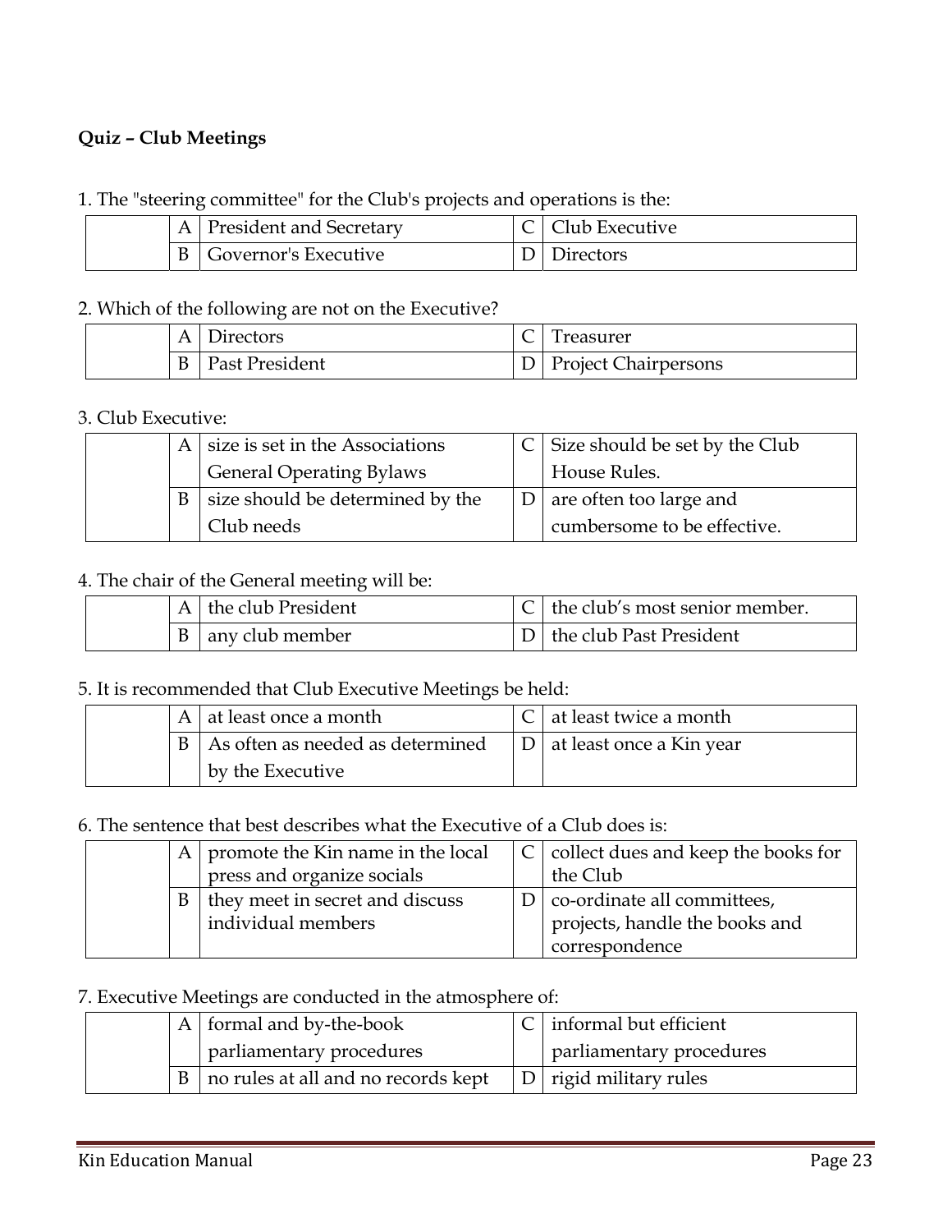**Quiz – Club Meetings**

1. The "steering committee" for the Club's projects and operations is the:

| | | | | |
|---|---|---|---|---|
| | A | President and Secretary | C | Club Executive |
| | B | Governor's Executive | D | Directors |

2. Which of the following are not on the Executive?

| | | | | |
|---|---|---|---|---|
| | A | Directors | C | Treasurer |
| | B | Past President | D | Project Chairpersons |

3. Club Executive:

| | | | | |
|---|---|---|---|---|
| | A | size is set in the Associations General Operating Bylaws | C | Size should be set by the Club House Rules. |
| | B | size should be determined by the Club needs | D | are often too large and cumbersome to be effective. |

4. The chair of the General meeting will be:

| | | | | |
|---|---|---|---|---|
| | A | the club President | C | the club's most senior member. |
| | B | any club member | D | the club Past President |

5. It is recommended that Club Executive Meetings be held:

| | | | | |
|---|---|---|---|---|
| | A | at least once a month | C | at least twice a month |
| | B | As often as needed as determined by the Executive | D | at least once a Kin year |

6. The sentence that best describes what the Executive of a Club does is:

| | | | | |
|---|---|---|---|---|
| | A | promote the Kin name in the local press and organize socials | C | collect dues and keep the books for the Club |
| | B | they meet in secret and discuss individual members | D | co-ordinate all committees, projects, handle the books and correspondence |

7. Executive Meetings are conducted in the atmosphere of:

| | | | | |
|---|---|---|---|---|
| | A | formal and by-the-book parliamentary procedures | C | informal but efficient parliamentary procedures |
| | B | no rules at all and no records kept | D | rigid military rules |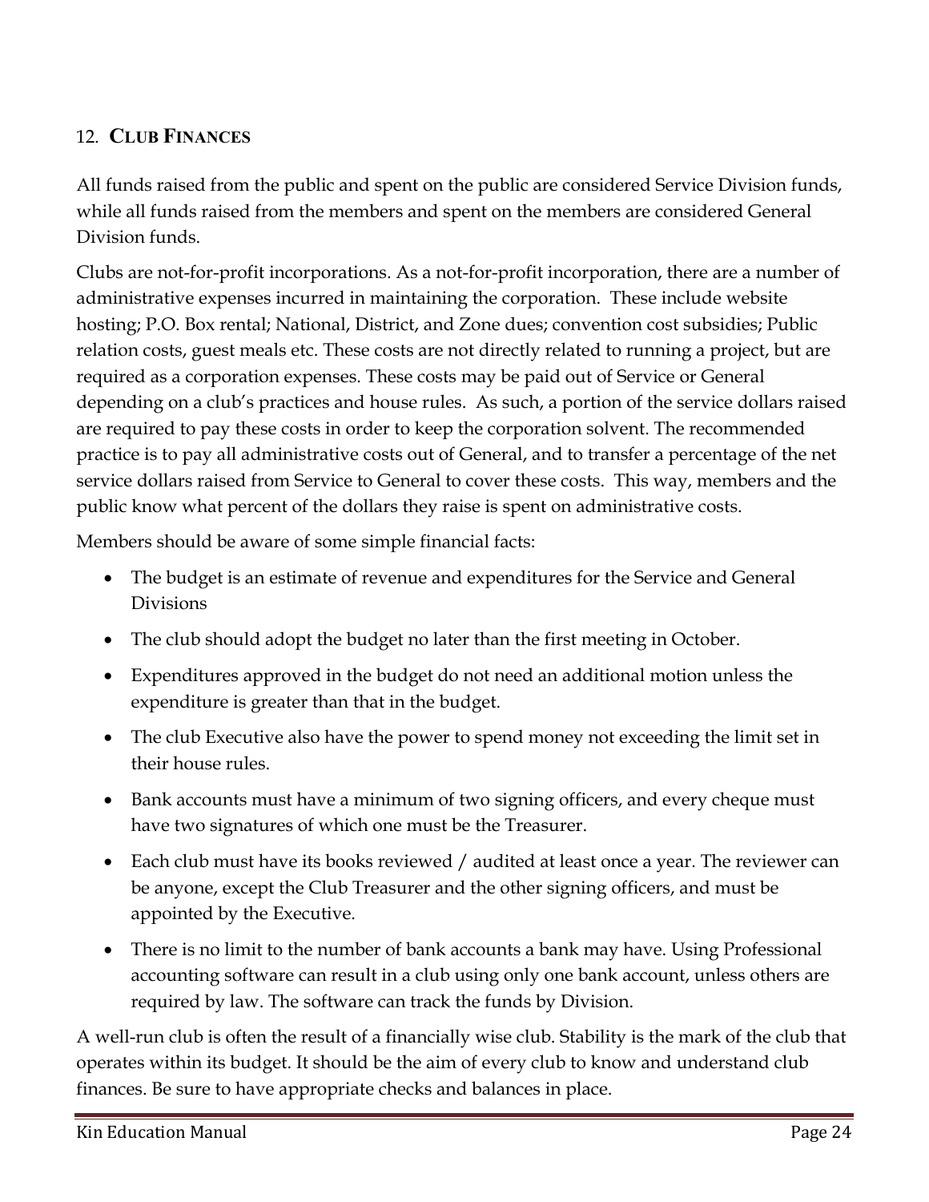## 12. CLUB FINANCES

All funds raised from the public and spent on the public are considered Service Division funds, while all funds raised from the members and spent on the members are considered General Division funds.

Clubs are not-for-profit incorporations. As a not-for-profit incorporation, there are a number of administrative expenses incurred in maintaining the corporation. These include website hosting; P.O. Box rental; National, District, and Zone dues; convention cost subsidies; Public relation costs, guest meals etc. These costs are not directly related to running a project, but are required as a corporation expenses. These costs may be paid out of Service or General depending on a club's practices and house rules. As such, a portion of the service dollars raised are required to pay these costs in order to keep the corporation solvent. The recommended practice is to pay all administrative costs out of General, and to transfer a percentage of the net service dollars raised from Service to General to cover these costs. This way, members and the public know what percent of the dollars they raise is spent on administrative costs.

Members should be aware of some simple financial facts:

- The budget is an estimate of revenue and expenditures for the Service and General Divisions
- The club should adopt the budget no later than the first meeting in October.
- Expenditures approved in the budget do not need an additional motion unless the expenditure is greater than that in the budget.
- The club Executive also have the power to spend money not exceeding the limit set in their house rules.
- Bank accounts must have a minimum of two signing officers, and every cheque must have two signatures of which one must be the Treasurer.
- Each club must have its books reviewed / audited at least once a year. The reviewer can be anyone, except the Club Treasurer and the other signing officers, and must be appointed by the Executive.
- There is no limit to the number of bank accounts a bank may have. Using Professional accounting software can result in a club using only one bank account, unless others are required by law. The software can track the funds by Division.

A well-run club is often the result of a financially wise club. Stability is the mark of the club that operates within its budget. It should be the aim of every club to know and understand club finances. Be sure to have appropriate checks and balances in place.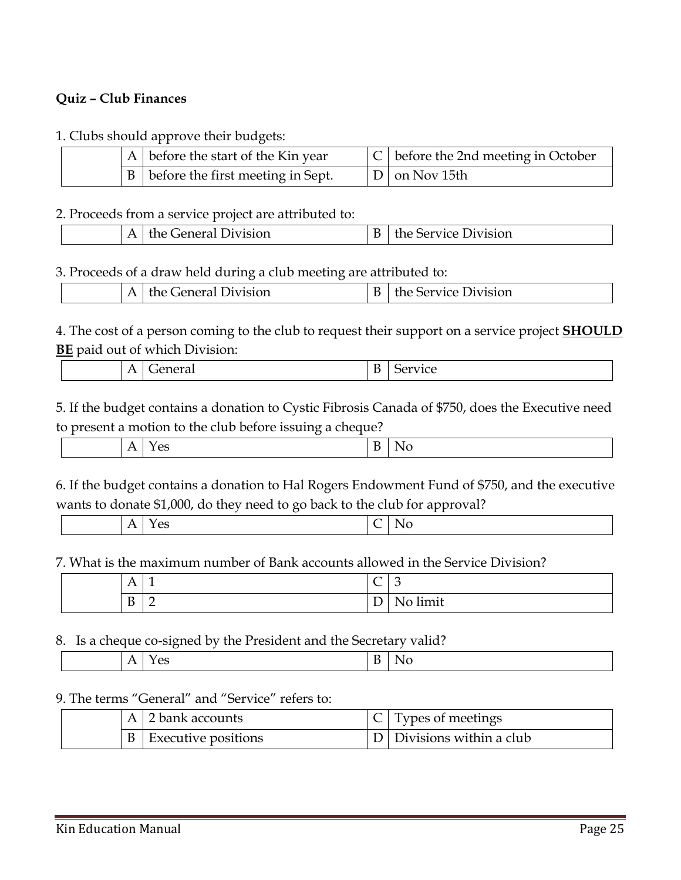**Quiz – Club Finances**

1. Clubs should approve their budgets:

| | | | | |
|---|---|---|---|---|
| | A | before the start of the Kin year | C | before the 2nd meeting in October |
| | B | before the first meeting in Sept. | D | on Nov 15th |

2. Proceeds from a service project are attributed to:

| | | | | |
|---|---|---|---|---|
| | A | the General Division | B | the Service Division |

3. Proceeds of a draw held during a club meeting are attributed to:

| | | | | |
|---|---|---|---|---|
| | A | the General Division | B | the Service Division |

4. The cost of a person coming to the club to request their support on a service project <u>**SHOULD BE**</u> paid out of which Division:

| | | | | |
|---|---|---|---|---|
| | A | General | B | Service |

5. If the budget contains a donation to Cystic Fibrosis Canada of $750, does the Executive need to present a motion to the club before issuing a cheque?

| | | | | |
|---|---|---|---|---|
| | A | Yes | B | No |

6. If the budget contains a donation to Hal Rogers Endowment Fund of $750, and the executive wants to donate $1,000, do they need to go back to the club for approval?

| | | | | |
|---|---|---|---|---|
| | A | Yes | C | No |

7. What is the maximum number of Bank accounts allowed in the Service Division?

| | | | | |
|---|---|---|---|---|
| | A | 1 | C | 3 |
| | B | 2 | D | No limit |

8. Is a cheque co-signed by the President and the Secretary valid?

| | | | | |
|---|---|---|---|---|
| | A | Yes | B | No |

9. The terms "General" and "Service" refers to:

| | | | | |
|---|---|---|---|---|
| | A | 2 bank accounts | C | Types of meetings |
| | B | Executive positions | D | Divisions within a club |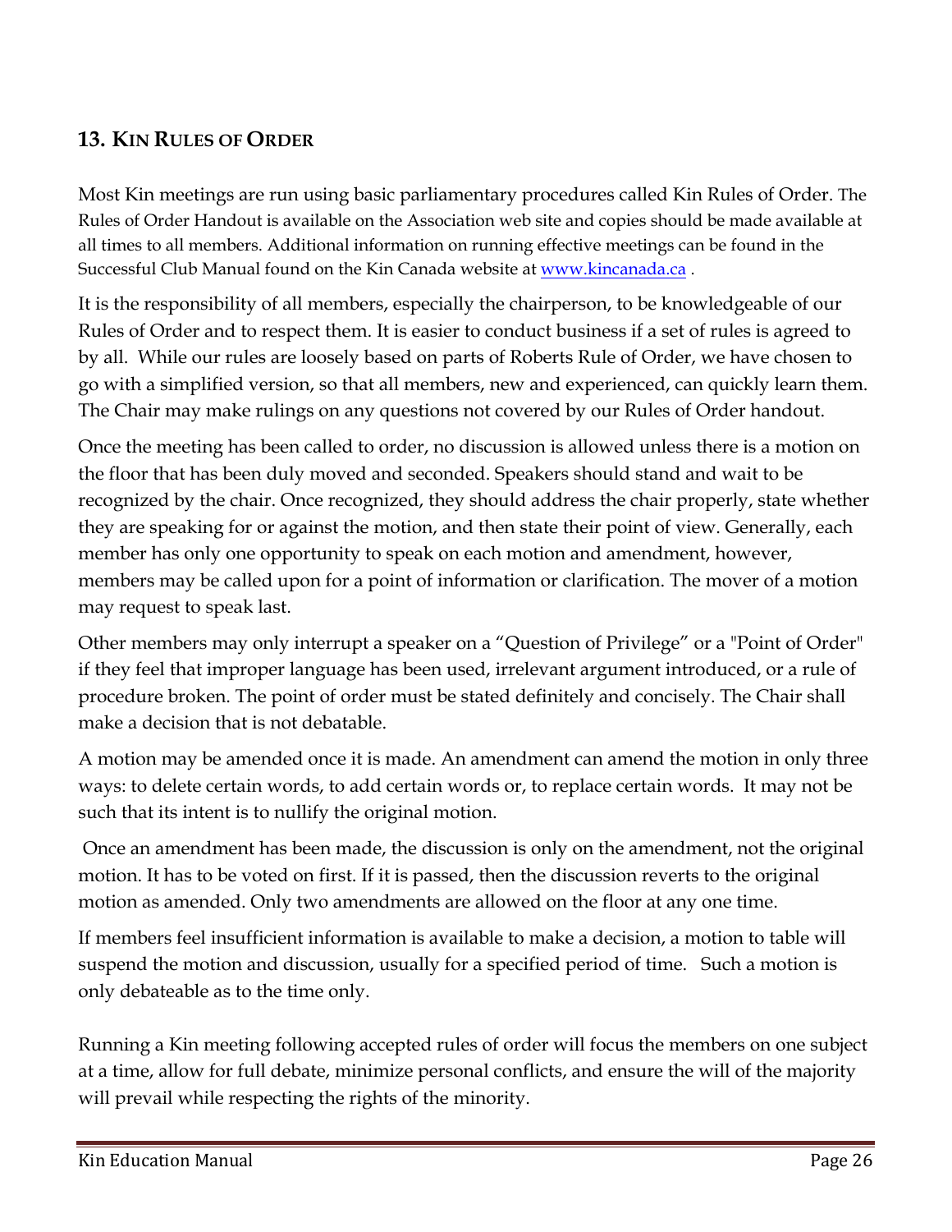## 13. KIN RULES OF ORDER

Most Kin meetings are run using basic parliamentary procedures called Kin Rules of Order. The Rules of Order Handout is available on the Association web site and copies should be made available at all times to all members. Additional information on running effective meetings can be found in the Successful Club Manual found on the Kin Canada website at [www.kincanada.ca](http://www.kincanada.ca) .

It is the responsibility of all members, especially the chairperson, to be knowledgeable of our Rules of Order and to respect them. It is easier to conduct business if a set of rules is agreed to by all. While our rules are loosely based on parts of Roberts Rule of Order, we have chosen to go with a simplified version, so that all members, new and experienced, can quickly learn them. The Chair may make rulings on any questions not covered by our Rules of Order handout.

Once the meeting has been called to order, no discussion is allowed unless there is a motion on the floor that has been duly moved and seconded. Speakers should stand and wait to be recognized by the chair. Once recognized, they should address the chair properly, state whether they are speaking for or against the motion, and then state their point of view. Generally, each member has only one opportunity to speak on each motion and amendment, however, members may be called upon for a point of information or clarification. The mover of a motion may request to speak last.

Other members may only interrupt a speaker on a "Question of Privilege" or a "Point of Order" if they feel that improper language has been used, irrelevant argument introduced, or a rule of procedure broken. The point of order must be stated definitely and concisely. The Chair shall make a decision that is not debatable.

A motion may be amended once it is made. An amendment can amend the motion in only three ways: to delete certain words, to add certain words or, to replace certain words. It may not be such that its intent is to nullify the original motion.

Once an amendment has been made, the discussion is only on the amendment, not the original motion. It has to be voted on first. If it is passed, then the discussion reverts to the original motion as amended. Only two amendments are allowed on the floor at any one time.

If members feel insufficient information is available to make a decision, a motion to table will suspend the motion and discussion, usually for a specified period of time. Such a motion is only debateable as to the time only.

Running a Kin meeting following accepted rules of order will focus the members on one subject at a time, allow for full debate, minimize personal conflicts, and ensure the will of the majority will prevail while respecting the rights of the minority.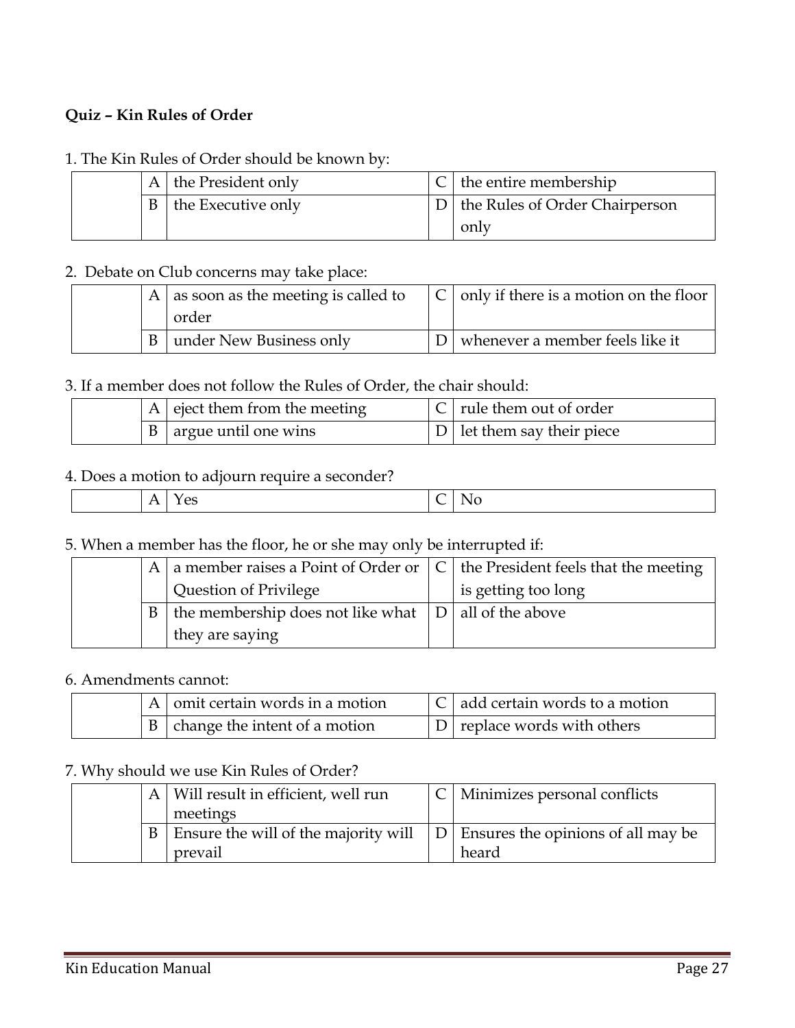**Quiz – Kin Rules of Order**

1. The Kin Rules of Order should be known by:

| | | | | |
|---|---|---|---|---|
| | A | the President only | C | the entire membership |
| | B | the Executive only | D | the Rules of Order Chairperson only |

2. Debate on Club concerns may take place:

| | | | | |
|---|---|---|---|---|
| | A | as soon as the meeting is called to order | C | only if there is a motion on the floor |
| | B | under New Business only | D | whenever a member feels like it |

3. If a member does not follow the Rules of Order, the chair should:

| | | | | |
|---|---|---|---|---|
| | A | eject them from the meeting | C | rule them out of order |
| | B | argue until one wins | D | let them say their piece |

4. Does a motion to adjourn require a seconder?

| | | | | |
|---|---|---|---|---|
| | A | Yes | C | No |

5. When a member has the floor, he or she may only be interrupted if:

| | | | | |
|---|---|---|---|---|
| | A | a member raises a Point of Order or Question of Privilege | C | the President feels that the meeting is getting too long |
| | B | the membership does not like what they are saying | D | all of the above |

6. Amendments cannot:

| | | | | |
|---|---|---|---|---|
| | A | omit certain words in a motion | C | add certain words to a motion |
| | B | change the intent of a motion | D | replace words with others |

7. Why should we use Kin Rules of Order?

| | | | | |
|---|---|---|---|---|
| | A | Will result in efficient, well run meetings | C | Minimizes personal conflicts |
| | B | Ensure the will of the majority will prevail | D | Ensures the opinions of all may be heard |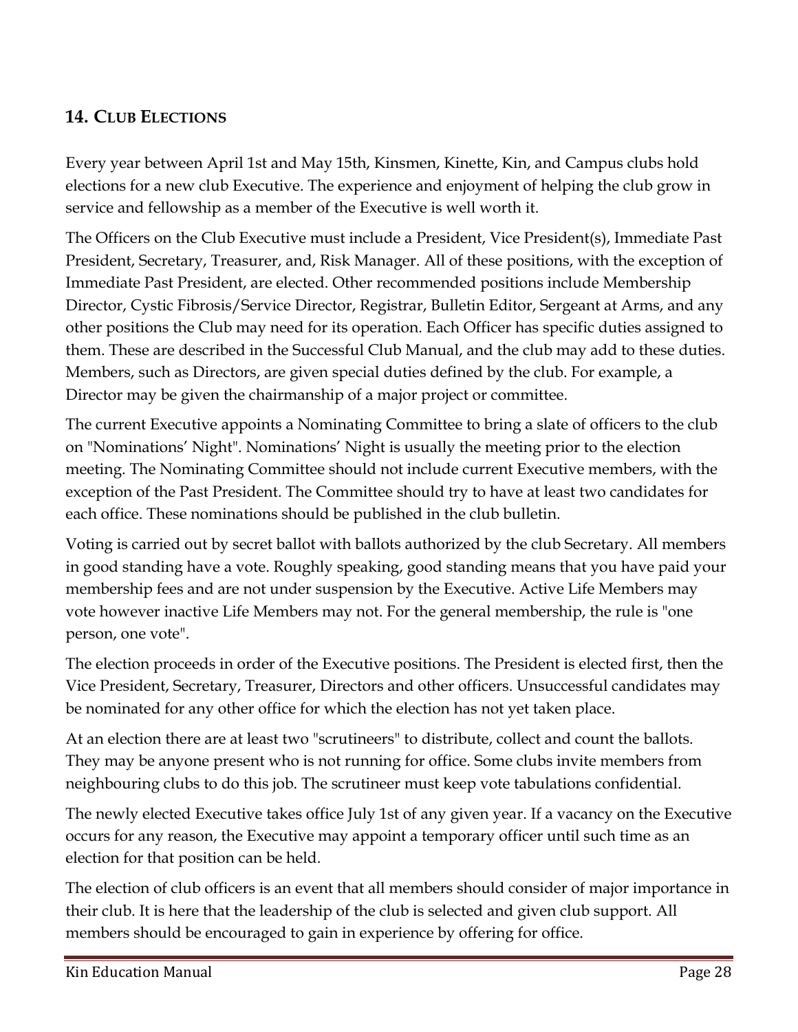## 14. Club Elections

Every year between April 1st and May 15th, Kinsmen, Kinette, Kin, and Campus clubs hold elections for a new club Executive. The experience and enjoyment of helping the club grow in service and fellowship as a member of the Executive is well worth it.

The Officers on the Club Executive must include a President, Vice President(s), Immediate Past President, Secretary, Treasurer, and, Risk Manager. All of these positions, with the exception of Immediate Past President, are elected. Other recommended positions include Membership Director, Cystic Fibrosis/Service Director, Registrar, Bulletin Editor, Sergeant at Arms, and any other positions the Club may need for its operation. Each Officer has specific duties assigned to them. These are described in the Successful Club Manual, and the club may add to these duties. Members, such as Directors, are given special duties defined by the club. For example, a Director may be given the chairmanship of a major project or committee.

The current Executive appoints a Nominating Committee to bring a slate of officers to the club on "Nominations' Night". Nominations' Night is usually the meeting prior to the election meeting. The Nominating Committee should not include current Executive members, with the exception of the Past President. The Committee should try to have at least two candidates for each office. These nominations should be published in the club bulletin.

Voting is carried out by secret ballot with ballots authorized by the club Secretary. All members in good standing have a vote. Roughly speaking, good standing means that you have paid your membership fees and are not under suspension by the Executive. Active Life Members may vote however inactive Life Members may not. For the general membership, the rule is "one person, one vote".

The election proceeds in order of the Executive positions. The President is elected first, then the Vice President, Secretary, Treasurer, Directors and other officers. Unsuccessful candidates may be nominated for any other office for which the election has not yet taken place.

At an election there are at least two "scrutineers" to distribute, collect and count the ballots. They may be anyone present who is not running for office. Some clubs invite members from neighbouring clubs to do this job. The scrutineer must keep vote tabulations confidential.

The newly elected Executive takes office July 1st of any given year. If a vacancy on the Executive occurs for any reason, the Executive may appoint a temporary officer until such time as an election for that position can be held.

The election of club officers is an event that all members should consider of major importance in their club. It is here that the leadership of the club is selected and given club support. All members should be encouraged to gain in experience by offering for office.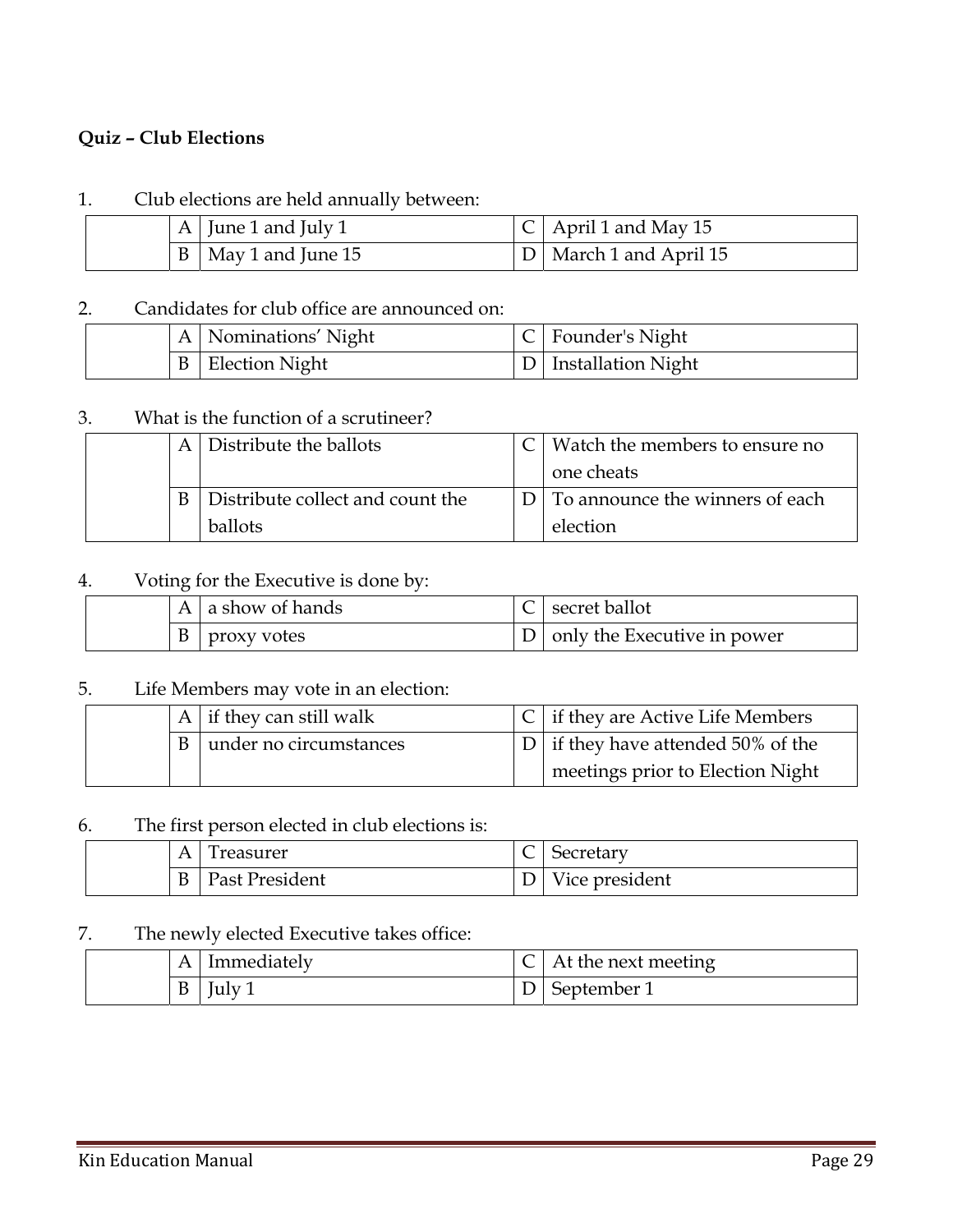**Quiz – Club Elections**

1. Club elections are held annually between:

| | | | | |
|---|---|---|---|---|
| | A | June 1 and July 1 | C | April 1 and May 15 |
| | B | May 1 and June 15 | D | March 1 and April 15 |

2. Candidates for club office are announced on:

| | | | | |
|---|---|---|---|---|
| | A | Nominations' Night | C | Founder's Night |
| | B | Election Night | D | Installation Night |

3. What is the function of a scrutineer?

| | | | | |
|---|---|---|---|---|
| | A | Distribute the ballots | C | Watch the members to ensure no one cheats |
| | B | Distribute collect and count the ballots | D | To announce the winners of each election |

4. Voting for the Executive is done by:

| | | | | |
|---|---|---|---|---|
| | A | a show of hands | C | secret ballot |
| | B | proxy votes | D | only the Executive in power |

5. Life Members may vote in an election:

| | | | | |
|---|---|---|---|---|
| | A | if they can still walk | C | if they are Active Life Members |
| | B | under no circumstances | D | if they have attended 50% of the meetings prior to Election Night |

6. The first person elected in club elections is:

| | | | | |
|---|---|---|---|---|
| | A | Treasurer | C | Secretary |
| | B | Past President | D | Vice president |

7. The newly elected Executive takes office:

| | | | | |
|---|---|---|---|---|
| | A | Immediately | C | At the next meeting |
| | B | July 1 | D | September 1 |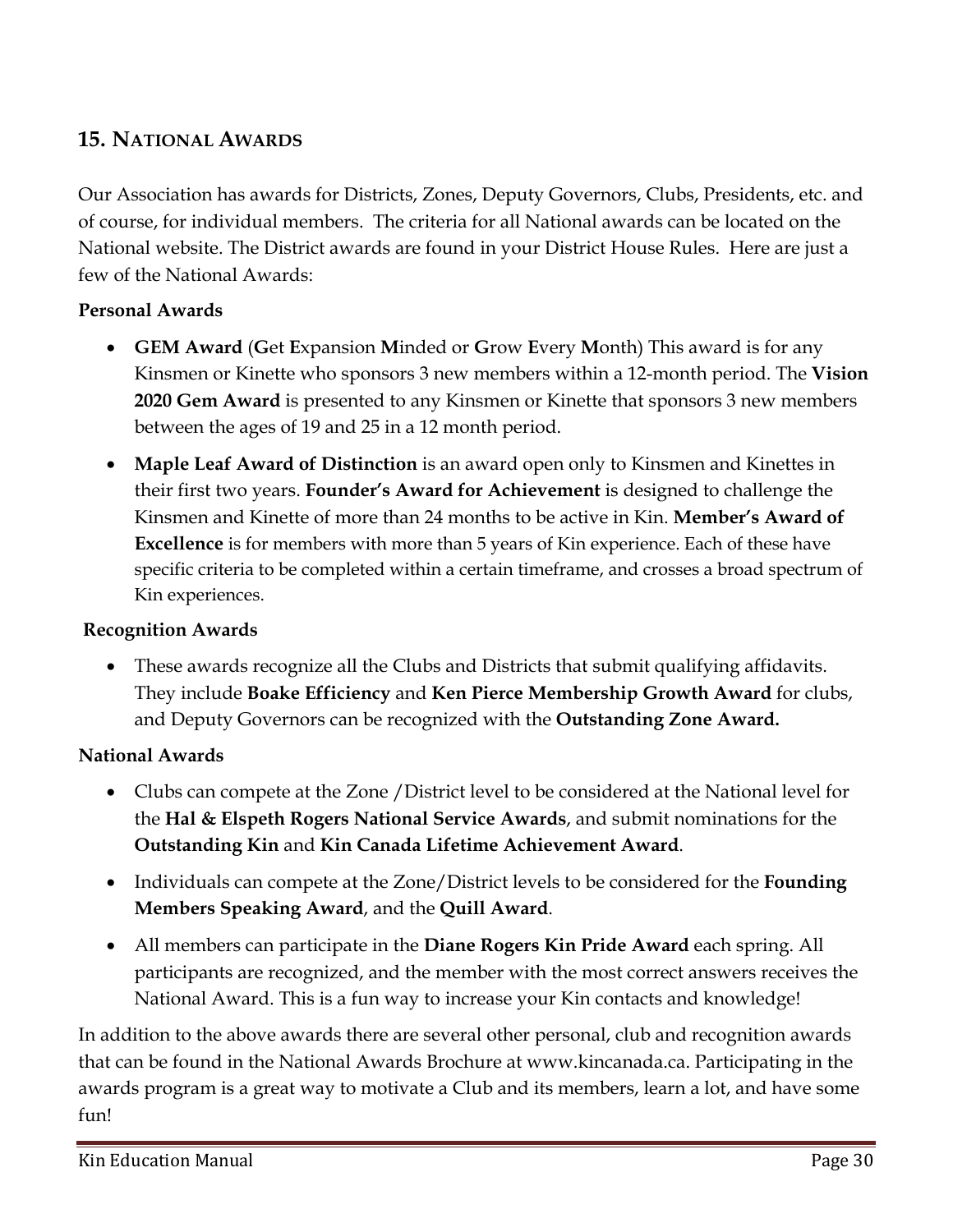## 15. NATIONAL AWARDS

Our Association has awards for Districts, Zones, Deputy Governors, Clubs, Presidents, etc. and of course, for individual members. The criteria for all National awards can be located on the National website. The District awards are found in your District House Rules. Here are just a few of the National Awards:

**Personal Awards**

- **GEM Award** (**G**et **E**xpansion **M**inded or **G**row **E**very **M**onth) This award is for any Kinsmen or Kinette who sponsors 3 new members within a 12-month period. The **Vision 2020 Gem Award** is presented to any Kinsmen or Kinette that sponsors 3 new members between the ages of 19 and 25 in a 12 month period.
- **Maple Leaf Award of Distinction** is an award open only to Kinsmen and Kinettes in their first two years. **Founder's Award for Achievement** is designed to challenge the Kinsmen and Kinette of more than 24 months to be active in Kin. **Member's Award of Excellence** is for members with more than 5 years of Kin experience. Each of these have specific criteria to be completed within a certain timeframe, and crosses a broad spectrum of Kin experiences.

**Recognition Awards**

- These awards recognize all the Clubs and Districts that submit qualifying affidavits. They include **Boake Efficiency** and **Ken Pierce Membership Growth Award** for clubs, and Deputy Governors can be recognized with the **Outstanding Zone Award.**

**National Awards**

- Clubs can compete at the Zone /District level to be considered at the National level for the **Hal & Elspeth Rogers National Service Awards**, and submit nominations for the **Outstanding Kin** and **Kin Canada Lifetime Achievement Award**.
- Individuals can compete at the Zone/District levels to be considered for the **Founding Members Speaking Award**, and the **Quill Award**.
- All members can participate in the **Diane Rogers Kin Pride Award** each spring. All participants are recognized, and the member with the most correct answers receives the National Award. This is a fun way to increase your Kin contacts and knowledge!

In addition to the above awards there are several other personal, club and recognition awards that can be found in the National Awards Brochure at www.kincanada.ca. Participating in the awards program is a great way to motivate a Club and its members, learn a lot, and have some fun!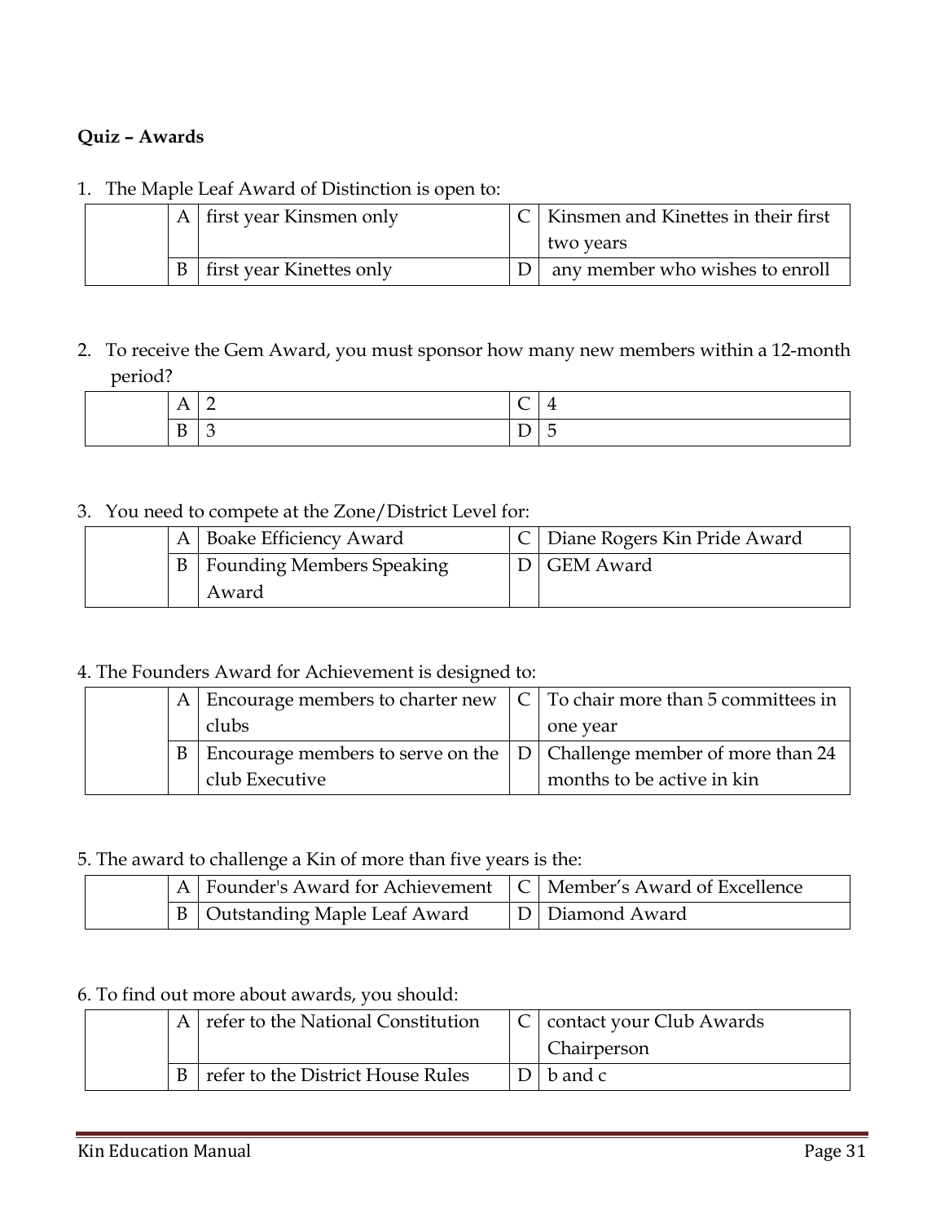**Quiz – Awards**

1. The Maple Leaf Award of Distinction is open to:

| | | | | |
|---|---|---|---|---|
| | A | first year Kinsmen only | C | Kinsmen and Kinettes in their first two years |
| | B | first year Kinettes only | D | any member who wishes to enroll |

2. To receive the Gem Award, you must sponsor how many new members within a 12-month period?

| | | | | |
|---|---|---|---|---|
| | A | 2 | C | 4 |
| | B | 3 | D | 5 |

3. You need to compete at the Zone/District Level for:

| | | | | |
|---|---|---|---|---|
| | A | Boake Efficiency Award | C | Diane Rogers Kin Pride Award |
| | B | Founding Members Speaking Award | D | GEM Award |

4. The Founders Award for Achievement is designed to:

| | | | | |
|---|---|---|---|---|
| | A | Encourage members to charter new clubs | C | To chair more than 5 committees in one year |
| | B | Encourage members to serve on the club Executive | D | Challenge member of more than 24 months to be active in kin |

5. The award to challenge a Kin of more than five years is the:

| | | | | |
|---|---|---|---|---|
| | A | Founder's Award for Achievement | C | Member's Award of Excellence |
| | B | Outstanding Maple Leaf Award | D | Diamond Award |

6. To find out more about awards, you should:

| | | | | |
|---|---|---|---|---|
| | A | refer to the National Constitution | C | contact your Club Awards Chairperson |
| | B | refer to the District House Rules | D | b and c |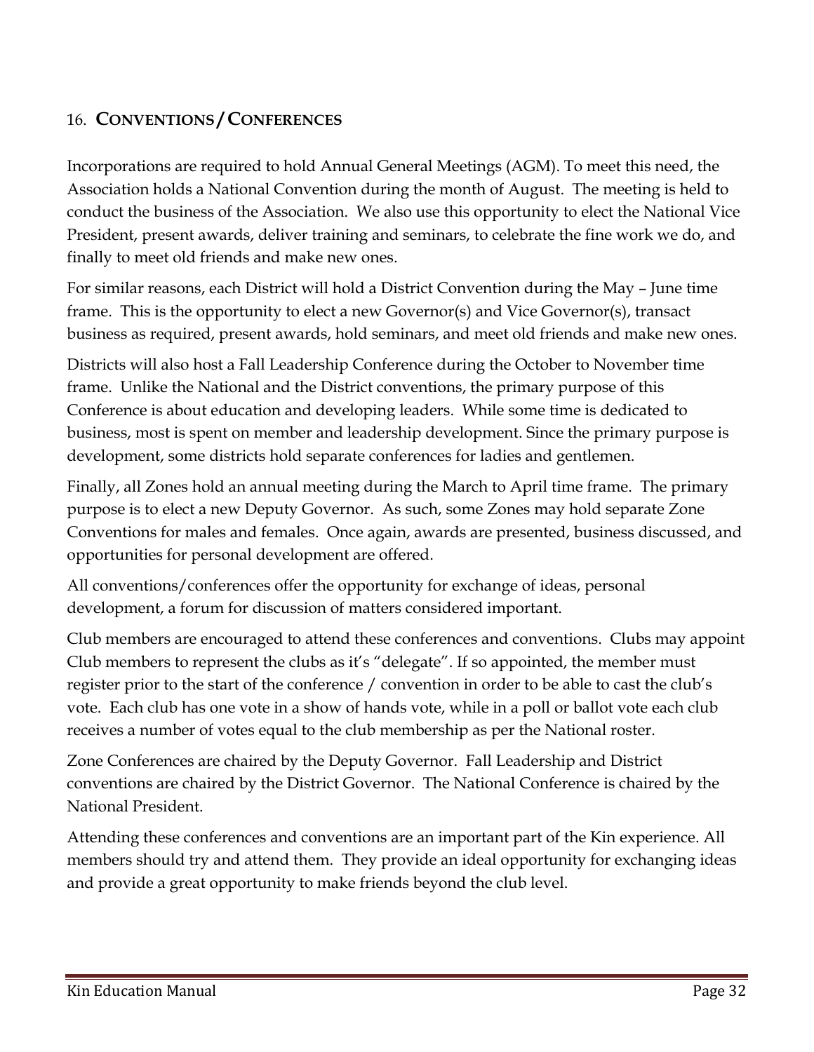## 16. **CONVENTIONS / CONFERENCES**

Incorporations are required to hold Annual General Meetings (AGM). To meet this need, the Association holds a National Convention during the month of August. The meeting is held to conduct the business of the Association. We also use this opportunity to elect the National Vice President, present awards, deliver training and seminars, to celebrate the fine work we do, and finally to meet old friends and make new ones.

For similar reasons, each District will hold a District Convention during the May – June time frame. This is the opportunity to elect a new Governor(s) and Vice Governor(s), transact business as required, present awards, hold seminars, and meet old friends and make new ones.

Districts will also host a Fall Leadership Conference during the October to November time frame. Unlike the National and the District conventions, the primary purpose of this Conference is about education and developing leaders. While some time is dedicated to business, most is spent on member and leadership development. Since the primary purpose is development, some districts hold separate conferences for ladies and gentlemen.

Finally, all Zones hold an annual meeting during the March to April time frame. The primary purpose is to elect a new Deputy Governor. As such, some Zones may hold separate Zone Conventions for males and females. Once again, awards are presented, business discussed, and opportunities for personal development are offered.

All conventions/conferences offer the opportunity for exchange of ideas, personal development, a forum for discussion of matters considered important.

Club members are encouraged to attend these conferences and conventions. Clubs may appoint Club members to represent the clubs as it's "delegate". If so appointed, the member must register prior to the start of the conference / convention in order to be able to cast the club's vote. Each club has one vote in a show of hands vote, while in a poll or ballot vote each club receives a number of votes equal to the club membership as per the National roster.

Zone Conferences are chaired by the Deputy Governor. Fall Leadership and District conventions are chaired by the District Governor. The National Conference is chaired by the National President.

Attending these conferences and conventions are an important part of the Kin experience. All members should try and attend them. They provide an ideal opportunity for exchanging ideas and provide a great opportunity to make friends beyond the club level.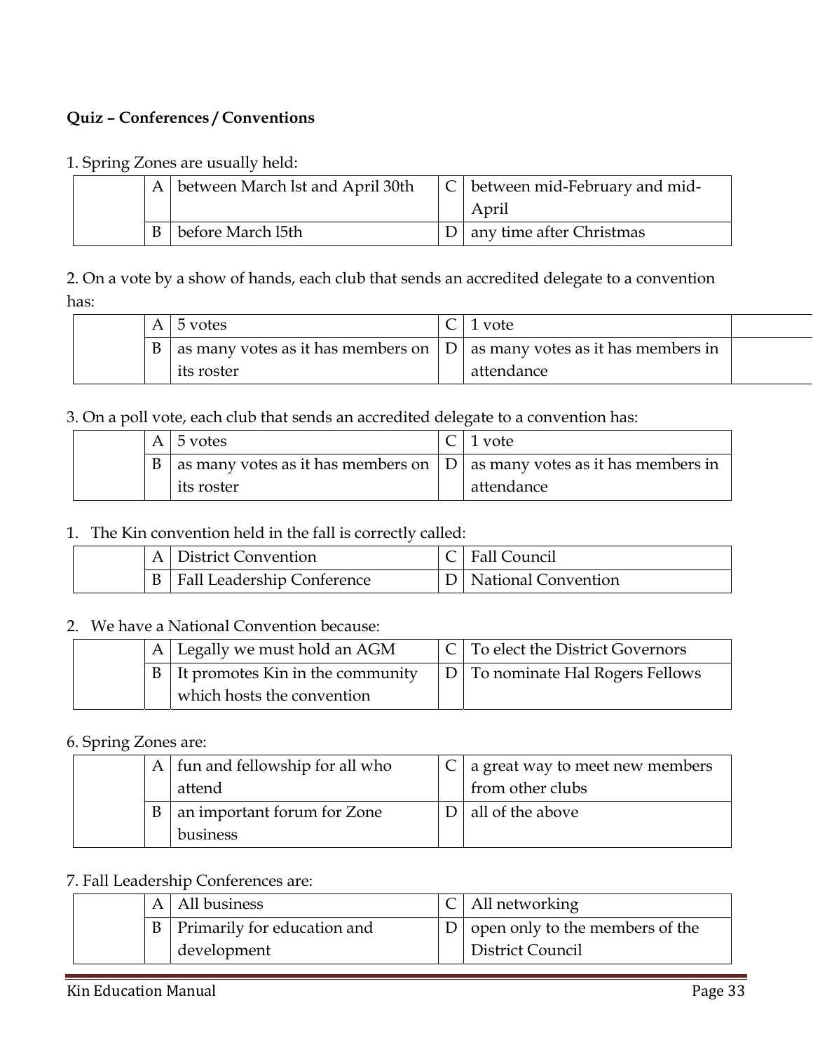**Quiz – Conferences / Conventions**

1. Spring Zones are usually held:

| | | | | |
|---|---|---|---|---|
| | A | between March lst and April 30th | C | between mid-February and mid-April |
| | B | before March l5th | D | any time after Christmas |

2. On a vote by a show of hands, each club that sends an accredited delegate to a convention has:

| | | | | | |
|---|---|---|---|---|---|
| | A | 5 votes | C | 1 vote | |
| | B | as many votes as it has members on its roster | D | as many votes as it has members in attendance | |

3. On a poll vote, each club that sends an accredited delegate to a convention has:

| | | | | |
|---|---|---|---|---|
| | A | 5 votes | C | 1 vote |
| | B | as many votes as it has members on its roster | D | as many votes as it has members in attendance |

1. The Kin convention held in the fall is correctly called:

| | | | | |
|---|---|---|---|---|
| | A | District Convention | C | Fall Council |
| | B | Fall Leadership Conference | D | National Convention |

2. We have a National Convention because:

| | | | | |
|---|---|---|---|---|
| | A | Legally we must hold an AGM | C | To elect the District Governors |
| | B | It promotes Kin in the community which hosts the convention | D | To nominate Hal Rogers Fellows |

6. Spring Zones are:

| | | | | |
|---|---|---|---|---|
| | A | fun and fellowship for all who attend | C | a great way to meet new members from other clubs |
| | B | an important forum for Zone business | D | all of the above |

7. Fall Leadership Conferences are:

| | | | | |
|---|---|---|---|---|
| | A | All business | C | All networking |
| | B | Primarily for education and development | D | open only to the members of the District Council |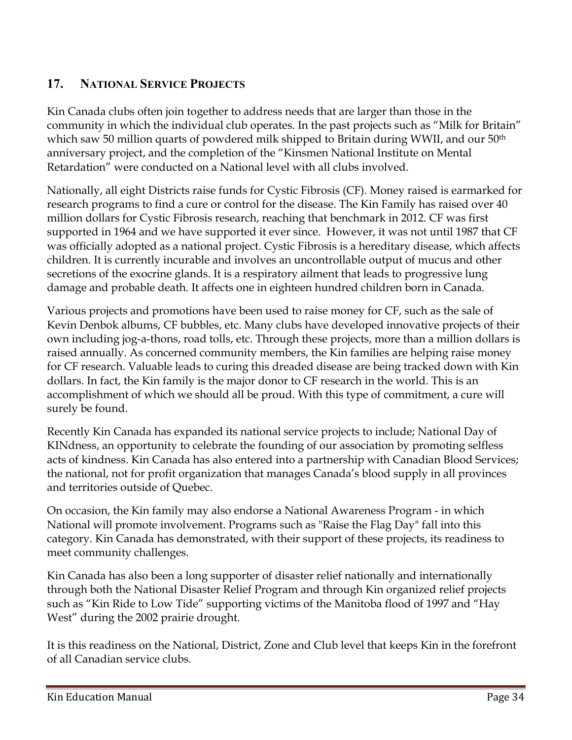## 17. National Service Projects

Kin Canada clubs often join together to address needs that are larger than those in the community in which the individual club operates. In the past projects such as "Milk for Britain" which saw 50 million quarts of powdered milk shipped to Britain during WWII, and our 50th anniversary project, and the completion of the "Kinsmen National Institute on Mental Retardation" were conducted on a National level with all clubs involved.

Nationally, all eight Districts raise funds for Cystic Fibrosis (CF). Money raised is earmarked for research programs to find a cure or control for the disease. The Kin Family has raised over 40 million dollars for Cystic Fibrosis research, reaching that benchmark in 2012. CF was first supported in 1964 and we have supported it ever since. However, it was not until 1987 that CF was officially adopted as a national project. Cystic Fibrosis is a hereditary disease, which affects children. It is currently incurable and involves an uncontrollable output of mucus and other secretions of the exocrine glands. It is a respiratory ailment that leads to progressive lung damage and probable death. It affects one in eighteen hundred children born in Canada.

Various projects and promotions have been used to raise money for CF, such as the sale of Kevin Denbok albums, CF bubbles, etc. Many clubs have developed innovative projects of their own including jog-a-thons, road tolls, etc. Through these projects, more than a million dollars is raised annually. As concerned community members, the Kin families are helping raise money for CF research. Valuable leads to curing this dreaded disease are being tracked down with Kin dollars. In fact, the Kin family is the major donor to CF research in the world. This is an accomplishment of which we should all be proud. With this type of commitment, a cure will surely be found.

Recently Kin Canada has expanded its national service projects to include; National Day of KINdness, an opportunity to celebrate the founding of our association by promoting selfless acts of kindness. Kin Canada has also entered into a partnership with Canadian Blood Services; the national, not for profit organization that manages Canada's blood supply in all provinces and territories outside of Quebec.

On occasion, the Kin family may also endorse a National Awareness Program - in which National will promote involvement. Programs such as "Raise the Flag Day" fall into this category. Kin Canada has demonstrated, with their support of these projects, its readiness to meet community challenges.

Kin Canada has also been a long supporter of disaster relief nationally and internationally through both the National Disaster Relief Program and through Kin organized relief projects such as "Kin Ride to Low Tide" supporting victims of the Manitoba flood of 1997 and "Hay West" during the 2002 prairie drought.

It is this readiness on the National, District, Zone and Club level that keeps Kin in the forefront of all Canadian service clubs.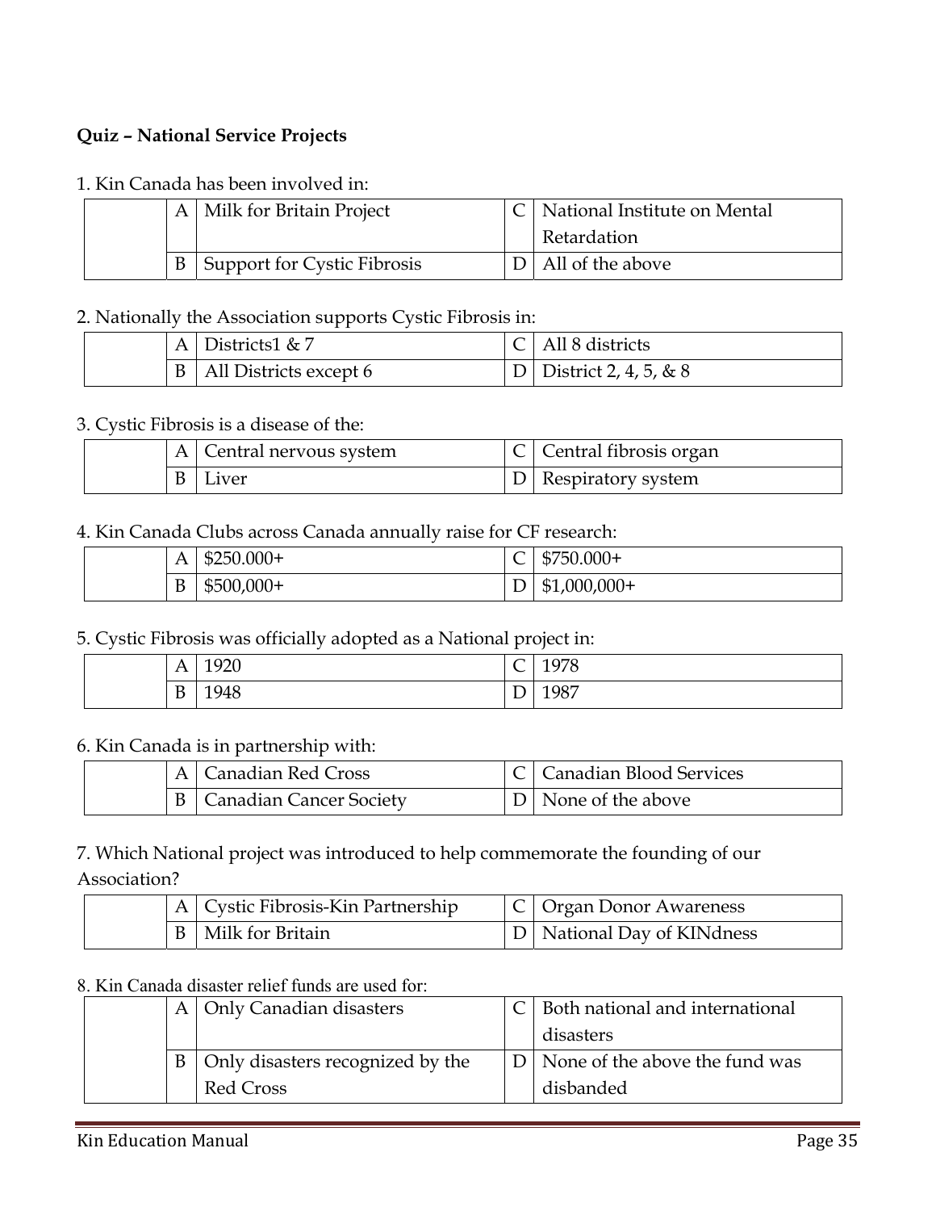**Quiz – National Service Projects**

1. Kin Canada has been involved in:

| | | | | |
|---|---|---|---|---|
| | A | Milk for Britain Project | C | National Institute on Mental Retardation |
| | B | Support for Cystic Fibrosis | D | All of the above |

2. Nationally the Association supports Cystic Fibrosis in:

| | | | | |
|---|---|---|---|---|
| | A | Districts1 & 7 | C | All 8 districts |
| | B | All Districts except 6 | D | District 2, 4, 5, & 8 |

3. Cystic Fibrosis is a disease of the:

| | | | | |
|---|---|---|---|---|
| | A | Central nervous system | C | Central fibrosis organ |
| | B | Liver | D | Respiratory system |

4. Kin Canada Clubs across Canada annually raise for CF research:

| | | | | |
|---|---|---|---|---|
| | A | $250.000+ | C | $750.000+ |
| | B | $500,000+ | D | $1,000,000+ |

5. Cystic Fibrosis was officially adopted as a National project in:

| | | | | |
|---|---|---|---|---|
| | A | 1920 | C | 1978 |
| | B | 1948 | D | 1987 |

6. Kin Canada is in partnership with:

| | | | | |
|---|---|---|---|---|
| | A | Canadian Red Cross | C | Canadian Blood Services |
| | B | Canadian Cancer Society | D | None of the above |

7. Which National project was introduced to help commemorate the founding of our Association?

| | | | | |
|---|---|---|---|---|
| | A | Cystic Fibrosis-Kin Partnership | C | Organ Donor Awareness |
| | B | Milk for Britain | D | National Day of KINdness |

8. Kin Canada disaster relief funds are used for:

| | | | | |
|---|---|---|---|---|
| | A | Only Canadian disasters | C | Both national and international disasters |
| | B | Only disasters recognized by the Red Cross | D | None of the above the fund was disbanded |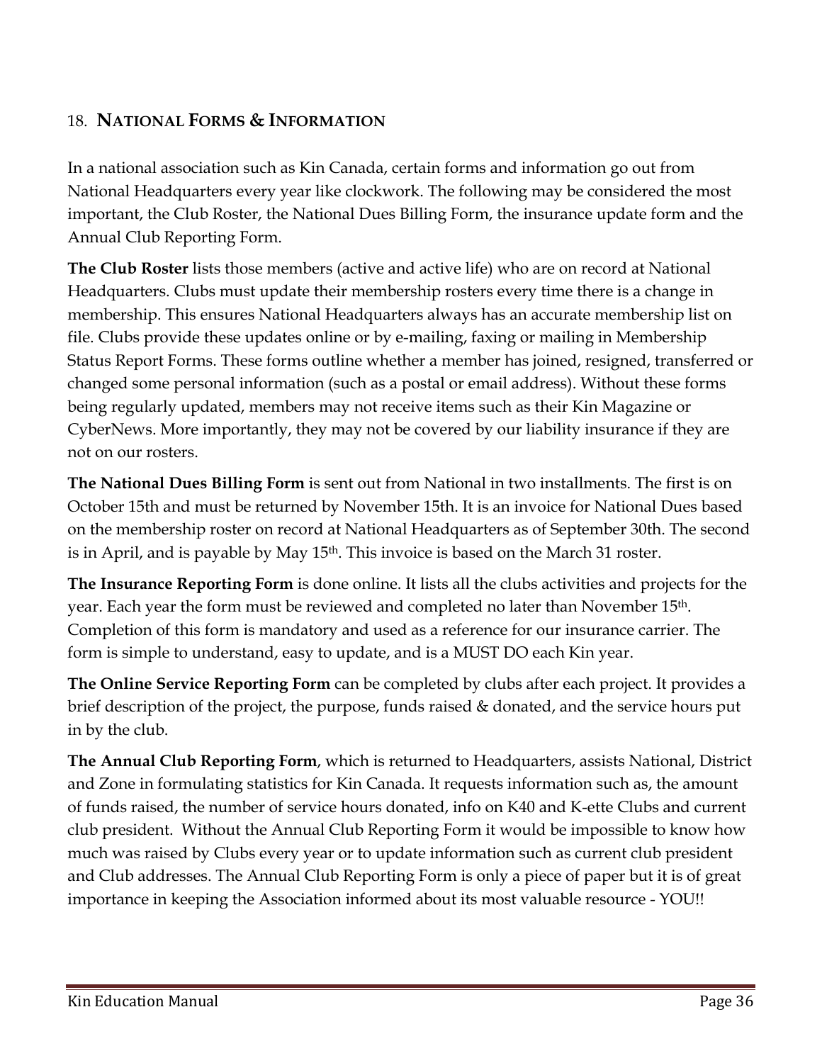## 18. NATIONAL FORMS & INFORMATION

In a national association such as Kin Canada, certain forms and information go out from National Headquarters every year like clockwork. The following may be considered the most important, the Club Roster, the National Dues Billing Form, the insurance update form and the Annual Club Reporting Form.

**The Club Roster** lists those members (active and active life) who are on record at National Headquarters. Clubs must update their membership rosters every time there is a change in membership. This ensures National Headquarters always has an accurate membership list on file. Clubs provide these updates online or by e-mailing, faxing or mailing in Membership Status Report Forms. These forms outline whether a member has joined, resigned, transferred or changed some personal information (such as a postal or email address). Without these forms being regularly updated, members may not receive items such as their Kin Magazine or CyberNews. More importantly, they may not be covered by our liability insurance if they are not on our rosters.

**The National Dues Billing Form** is sent out from National in two installments. The first is on October 15th and must be returned by November 15th. It is an invoice for National Dues based on the membership roster on record at National Headquarters as of September 30th. The second is in April, and is payable by May 15th. This invoice is based on the March 31 roster.

**The Insurance Reporting Form** is done online. It lists all the clubs activities and projects for the year. Each year the form must be reviewed and completed no later than November 15th. Completion of this form is mandatory and used as a reference for our insurance carrier. The form is simple to understand, easy to update, and is a MUST DO each Kin year.

**The Online Service Reporting Form** can be completed by clubs after each project. It provides a brief description of the project, the purpose, funds raised & donated, and the service hours put in by the club.

**The Annual Club Reporting Form**, which is returned to Headquarters, assists National, District and Zone in formulating statistics for Kin Canada. It requests information such as, the amount of funds raised, the number of service hours donated, info on K40 and K-ette Clubs and current club president. Without the Annual Club Reporting Form it would be impossible to know how much was raised by Clubs every year or to update information such as current club president and Club addresses. The Annual Club Reporting Form is only a piece of paper but it is of great importance in keeping the Association informed about its most valuable resource - YOU!!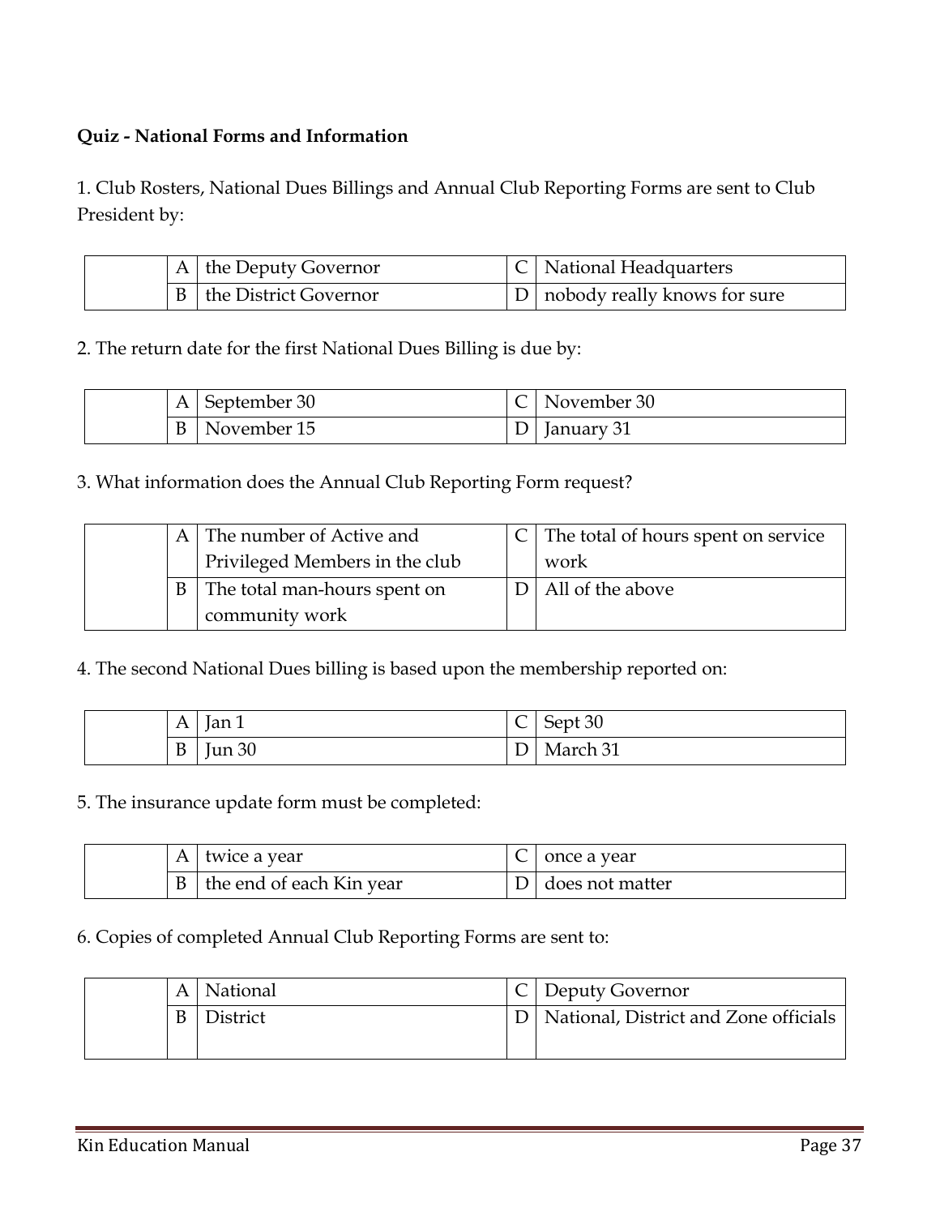**Quiz - National Forms and Information**

1. Club Rosters, National Dues Billings and Annual Club Reporting Forms are sent to Club President by:

| | | | | |
|---|---|---|---|---|
| | A | the Deputy Governor | C | National Headquarters |
| | B | the District Governor | D | nobody really knows for sure |

2. The return date for the first National Dues Billing is due by:

| | | | | |
|---|---|---|---|---|
| | A | September 30 | C | November 30 |
| | B | November 15 | D | January 31 |

3. What information does the Annual Club Reporting Form request?

| | | | | |
|---|---|---|---|---|
| | A | The number of Active and Privileged Members in the club | C | The total of hours spent on service work |
| | B | The total man-hours spent on community work | D | All of the above |

4. The second National Dues billing is based upon the membership reported on:

| | | | | |
|---|---|---|---|---|
| | A | Jan 1 | C | Sept 30 |
| | B | Jun 30 | D | March 31 |

5. The insurance update form must be completed:

| | | | | |
|---|---|---|---|---|
| | A | twice a year | C | once a year |
| | B | the end of each Kin year | D | does not matter |

6. Copies of completed Annual Club Reporting Forms are sent to:

| | | | | |
|---|---|---|---|---|
| | A | National | C | Deputy Governor |
| | B | District | D | National, District and Zone officials |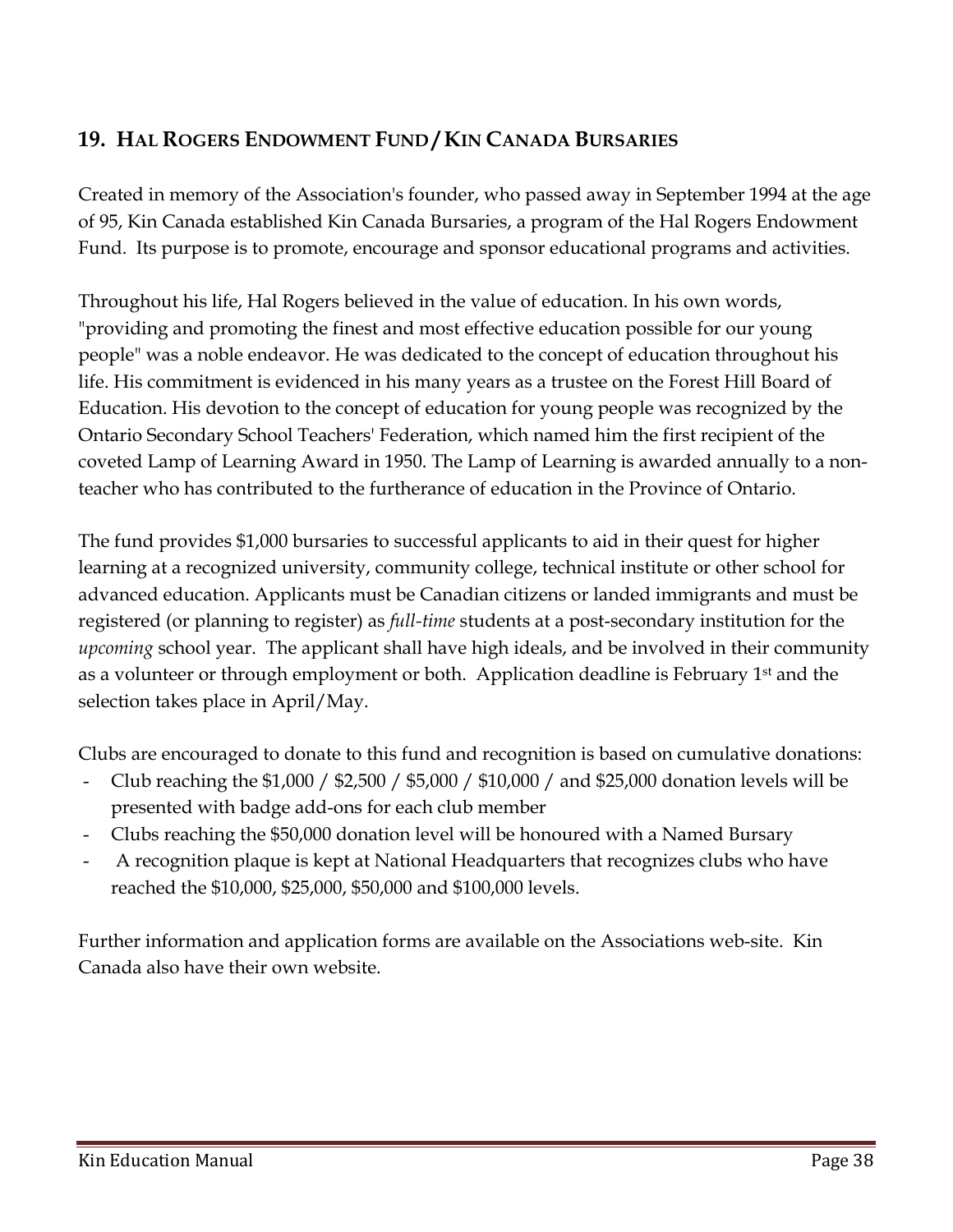## 19. HAL ROGERS ENDOWMENT FUND / KIN CANADA BURSARIES

Created in memory of the Association's founder, who passed away in September 1994 at the age of 95, Kin Canada established Kin Canada Bursaries, a program of the Hal Rogers Endowment Fund. Its purpose is to promote, encourage and sponsor educational programs and activities.

Throughout his life, Hal Rogers believed in the value of education. In his own words, "providing and promoting the finest and most effective education possible for our young people" was a noble endeavor. He was dedicated to the concept of education throughout his life. His commitment is evidenced in his many years as a trustee on the Forest Hill Board of Education. His devotion to the concept of education for young people was recognized by the Ontario Secondary School Teachers' Federation, which named him the first recipient of the coveted Lamp of Learning Award in 1950. The Lamp of Learning is awarded annually to a non-teacher who has contributed to the furtherance of education in the Province of Ontario.

The fund provides $1,000 bursaries to successful applicants to aid in their quest for higher learning at a recognized university, community college, technical institute or other school for advanced education. Applicants must be Canadian citizens or landed immigrants and must be registered (or planning to register) as *full-time* students at a post-secondary institution for the *upcoming* school year. The applicant shall have high ideals, and be involved in their community as a volunteer or through employment or both. Application deadline is February 1st and the selection takes place in April/May.

Clubs are encouraged to donate to this fund and recognition is based on cumulative donations:

- Club reaching the $1,000 / $2,500 / $5,000 / $10,000 / and $25,000 donation levels will be presented with badge add-ons for each club member
- Clubs reaching the $50,000 donation level will be honoured with a Named Bursary
- A recognition plaque is kept at National Headquarters that recognizes clubs who have reached the $10,000, $25,000, $50,000 and $100,000 levels.

Further information and application forms are available on the Associations web-site. Kin Canada also have their own website.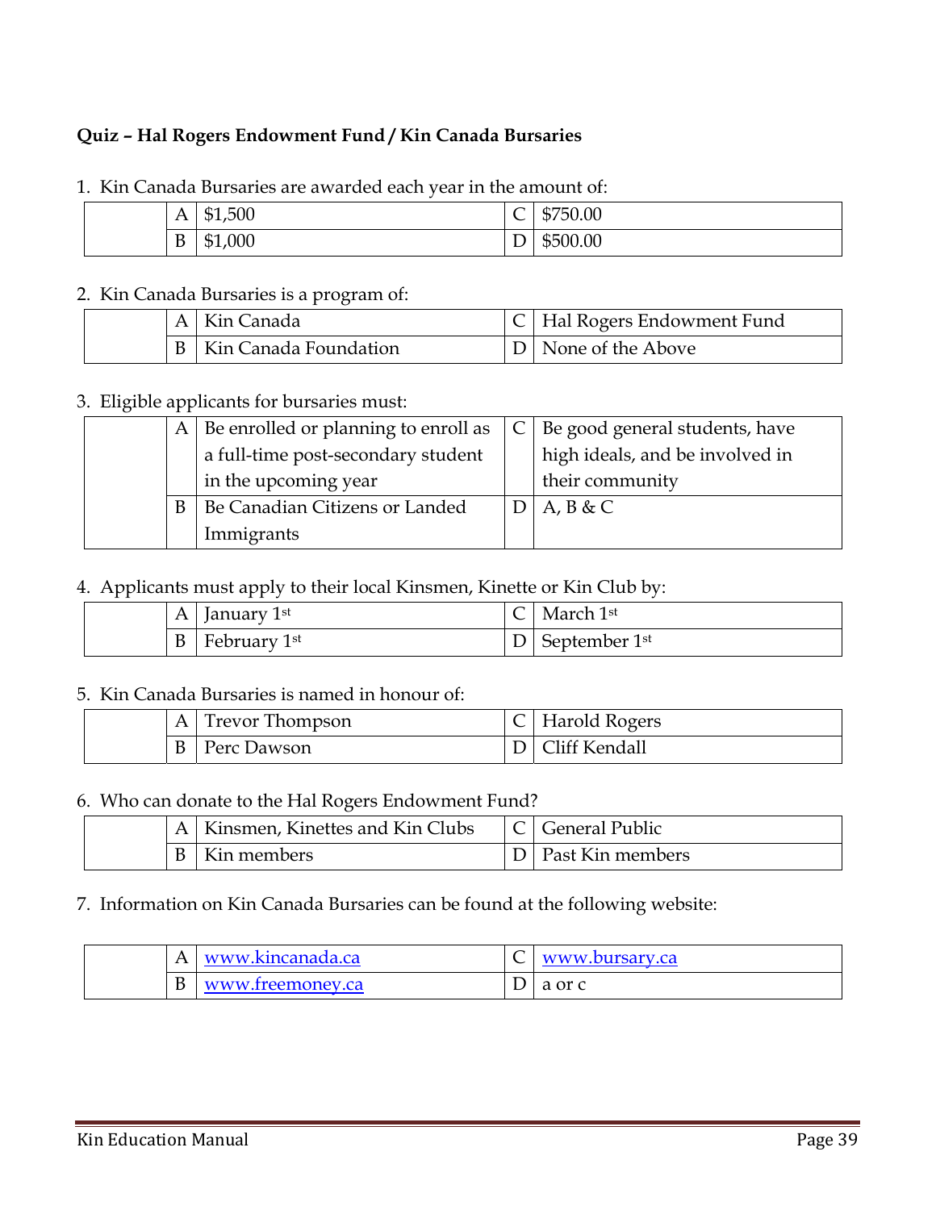**Quiz – Hal Rogers Endowment Fund / Kin Canada Bursaries**

1. Kin Canada Bursaries are awarded each year in the amount of:

| | | | | |
|---|---|---|---|---|
| | A | $1,500 | C | $750.00 |
| | B | $1,000 | D | $500.00 |

2. Kin Canada Bursaries is a program of:

| | | | | |
|---|---|---|---|---|
| | A | Kin Canada | C | Hal Rogers Endowment Fund |
| | B | Kin Canada Foundation | D | None of the Above |

3. Eligible applicants for bursaries must:

| | | | | |
|---|---|---|---|---|
| | A | Be enrolled or planning to enroll as a full-time post-secondary student in the upcoming year | C | Be good general students, have high ideals, and be involved in their community |
| | B | Be Canadian Citizens or Landed Immigrants | D | A, B & C |

4. Applicants must apply to their local Kinsmen, Kinette or Kin Club by:

| | | | | |
|---|---|---|---|---|
| | A | January 1st | C | March 1st |
| | B | February 1st | D | September 1st |

5. Kin Canada Bursaries is named in honour of:

| | | | | |
|---|---|---|---|---|
| | A | Trevor Thompson | C | Harold Rogers |
| | B | Perc Dawson | D | Cliff Kendall |

6. Who can donate to the Hal Rogers Endowment Fund?

| | | | | |
|---|---|---|---|---|
| | A | Kinsmen, Kinettes and Kin Clubs | C | General Public |
| | B | Kin members | D | Past Kin members |

7. Information on Kin Canada Bursaries can be found at the following website:

| | | | | |
|---|---|---|---|---|
| | A | www.kincanada.ca | C | www.bursary.ca |
| | B | www.freemoney.ca | D | a or c |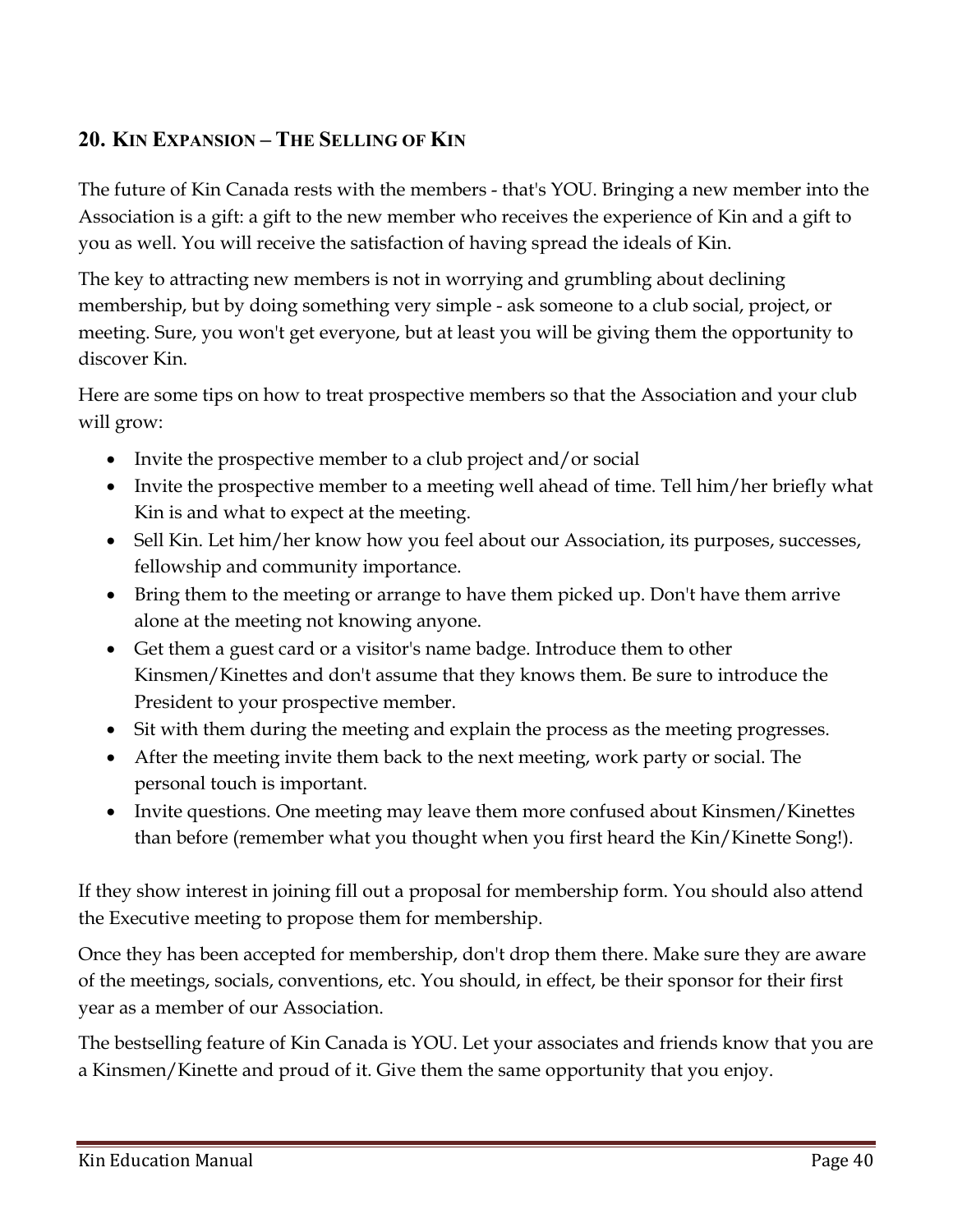## 20. KIN EXPANSION – THE SELLING OF KIN

The future of Kin Canada rests with the members - that's YOU. Bringing a new member into the Association is a gift: a gift to the new member who receives the experience of Kin and a gift to you as well. You will receive the satisfaction of having spread the ideals of Kin.

The key to attracting new members is not in worrying and grumbling about declining membership, but by doing something very simple - ask someone to a club social, project, or meeting. Sure, you won't get everyone, but at least you will be giving them the opportunity to discover Kin.

Here are some tips on how to treat prospective members so that the Association and your club will grow:

- Invite the prospective member to a club project and/or social
- Invite the prospective member to a meeting well ahead of time. Tell him/her briefly what Kin is and what to expect at the meeting.
- Sell Kin. Let him/her know how you feel about our Association, its purposes, successes, fellowship and community importance.
- Bring them to the meeting or arrange to have them picked up. Don't have them arrive alone at the meeting not knowing anyone.
- Get them a guest card or a visitor's name badge. Introduce them to other Kinsmen/Kinettes and don't assume that they knows them. Be sure to introduce the President to your prospective member.
- Sit with them during the meeting and explain the process as the meeting progresses.
- After the meeting invite them back to the next meeting, work party or social. The personal touch is important.
- Invite questions. One meeting may leave them more confused about Kinsmen/Kinettes than before (remember what you thought when you first heard the Kin/Kinette Song!).

If they show interest in joining fill out a proposal for membership form. You should also attend the Executive meeting to propose them for membership.

Once they has been accepted for membership, don't drop them there. Make sure they are aware of the meetings, socials, conventions, etc. You should, in effect, be their sponsor for their first year as a member of our Association.

The bestselling feature of Kin Canada is YOU. Let your associates and friends know that you are a Kinsmen/Kinette and proud of it. Give them the same opportunity that you enjoy.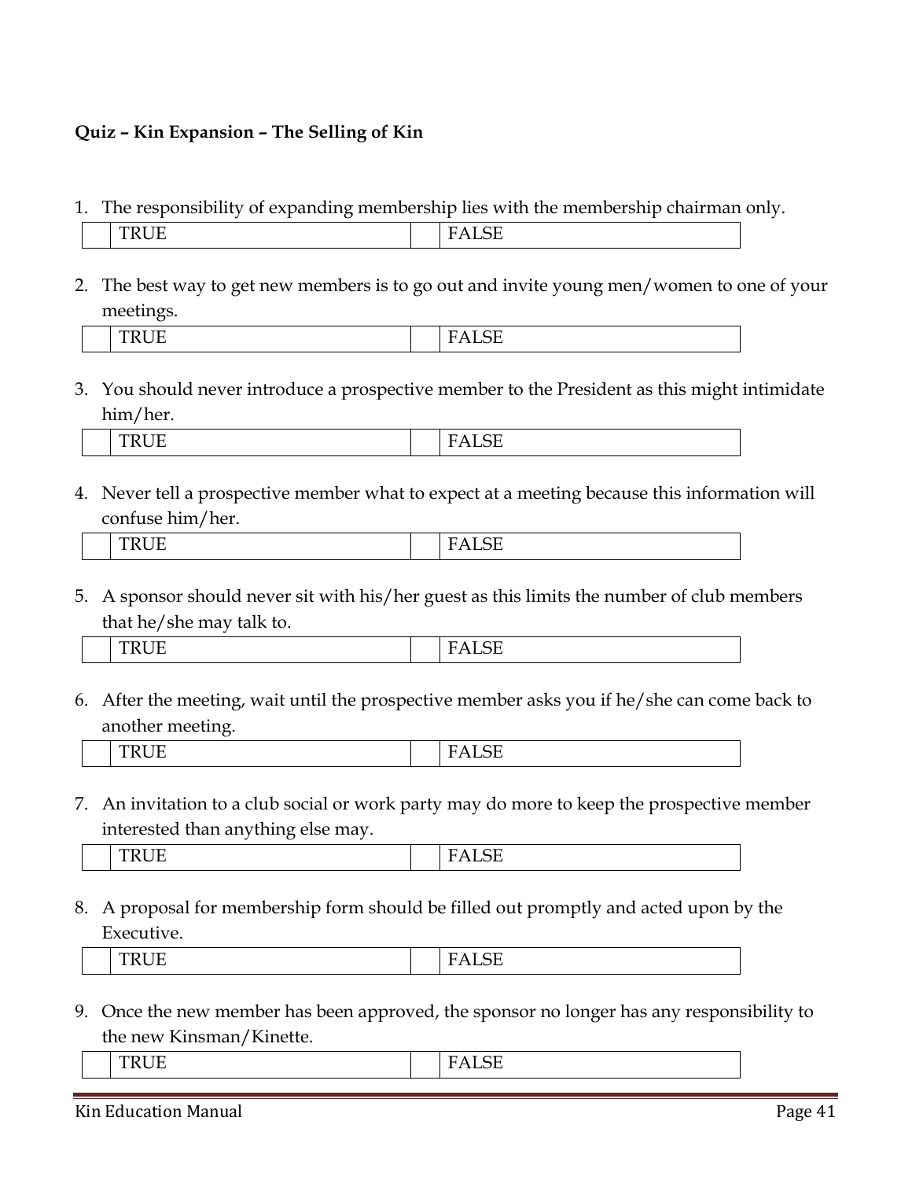**Quiz – Kin Expansion – The Selling of Kin**

1. The responsibility of expanding membership lies with the membership chairman only.

| | TRUE | | FALSE |
|---|---|---|---|

2. The best way to get new members is to go out and invite young men/women to one of your meetings.

| | TRUE | | FALSE |
|---|---|---|---|

3. You should never introduce a prospective member to the President as this might intimidate him/her.

| | TRUE | | FALSE |
|---|---|---|---|

4. Never tell a prospective member what to expect at a meeting because this information will confuse him/her.

| | TRUE | | FALSE |
|---|---|---|---|

5. A sponsor should never sit with his/her guest as this limits the number of club members that he/she may talk to.

| | TRUE | | FALSE |
|---|---|---|---|

6. After the meeting, wait until the prospective member asks you if he/she can come back to another meeting.

| | TRUE | | FALSE |
|---|---|---|---|

7. An invitation to a club social or work party may do more to keep the prospective member interested than anything else may.

| | TRUE | | FALSE |
|---|---|---|---|

8. A proposal for membership form should be filled out promptly and acted upon by the Executive.

| | TRUE | | FALSE |
|---|---|---|---|

9. Once the new member has been approved, the sponsor no longer has any responsibility to the new Kinsman/Kinette.

| | TRUE | | FALSE |
|---|---|---|---|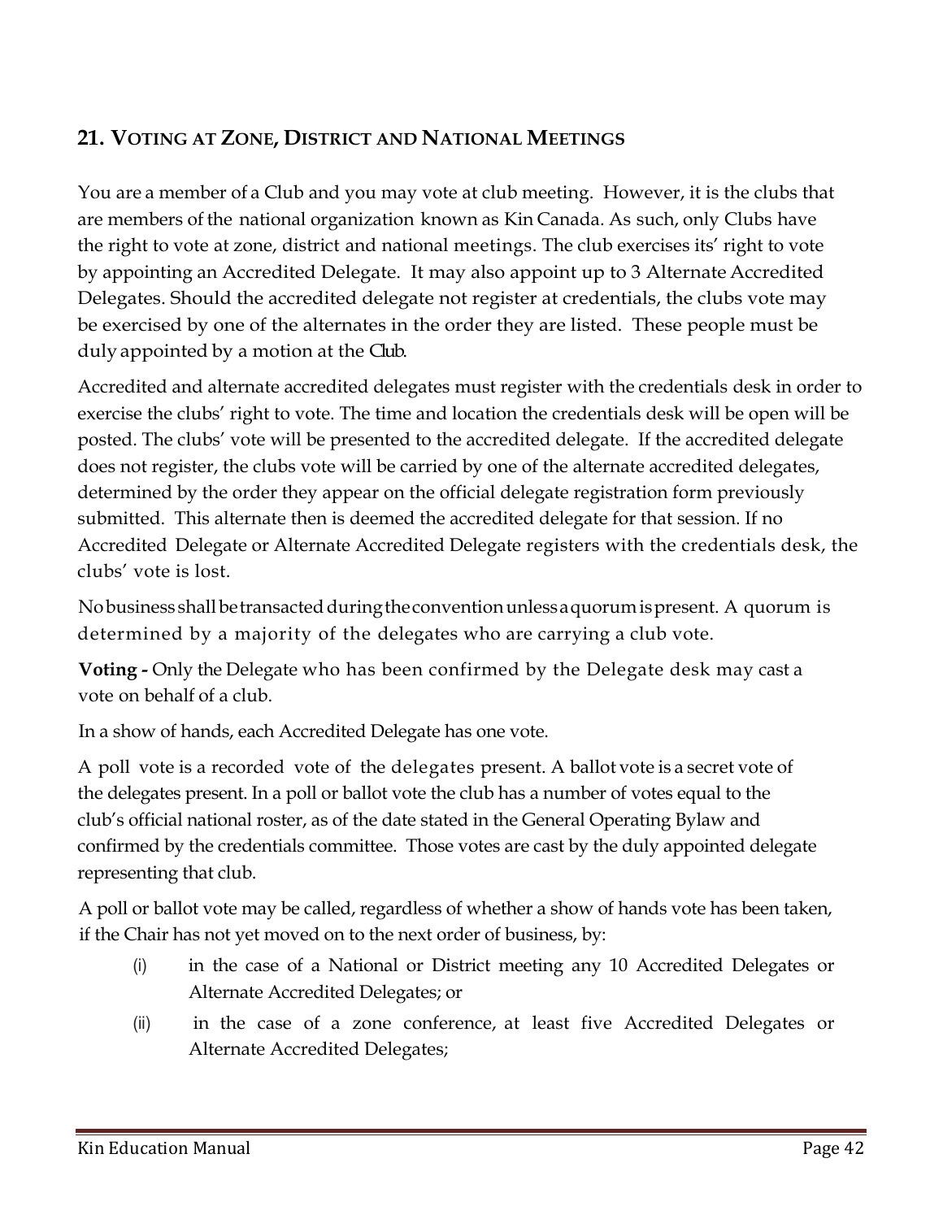## 21. Voting at Zone, District and National Meetings

You are a member of a Club and you may vote at club meeting. However, it is the clubs that are members of the national organization known as Kin Canada. As such, only Clubs have the right to vote at zone, district and national meetings. The club exercises its' right to vote by appointing an Accredited Delegate. It may also appoint up to 3 Alternate Accredited Delegates. Should the accredited delegate not register at credentials, the clubs vote may be exercised by one of the alternates in the order they are listed. These people must be duly appointed by a motion at the Club.

Accredited and alternate accredited delegates must register with the credentials desk in order to exercise the clubs' right to vote. The time and location the credentials desk will be open will be posted. The clubs' vote will be presented to the accredited delegate. If the accredited delegate does not register, the clubs vote will be carried by one of the alternate accredited delegates, determined by the order they appear on the official delegate registration form previously submitted. This alternate then is deemed the accredited delegate for that session. If no Accredited Delegate or Alternate Accredited Delegate registers with the credentials desk, the clubs' vote is lost.

No business shall be transacted during the convention unless a quorum is present. A quorum is determined by a majority of the delegates who are carrying a club vote.

**Voting -** Only the Delegate who has been confirmed by the Delegate desk may cast a vote on behalf of a club.

In a show of hands, each Accredited Delegate has one vote.

A poll vote is a recorded vote of the delegates present. A ballot vote is a secret vote of the delegates present. In a poll or ballot vote the club has a number of votes equal to the club's official national roster, as of the date stated in the General Operating Bylaw and confirmed by the credentials committee. Those votes are cast by the duly appointed delegate representing that club.

A poll or ballot vote may be called, regardless of whether a show of hands vote has been taken, if the Chair has not yet moved on to the next order of business, by:

(i) in the case of a National or District meeting any 10 Accredited Delegates or Alternate Accredited Delegates; or

(ii) in the case of a zone conference, at least five Accredited Delegates or Alternate Accredited Delegates;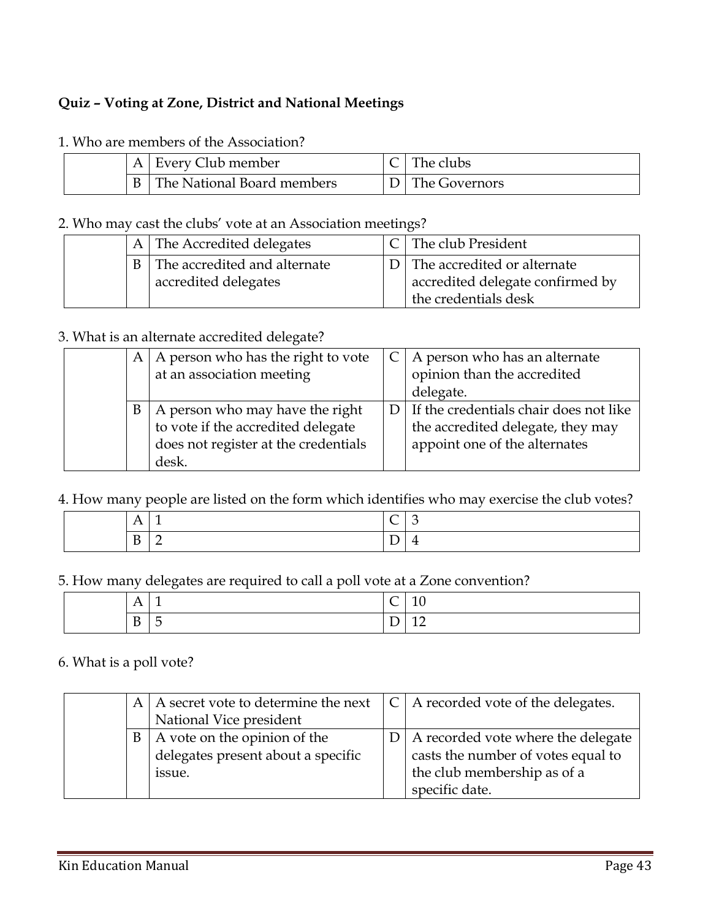**Quiz – Voting at Zone, District and National Meetings**

1. Who are members of the Association?

| | | | | |
|---|---|---|---|---|
| | A | Every Club member | C | The clubs |
| | B | The National Board members | D | The Governors |

2. Who may cast the clubs' vote at an Association meetings?

| | | | | |
|---|---|---|---|---|
| | A | The Accredited delegates | C | The club President |
| | B | The accredited and alternate accredited delegates | D | The accredited or alternate accredited delegate confirmed by the credentials desk |

3. What is an alternate accredited delegate?

| | | | | |
|---|---|---|---|---|
| | A | A person who has the right to vote at an association meeting | C | A person who has an alternate opinion than the accredited delegate. |
| | B | A person who may have the right to vote if the accredited delegate does not register at the credentials desk. | D | If the credentials chair does not like the accredited delegate, they may appoint one of the alternates |

4. How many people are listed on the form which identifies who may exercise the club votes?

| | | | | |
|---|---|---|---|---|
| | A | 1 | C | 3 |
| | B | 2 | D | 4 |

5. How many delegates are required to call a poll vote at a Zone convention?

| | | | | |
|---|---|---|---|---|
| | A | 1 | C | 10 |
| | B | 5 | D | 12 |

6. What is a poll vote?

| | | | | |
|---|---|---|---|---|
| | A | A secret vote to determine the next National Vice president | C | A recorded vote of the delegates. |
| | B | A vote on the opinion of the delegates present about a specific issue. | D | A recorded vote where the delegate casts the number of votes equal to the club membership as of a specific date. |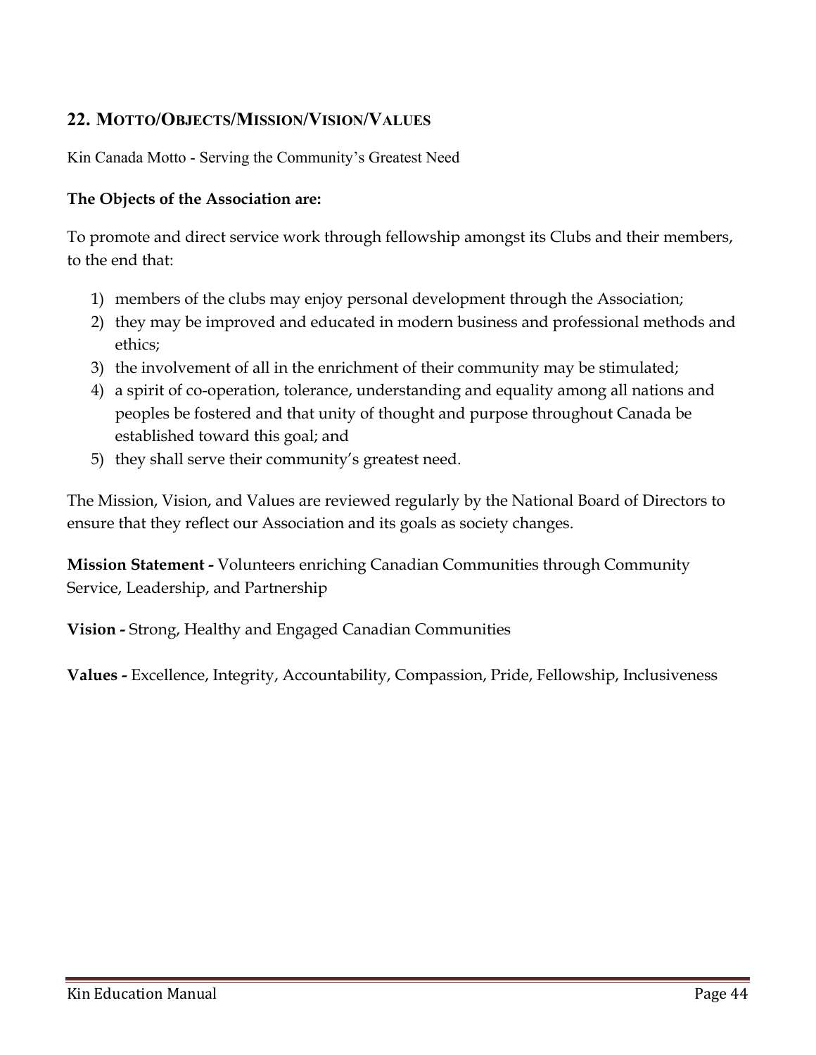## 22. MOTTO/OBJECTS/MISSION/VISION/VALUES

Kin Canada Motto - Serving the Community's Greatest Need

**The Objects of the Association are:**

To promote and direct service work through fellowship amongst its Clubs and their members, to the end that:

1) members of the clubs may enjoy personal development through the Association;
2) they may be improved and educated in modern business and professional methods and ethics;
3) the involvement of all in the enrichment of their community may be stimulated;
4) a spirit of co-operation, tolerance, understanding and equality among all nations and peoples be fostered and that unity of thought and purpose throughout Canada be established toward this goal; and
5) they shall serve their community's greatest need.

The Mission, Vision, and Values are reviewed regularly by the National Board of Directors to ensure that they reflect our Association and its goals as society changes.

**Mission Statement -** Volunteers enriching Canadian Communities through Community Service, Leadership, and Partnership

**Vision -** Strong, Healthy and Engaged Canadian Communities

**Values -** Excellence, Integrity, Accountability, Compassion, Pride, Fellowship, Inclusiveness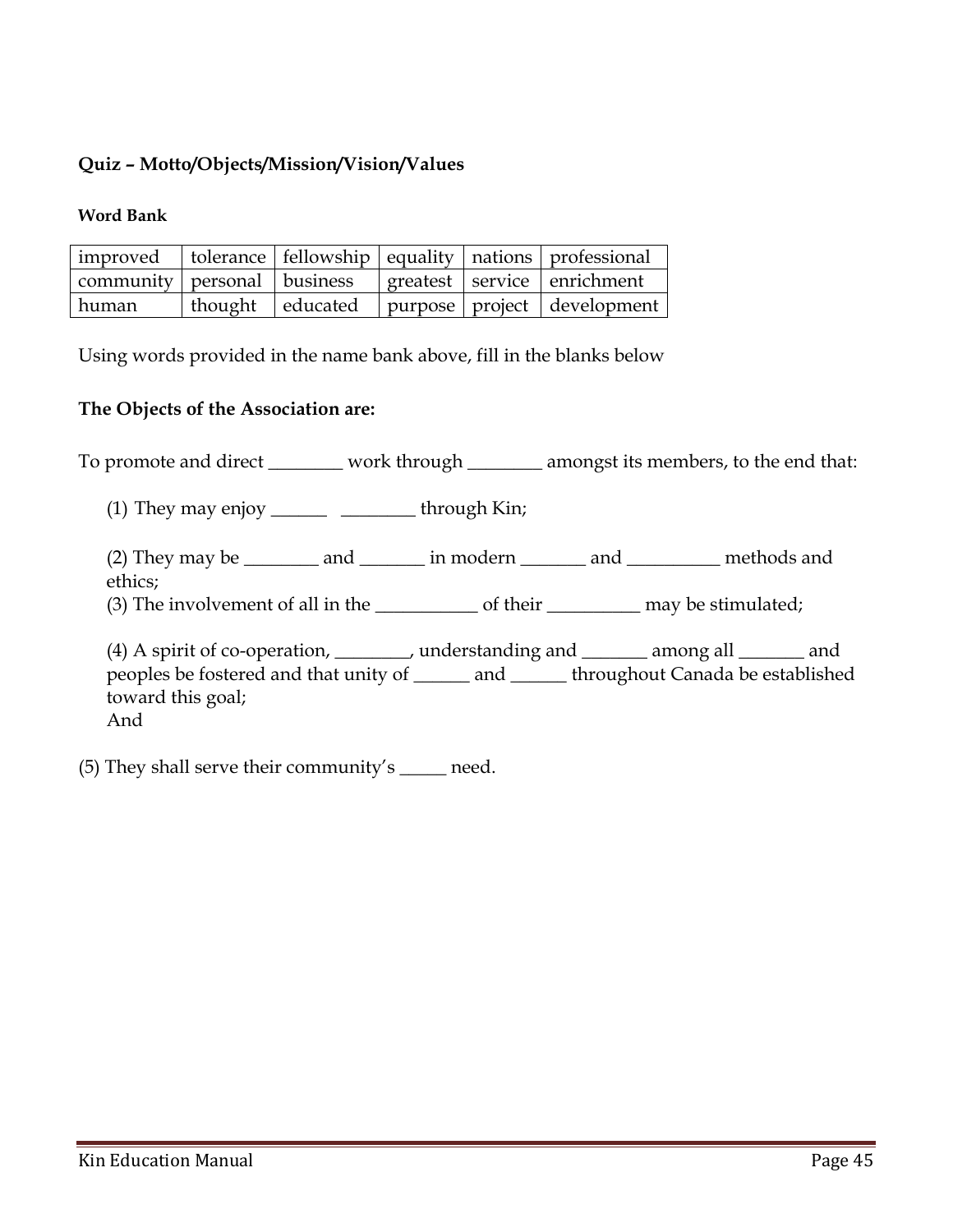**Quiz – Motto/Objects/Mission/Vision/Values**

**Word Bank**

| improved | tolerance | fellowship | equality | nations | professional |
|---|---|---|---|---|---|
| community | personal | business | greatest | service | enrichment |
| human | thought | educated | purpose | project | development |

Using words provided in the name bank above, fill in the blanks below

**The Objects of the Association are:**

To promote and direct ________ work through ________ amongst its members, to the end that:

(1) They may enjoy ______ ________ through Kin;

(2) They may be ________ and _______ in modern _______ and __________ methods and ethics;

(3) The involvement of all in the ___________ of their __________ may be stimulated;

(4) A spirit of co-operation, ________, understanding and _______ among all _______ and peoples be fostered and that unity of ______ and ______ throughout Canada be established toward this goal;
And

(5) They shall serve their community's _____ need.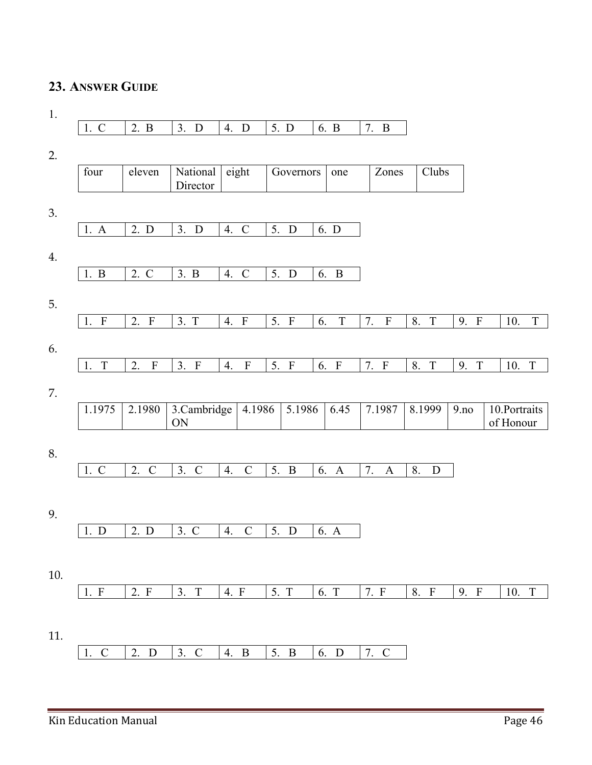## 23. Answer Guide

1.

| 1. C | 2. B | 3. D | 4. D | 5. D | 6. B | 7. B |
|---|---|---|---|---|---|---|

2.

| four | eleven | National Director | eight | Governors | one | Zones | Clubs |
|---|---|---|---|---|---|---|---|

3.

| 1. A | 2. D | 3. D | 4. C | 5. D | 6. D |
|---|---|---|---|---|---|

4.

| 1. B | 2. C | 3. B | 4. C | 5. D | 6. B |
|---|---|---|---|---|---|

5.

| 1. F | 2. F | 3. T | 4. F | 5. F | 6. T | 7. F | 8. T | 9. F | 10. T |
|---|---|---|---|---|---|---|---|---|---|

6.

| 1. T | 2. F | 3. F | 4. F | 5. F | 6. F | 7. F | 8. T | 9. T | 10. T |
|---|---|---|---|---|---|---|---|---|---|

7.

| 1.1975 | 2.1980 | 3.Cambridge ON | 4.1986 | 5.1986 | 6.45 | 7.1987 | 8.1999 | 9.no | 10.Portraits of Honour |
|---|---|---|---|---|---|---|---|---|---|

8.

| 1. C | 2. C | 3. C | 4. C | 5. B | 6. A | 7. A | 8. D |
|---|---|---|---|---|---|---|---|

9.

| 1. D | 2. D | 3. C | 4. C | 5. D | 6. A |
|---|---|---|---|---|---|

10.

| 1. F | 2. F | 3. T | 4. F | 5. T | 6. T | 7. F | 8. F | 9. F | 10. T |
|---|---|---|---|---|---|---|---|---|---|

11.

| 1. C | 2. D | 3. C | 4. B | 5. B | 6. D | 7. C |
|---|---|---|---|---|---|---|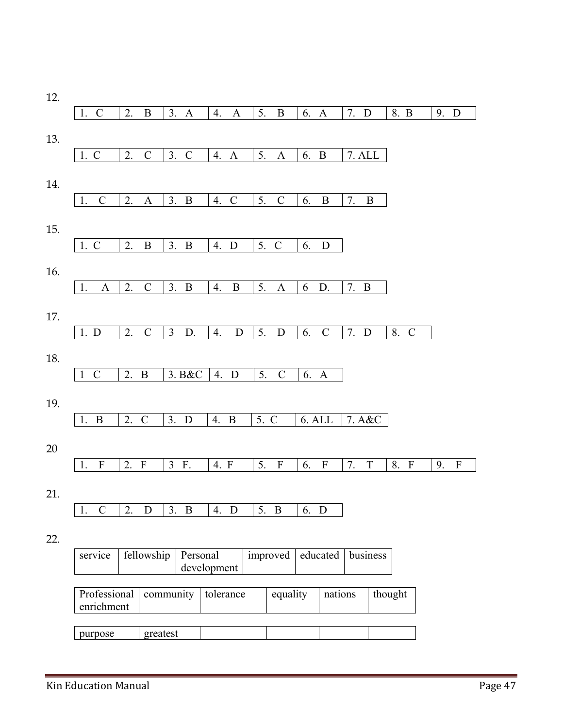12.

| 1. C | 2. B | 3. A | 4. A | 5. B | 6. A | 7. D | 8. B | 9. D |
|---|---|---|---|---|---|---|---|---|

13.

| 1. C | 2. C | 3. C | 4. A | 5. A | 6. B | 7. ALL |
|---|---|---|---|---|---|---|

14.

| 1. C | 2. A | 3. B | 4. C | 5. C | 6. B | 7. B |
|---|---|---|---|---|---|---|

15.

| 1. C | 2. B | 3. B | 4. D | 5. C | 6. D |
|---|---|---|---|---|---|

16.

| 1. A | 2. C | 3. B | 4. B | 5. A | 6 D. | 7. B |
|---|---|---|---|---|---|---|

17.

| 1. D | 2. C | 3 D. | 4. D | 5. D | 6. C | 7. D | 8. C |
|---|---|---|---|---|---|---|---|

18.

| 1 C | 2. B | 3. B&C | 4. D | 5. C | 6. A |
|---|---|---|---|---|---|

19.

| 1. B | 2. C | 3. D | 4. B | 5. C | 6. ALL | 7. A&C |
|---|---|---|---|---|---|---|

20

| 1. F | 2. F | 3 F. | 4. F | 5. F | 6. F | 7. T | 8. F | 9. F |
|---|---|---|---|---|---|---|---|---|

21.

| 1. C | 2. D | 3. B | 4. D | 5. B | 6. D |
|---|---|---|---|---|---|

22.

| service | fellowship | Personal development | improved | educated | business |
|---|---|---|---|---|---|

| Professional enrichment | community | tolerance | equality | nations | thought |
|---|---|---|---|---|---|
| purpose | greatest | | | | |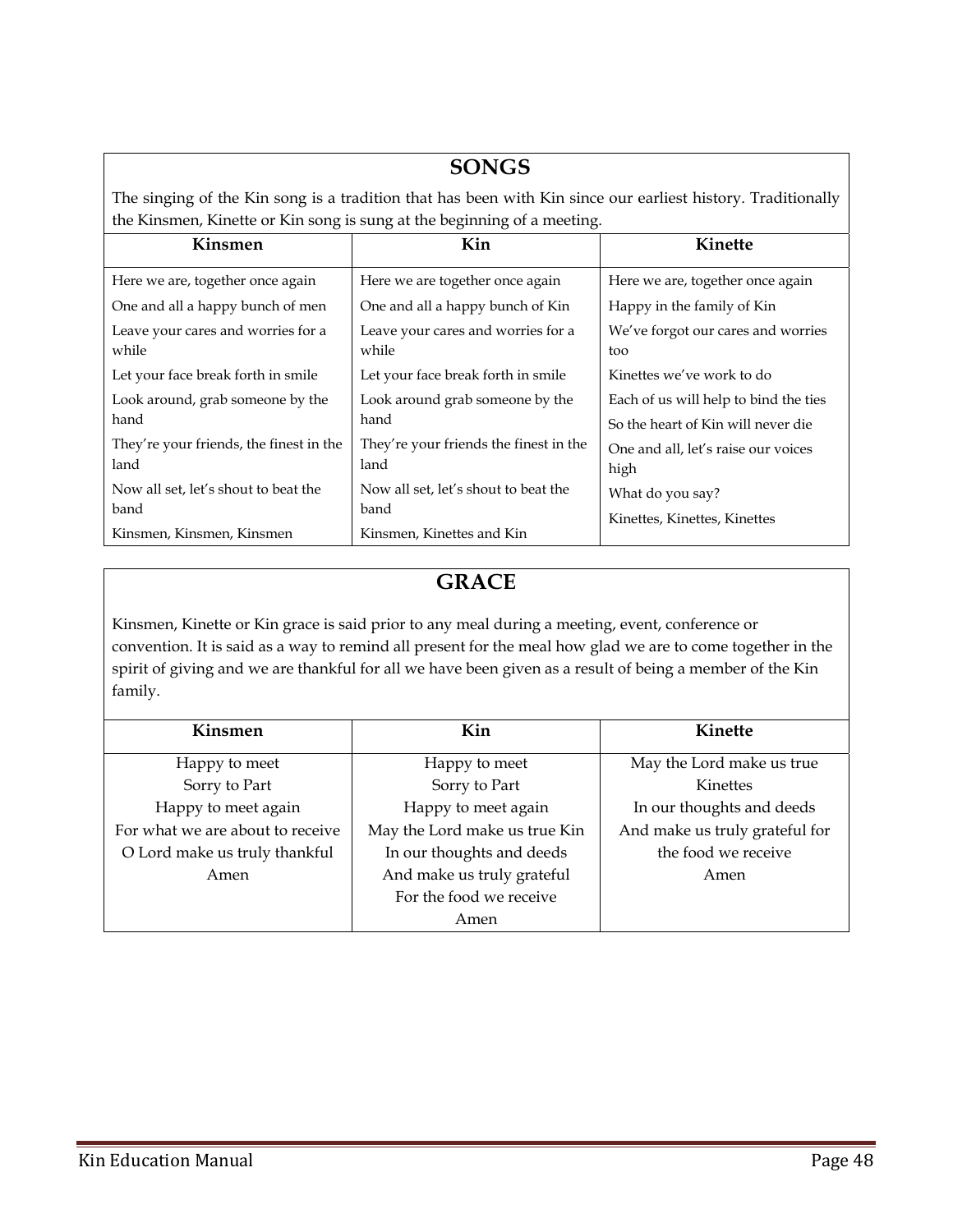## SONGS

The singing of the Kin song is a tradition that has been with Kin since our earliest history. Traditionally the Kinsmen, Kinette or Kin song is sung at the beginning of a meeting.

| Kinsmen | Kin | Kinette |
|---|---|---|
| Here we are, together once again<br>One and all a happy bunch of men<br>Leave your cares and worries for a while<br>Let your face break forth in smile<br>Look around, grab someone by the hand<br>They're your friends, the finest in the land<br>Now all set, let's shout to beat the band<br>Kinsmen, Kinsmen, Kinsmen | Here we are together once again<br>One and all a happy bunch of Kin<br>Leave your cares and worries for a while<br>Let your face break forth in smile<br>Look around grab someone by the hand<br>They're your friends the finest in the land<br>Now all set, let's shout to beat the band<br>Kinsmen, Kinettes and Kin | Here we are, together once again<br>Happy in the family of Kin<br>We've forgot our cares and worries too<br>Kinettes we've work to do<br>Each of us will help to bind the ties<br>So the heart of Kin will never die<br>One and all, let's raise our voices high<br>What do you say?<br>Kinettes, Kinettes, Kinettes |

## GRACE

Kinsmen, Kinette or Kin grace is said prior to any meal during a meeting, event, conference or convention. It is said as a way to remind all present for the meal how glad we are to come together in the spirit of giving and we are thankful for all we have been given as a result of being a member of the Kin family.

| Kinsmen | Kin | Kinette |
|---|---|---|
| Happy to meet<br>Sorry to Part<br>Happy to meet again<br>For what we are about to receive<br>O Lord make us truly thankful<br>Amen | Happy to meet<br>Sorry to Part<br>Happy to meet again<br>May the Lord make us true Kin<br>In our thoughts and deeds<br>And make us truly grateful<br>For the food we receive<br>Amen | May the Lord make us true Kinettes<br>In our thoughts and deeds<br>And make us truly grateful for the food we receive<br>Amen |